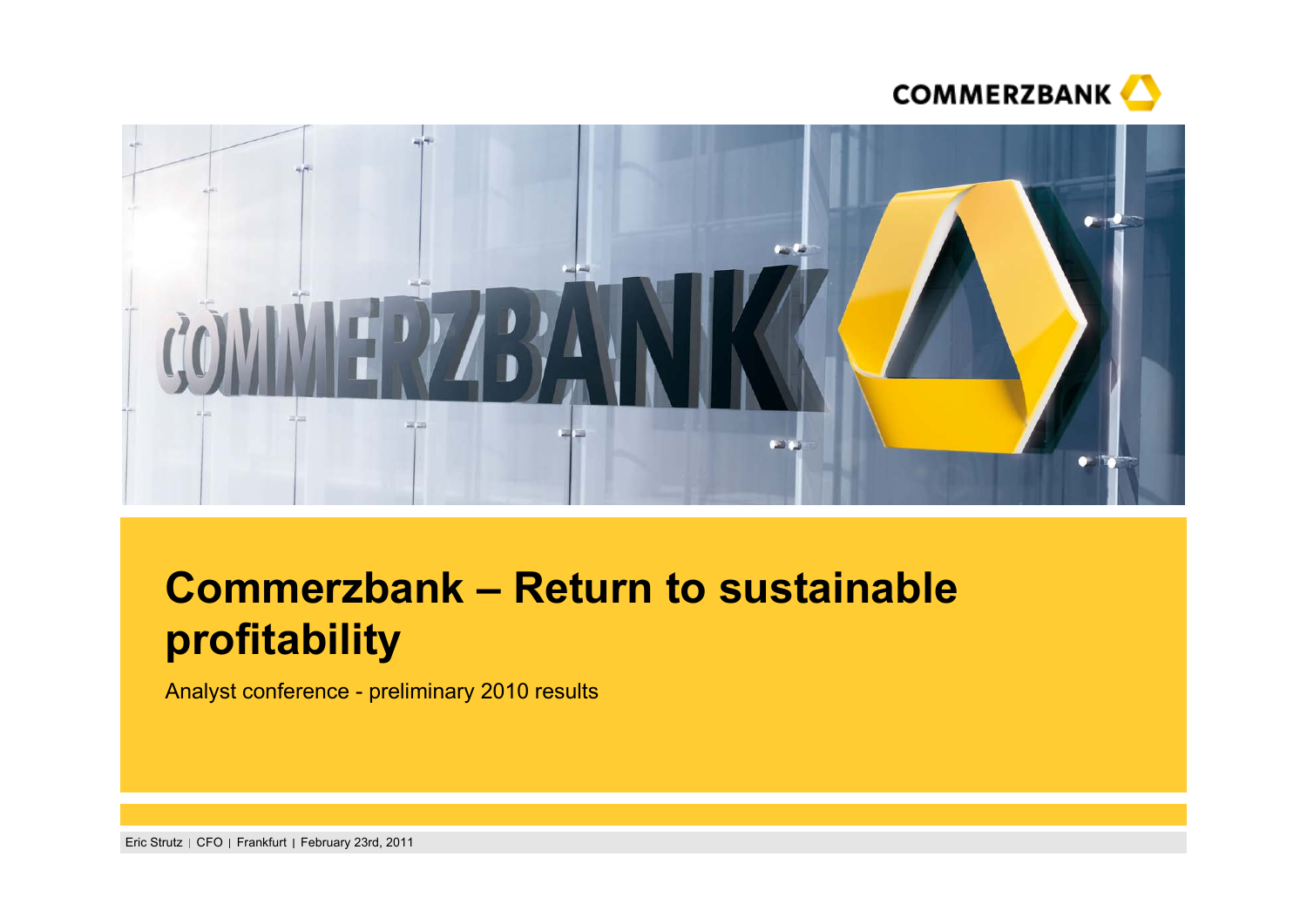# Commerzbank – Return to sustainable profitability

Analyst conference - preliminary 2010 results

Eric Strutz | CFO | Frankfurt | February 23rd, 2011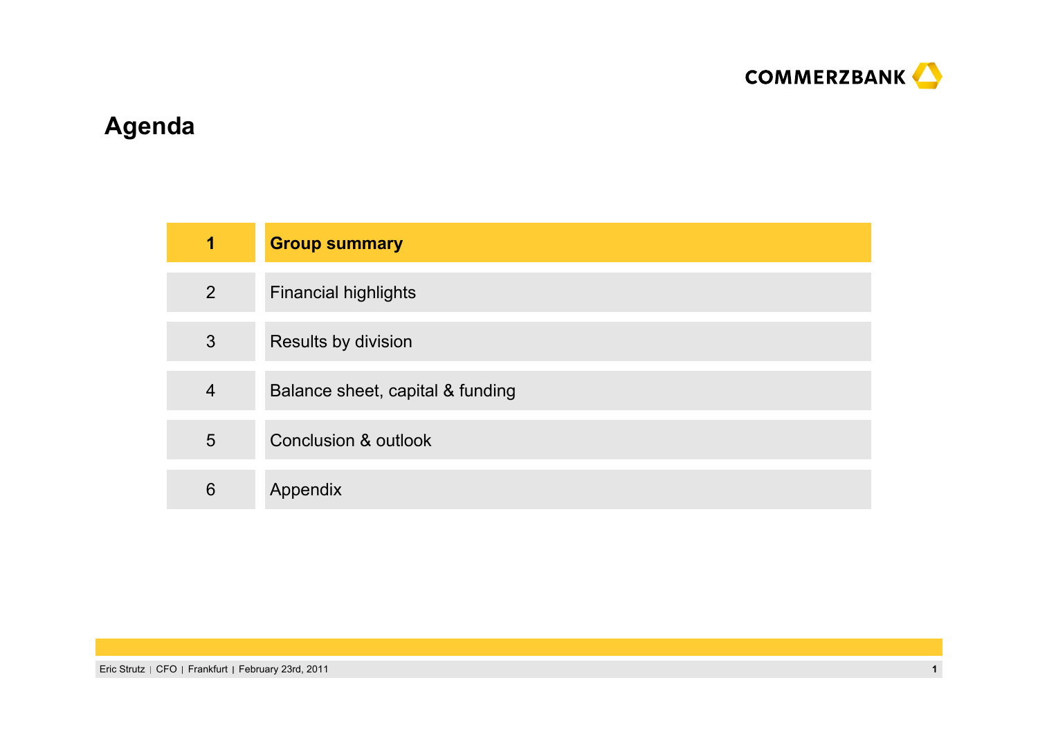# Agenda

| | |
|---|---|
| **1** | **Group summary** |
| 2 | Financial highlights |
| 3 | Results by division |
| 4 | Balance sheet, capital & funding |
| 5 | Conclusion & outlook |
| 6 | Appendix |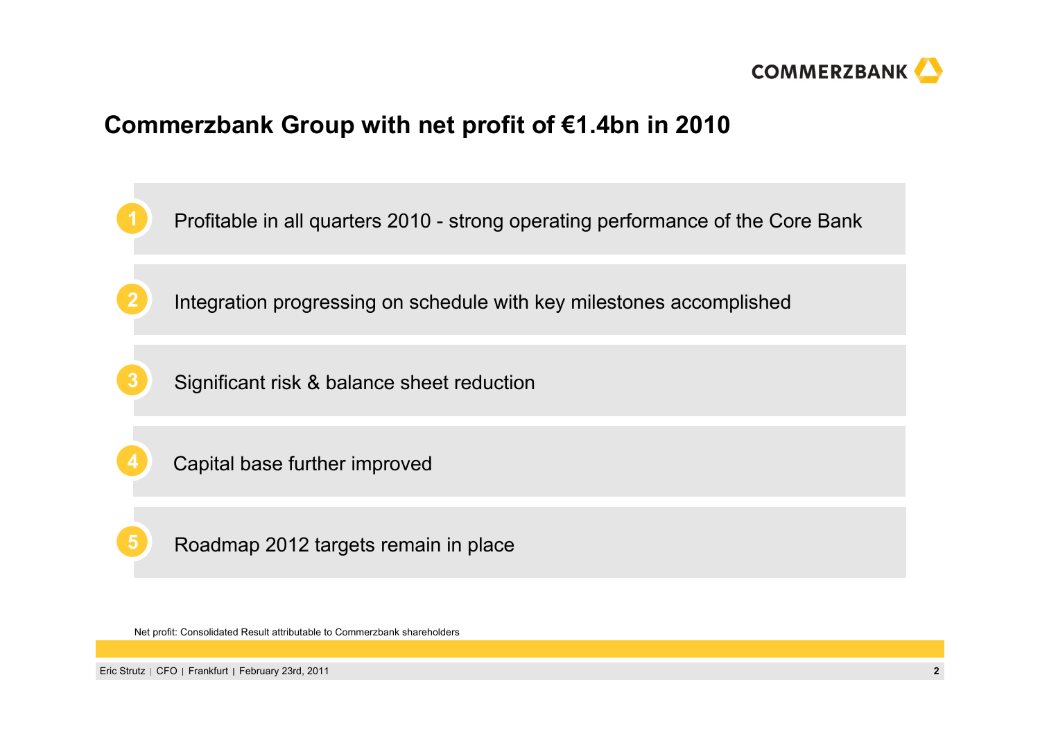# Commerzbank Group with net profit of €1.4bn in 2010

1. Profitable in all quarters 2010 - strong operating performance of the Core Bank
2. Integration progressing on schedule with key milestones accomplished
3. Significant risk & balance sheet reduction
4. Capital base further improved
5. Roadmap 2012 targets remain in place

Net profit: Consolidated Result attributable to Commerzbank shareholders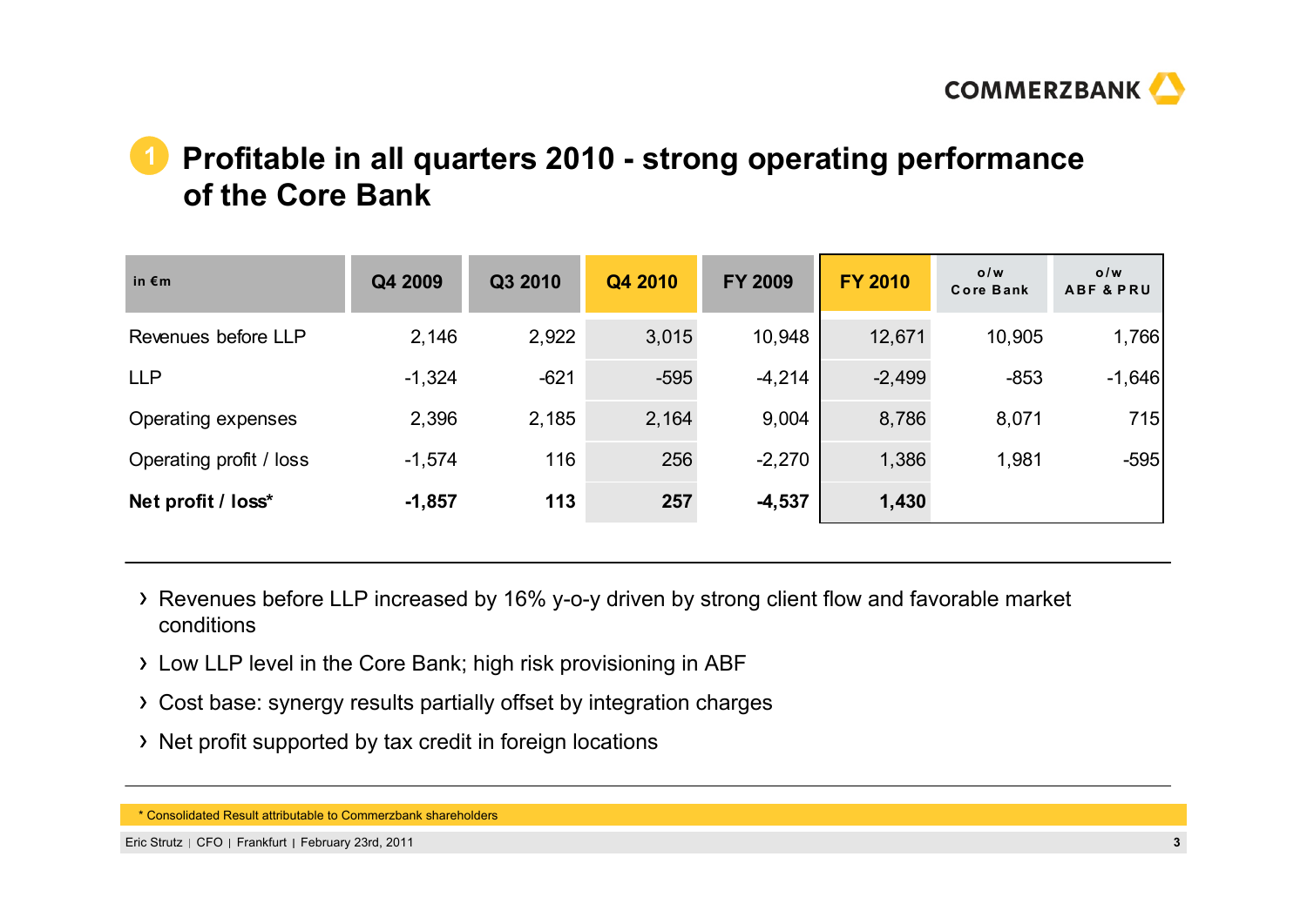# 1 Profitable in all quarters 2010 - strong operating performance of the Core Bank

| in €m | Q4 2009 | Q3 2010 | Q4 2010 | FY 2009 | FY 2010 | o/w Core Bank | o/w ABF & PRU |
|---|---|---|---|---|---|---|---|
| Revenues before LLP | 2,146 | 2,922 | 3,015 | 10,948 | 12,671 | 10,905 | 1,766 |
| LLP | -1,324 | -621 | -595 | -4,214 | -2,499 | -853 | -1,646 |
| Operating expenses | 2,396 | 2,185 | 2,164 | 9,004 | 8,786 | 8,071 | 715 |
| Operating profit / loss | -1,574 | 116 | 256 | -2,270 | 1,386 | 1,981 | -595 |
| **Net profit / loss*** | **-1,857** | **113** | **257** | **-4,537** | **1,430** | | |

- Revenues before LLP increased by 16% y-o-y driven by strong client flow and favorable market conditions
- Low LLP level in the Core Bank; high risk provisioning in ABF
- Cost base: synergy results partially offset by integration charges
- Net profit supported by tax credit in foreign locations

* Consolidated Result attributable to Commerzbank shareholders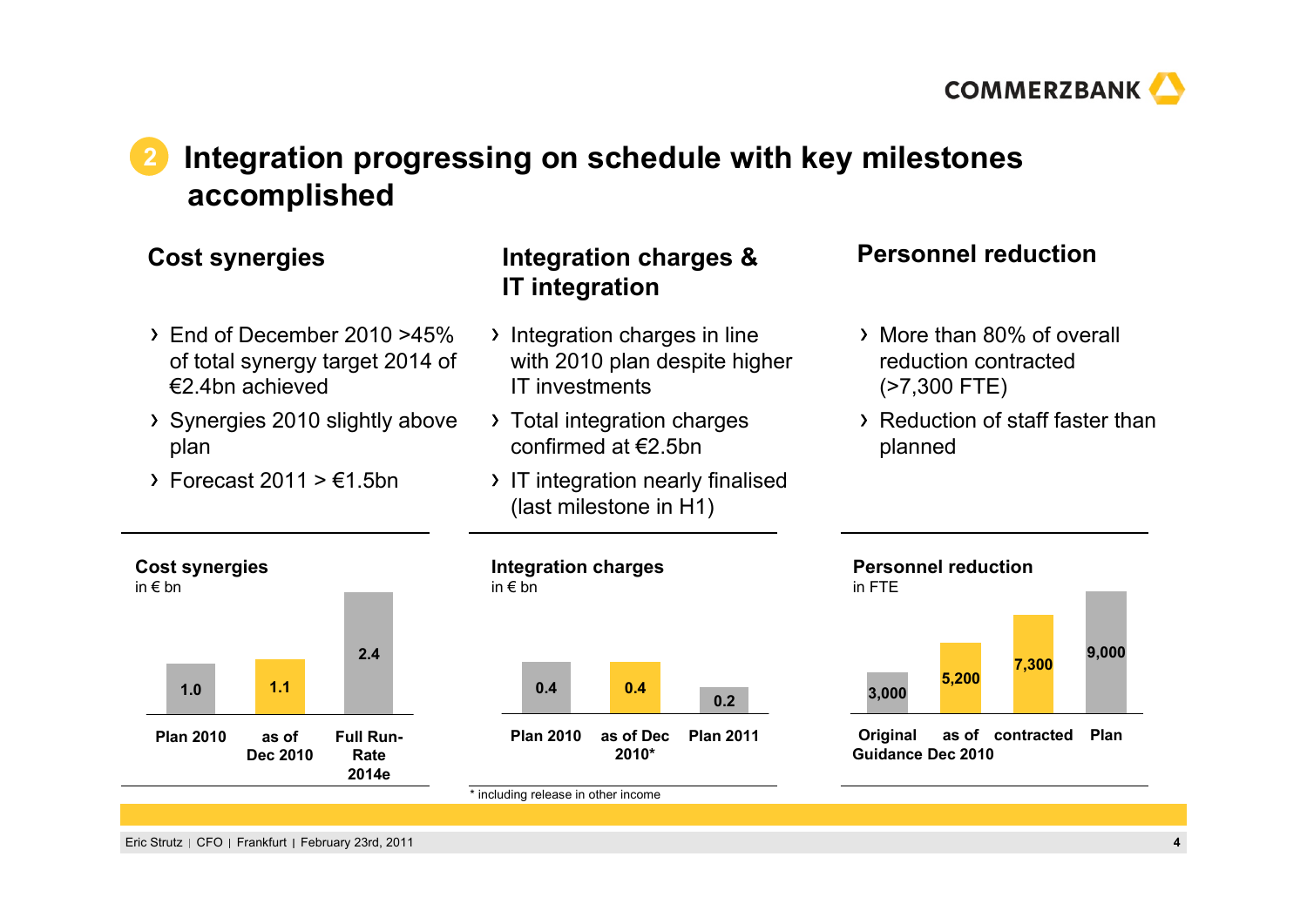# 2 Integration progressing on schedule with key milestones accomplished

## Cost synergies

- End of December 2010 >45% of total synergy target 2014 of €2.4bn achieved
- Synergies 2010 slightly above plan
- Forecast 2011 > €1.5bn

## Integration charges & IT integration

- Integration charges in line with 2010 plan despite higher IT investments
- Total integration charges confirmed at €2.5bn
- IT integration nearly finalised (last milestone in H1)

## Personnel reduction

- More than 80% of overall reduction contracted (>7,300 FTE)
- Reduction of staff faster than planned

**Cost synergies**
in € bn

| Plan 2010 | as of Dec 2010 | Full Run-Rate 2014e |
|---|---|---|
| 1.0 | 1.1 | 2.4 |

**Integration charges**
in € bn

| Plan 2010 | as of Dec 2010* | Plan 2011 |
|---|---|---|
| 0.4 | 0.4 | 0.2 |

\* including release in other income

**Personnel reduction**
in FTE

| Original Guidance | as of Dec 2010 | contracted | Plan |
|---|---|---|---|
| 3,000 | 5,200 | 7,300 | 9,000 |

Eric Strutz | CFO | Frankfurt | February 23rd, 2011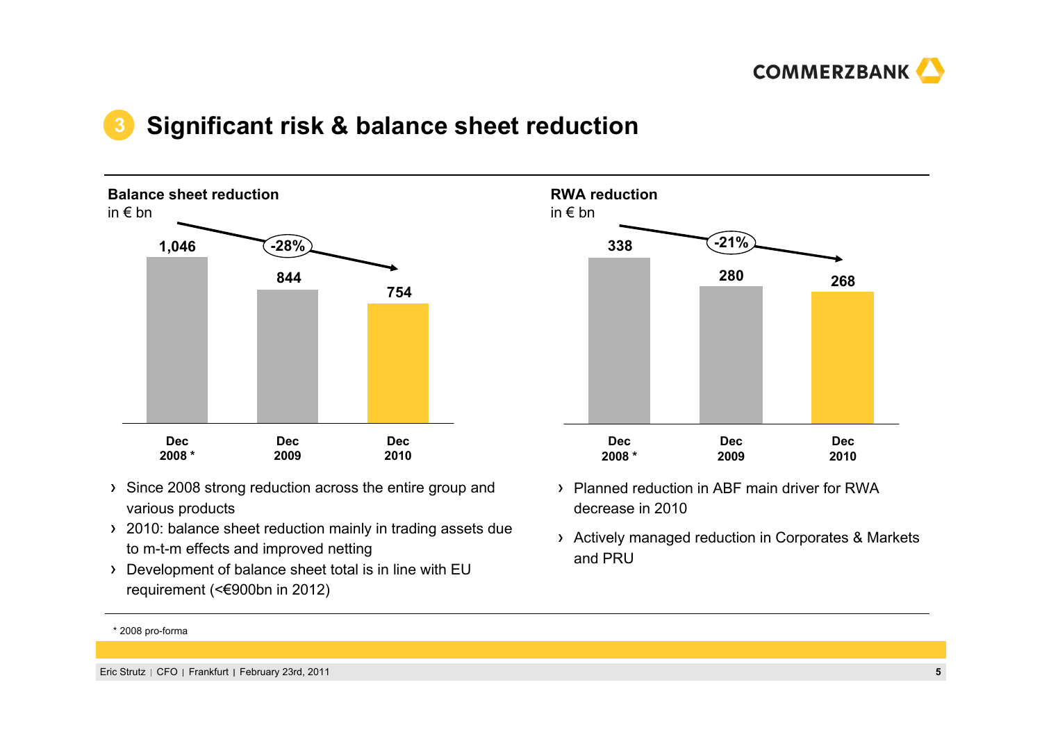# 3 Significant risk & balance sheet reduction

**Balance sheet reduction**
in € bn

| Dec 2008 * | Dec 2009 | Dec 2010 |
|---|---|---|
| 1,046 | 844 | 754 |

-28%

- Since 2008 strong reduction across the entire group and various products
- 2010: balance sheet reduction mainly in trading assets due to m-t-m effects and improved netting
- Development of balance sheet total is in line with EU requirement (<€900bn in 2012)

**RWA reduction**
in € bn

| Dec 2008 * | Dec 2009 | Dec 2010 |
|---|---|---|
| 338 | 280 | 268 |

-21%

- Planned reduction in ABF main driver for RWA decrease in 2010
- Actively managed reduction in Corporates & Markets and PRU

* 2008 pro-forma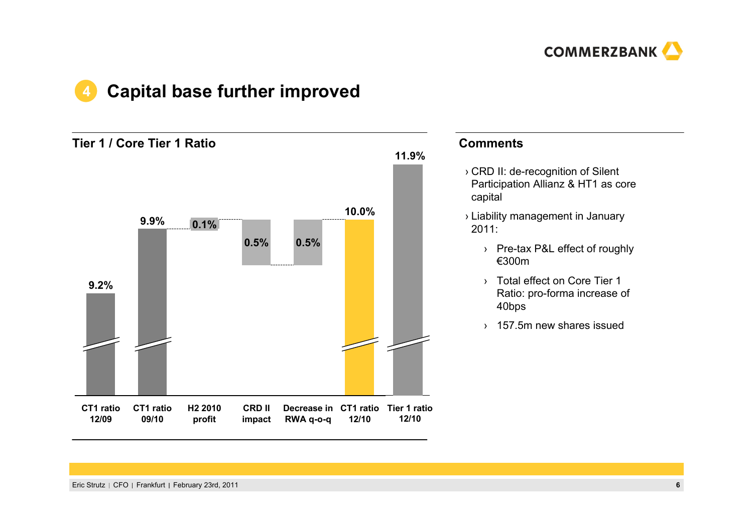# 4 Capital base further improved

## Tier 1 / Core Tier 1 Ratio

| | CT1 ratio 12/09 | CT1 ratio 09/10 | H2 2010 profit | CRD II impact | Decrease in RWA q-o-q | CT1 ratio 12/10 | Tier 1 ratio 12/10 |
|---|---|---|---|---|---|---|---|
| Value | 9.2% | 9.9% | 0.1% | 0.5% | 0.5% | 10.0% | 11.9% |

## Comments

- CRD II: de-recognition of Silent Participation Allianz & HT1 as core capital
- Liability management in January 2011:
  - Pre-tax P&L effect of roughly €300m
  - Total effect on Core Tier 1 Ratio: pro-forma increase of 40bps
  - 157.5m new shares issued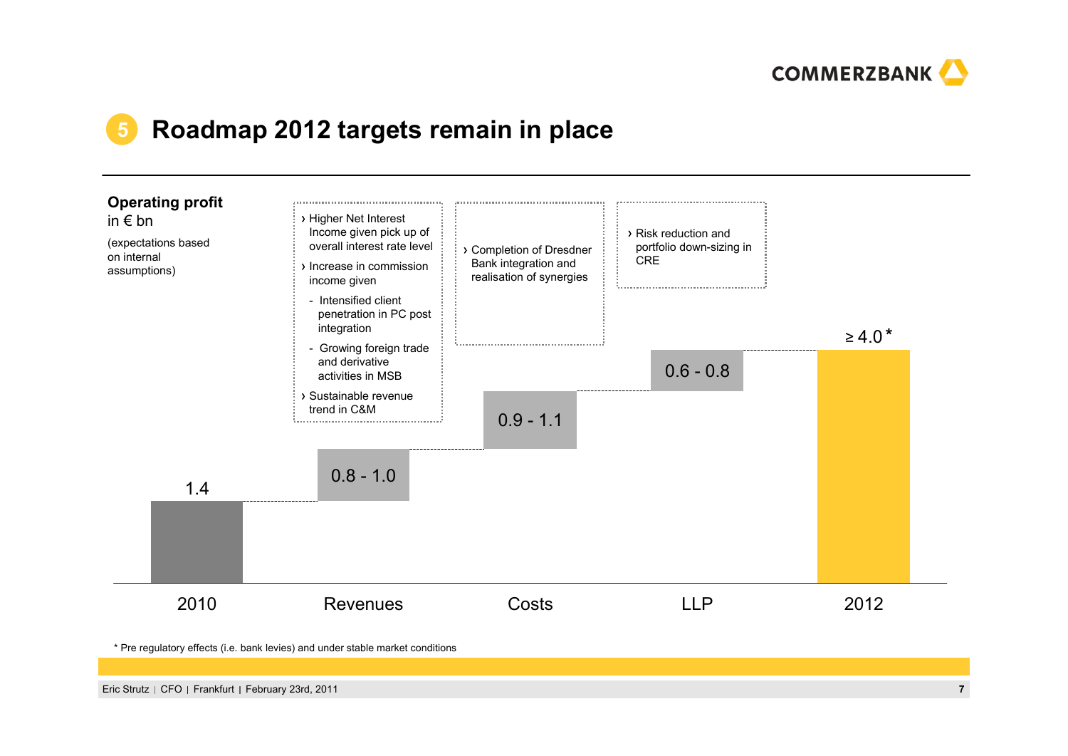# 5 Roadmap 2012 targets remain in place

**Operating profit**
in € bn

(expectations based on internal assumptions)

| 2010 | Revenues | Costs | LLP | 2012 |
|---|---|---|---|---|
| 1.4 | 0.8 - 1.0 | 0.9 - 1.1 | 0.6 - 0.8 | ≥ 4.0* |

**Revenues:**
- Higher Net Interest Income given pick up of overall interest rate level
- Increase in commission income given
  - Intensified client penetration in PC post integration
  - Growing foreign trade and derivative activities in MSB
- Sustainable revenue trend in C&M

**Costs:**
- Completion of Dresdner Bank integration and realisation of synergies

**LLP:**
- Risk reduction and portfolio down-sizing in CRE

\* Pre regulatory effects (i.e. bank levies) and under stable market conditions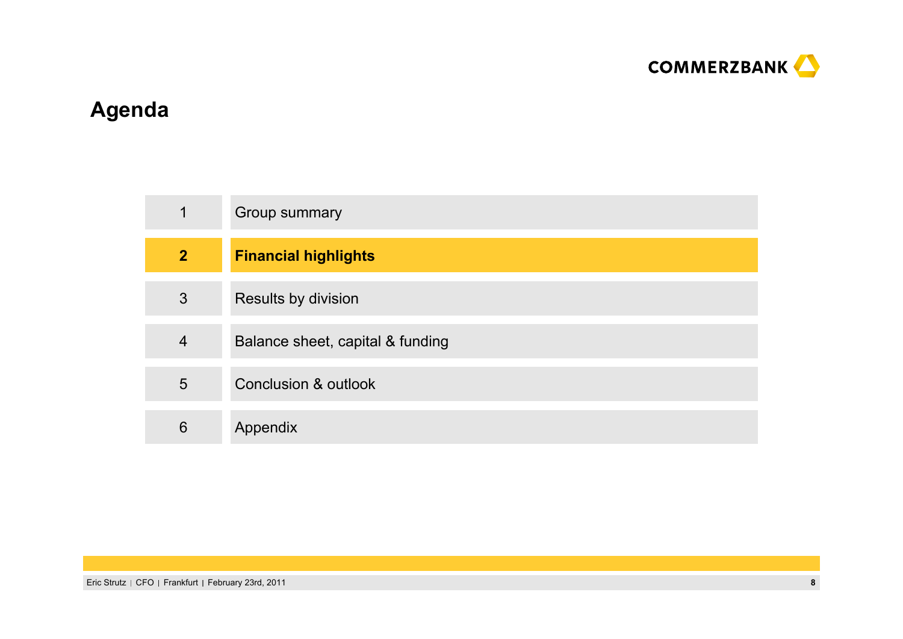# Agenda

| | |
|---|---|
| 1 | Group summary |
| **2** | **Financial highlights** |
| 3 | Results by division |
| 4 | Balance sheet, capital & funding |
| 5 | Conclusion & outlook |
| 6 | Appendix |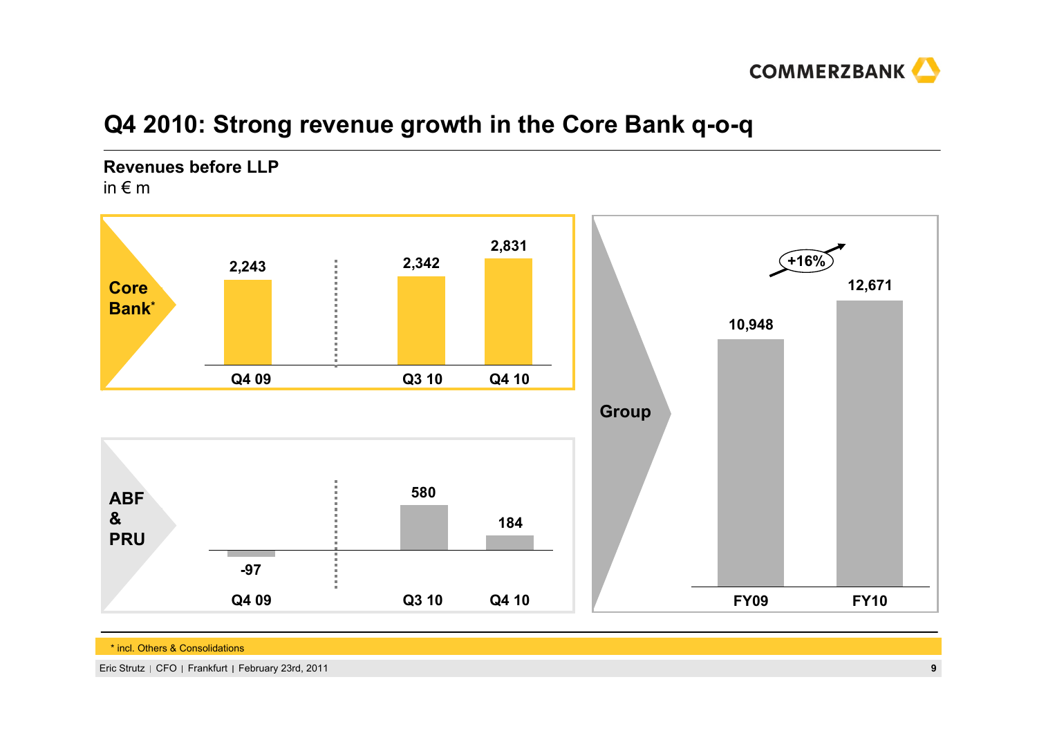# Q4 2010: Strong revenue growth in the Core Bank q-o-q

**Revenues before LLP**
in € m

**Core Bank***

| | Q4 09 | Q3 10 | Q4 10 |
|---|---|---|---|
| Core Bank* | 2,243 | 2,342 | 2,831 |

**ABF & PRU**

| | Q4 09 | Q3 10 | Q4 10 |
|---|---|---|---|
| ABF & PRU | -97 | 580 | 184 |

**Group**

| | FY09 | FY10 |
|---|---|---|
| Group | 10,948 | 12,671 |

+16%

* incl. Others & Consolidations

Eric Strutz | CFO | Frankfurt | February 23rd, 2011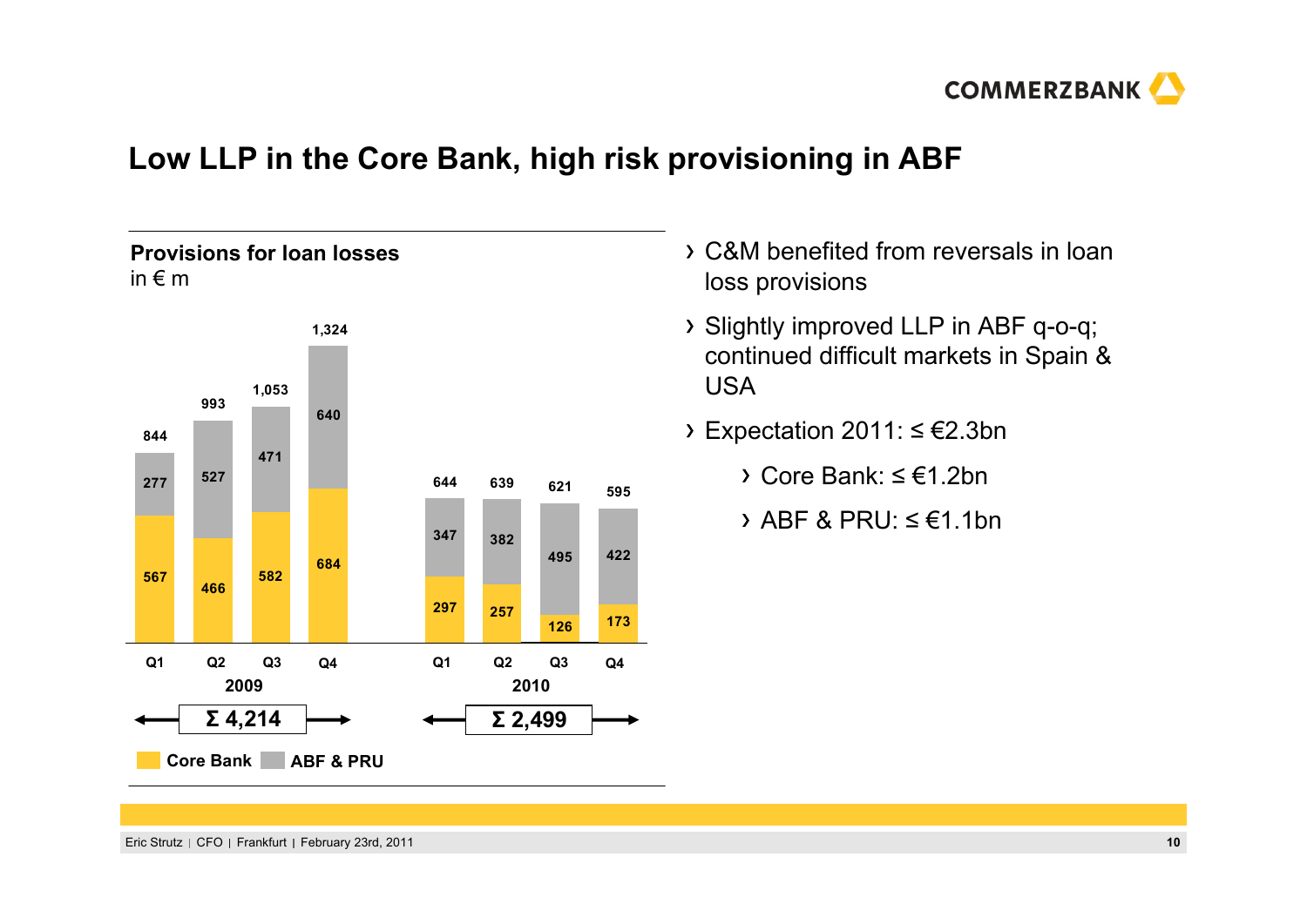# Low LLP in the Core Bank, high risk provisioning in ABF

**Provisions for loan losses**
in € m

| | 2009 Q1 | 2009 Q2 | 2009 Q3 | 2009 Q4 | 2010 Q1 | 2010 Q2 | 2010 Q3 | 2010 Q4 |
|---|---|---|---|---|---|---|---|---|
| Core Bank | 567 | 466 | 582 | 684 | 297 | 257 | 126 | 173 |
| ABF & PRU | 277 | 527 | 471 | 640 | 347 | 382 | 495 | 422 |
| Total | 844 | 993 | 1,053 | 1,324 | 644 | 639 | 621 | 595 |

2009: Σ 4,214
2010: Σ 2,499

- C&M benefited from reversals in loan loss provisions
- Slightly improved LLP in ABF q-o-q; continued difficult markets in Spain & USA
- Expectation 2011: ≤ €2.3bn
  - Core Bank: ≤ €1.2bn
  - ABF & PRU: ≤ €1.1bn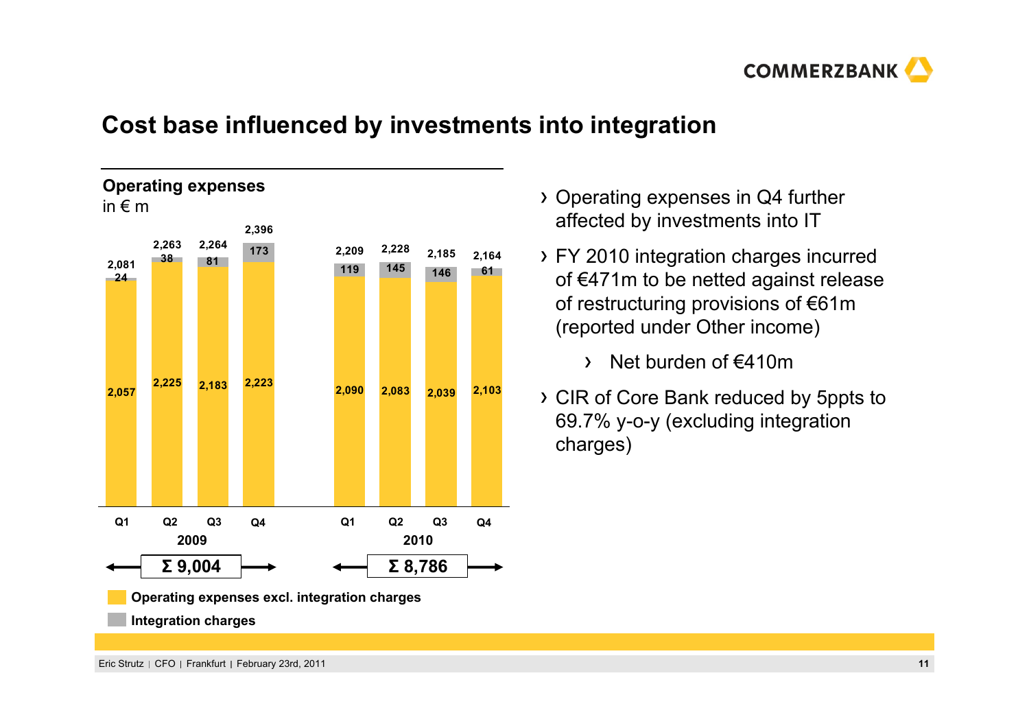# Cost base influenced by investments into integration

**Operating expenses**
in € m

| | Operating expenses excl. integration charges | Integration charges | Total |
|---|---|---|---|
| Q1 2009 | 2,057 | 24 | 2,081 |
| Q2 2009 | 2,225 | 38 | 2,263 |
| Q3 2009 | 2,183 | 81 | 2,264 |
| Q4 2009 | 2,223 | 173 | 2,396 |
| Q1 2010 | 2,090 | 119 | 2,209 |
| Q2 2010 | 2,083 | 145 | 2,228 |
| Q3 2010 | 2,039 | 146 | 2,185 |
| Q4 2010 | 2,103 | 61 | 2,164 |

2009: Σ 9,004

2010: Σ 8,786

- Operating expenses in Q4 further affected by investments into IT
- FY 2010 integration charges incurred of €471m to be netted against release of restructuring provisions of €61m (reported under Other income)
  - Net burden of €410m
- CIR of Core Bank reduced by 5ppts to 69.7% y-o-y (excluding integration charges)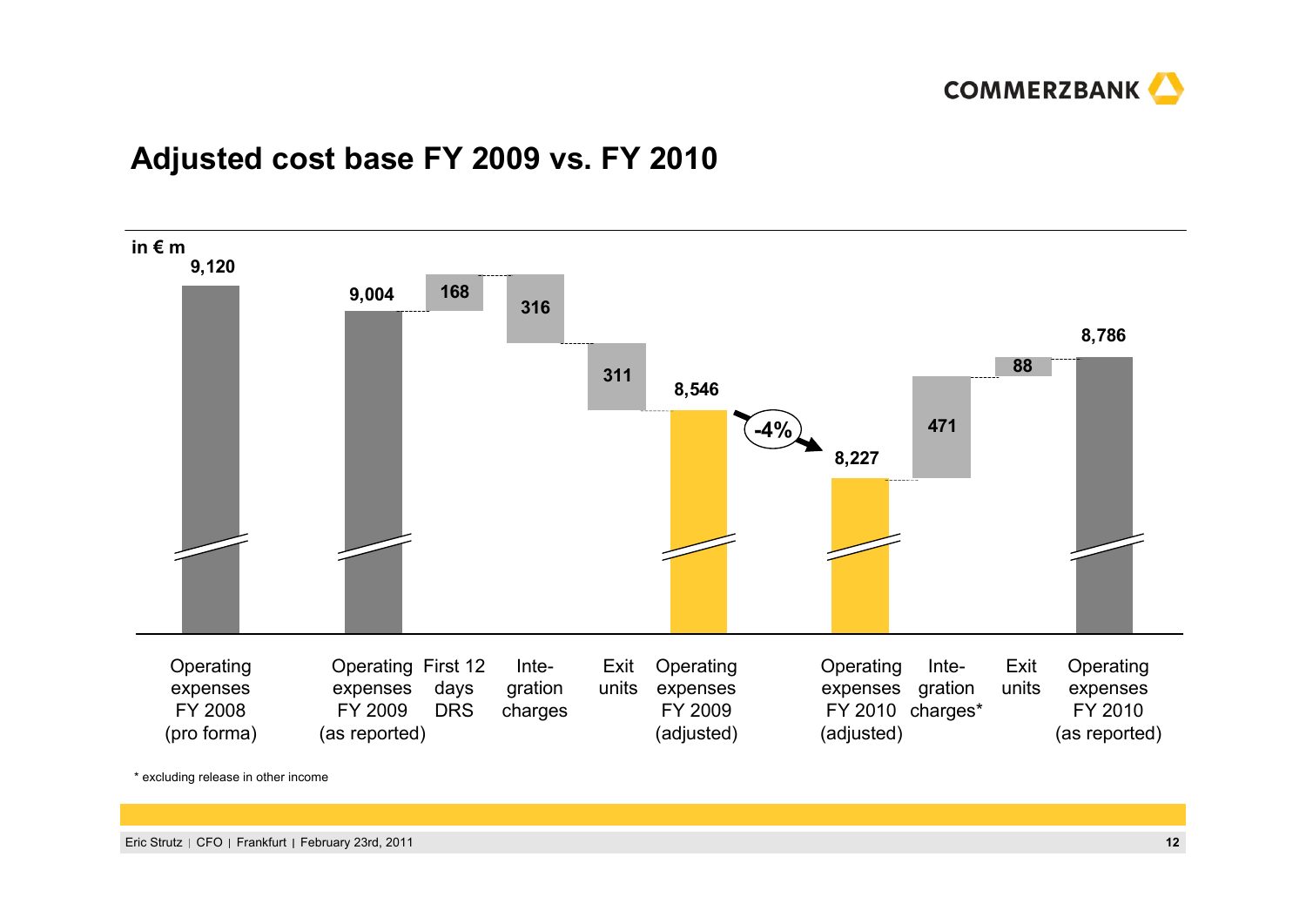# Adjusted cost base FY 2009 vs. FY 2010

in € m

| Item | Value |
|---|---|
| Operating expenses FY 2008 (pro forma) | 9,120 |
| Operating expenses FY 2009 (as reported) | 9,004 |
| First 12 days DRS | 168 |
| Integration charges | 316 |
| Exit units | 311 |
| Operating expenses FY 2009 (adjusted) | 8,546 |
| Operating expenses FY 2010 (adjusted) | 8,227 |
| Integration charges* | 471 |
| Exit units | 88 |
| Operating expenses FY 2010 (as reported) | 8,786 |

-4%

\* excluding release in other income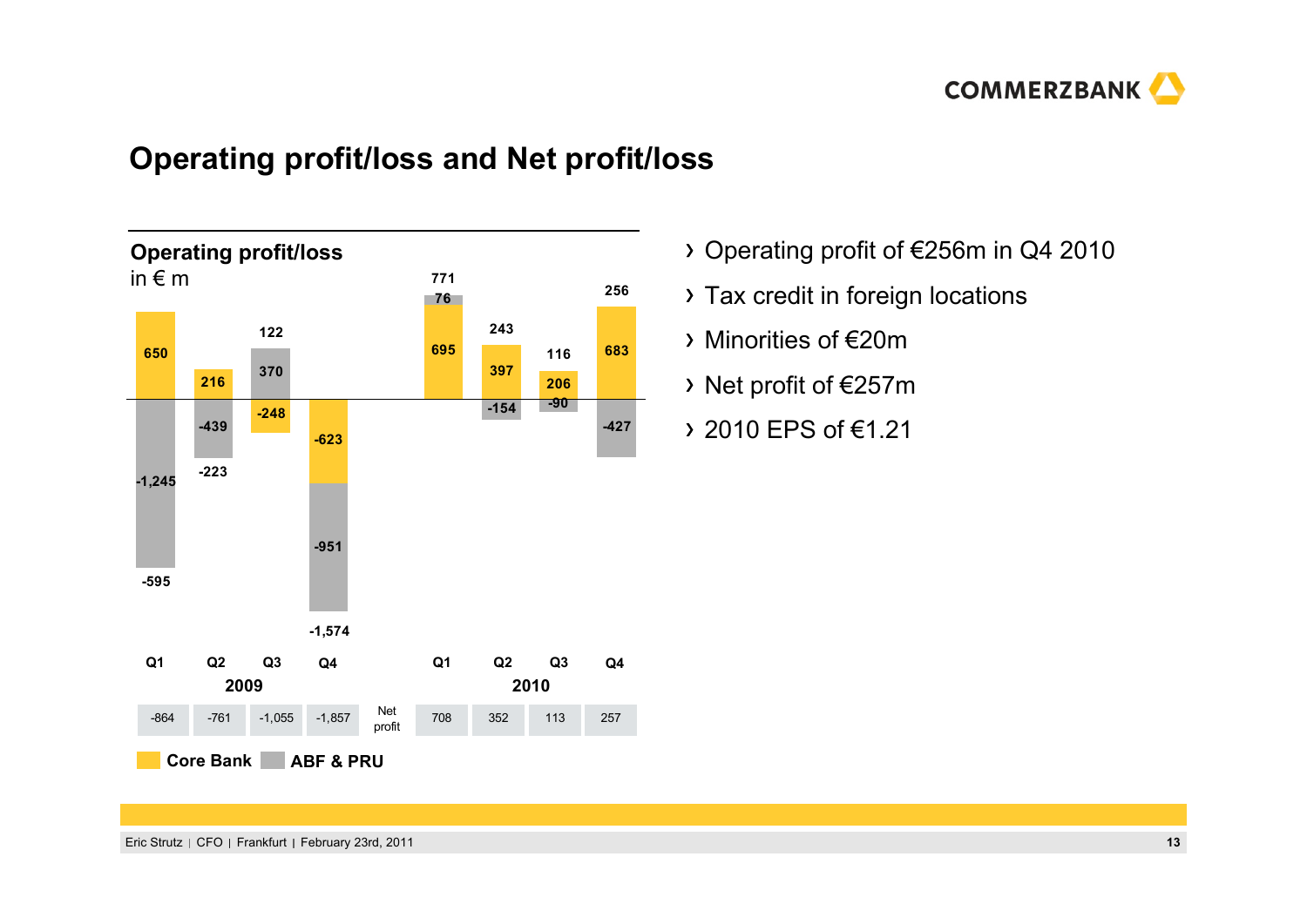# Operating profit/loss and Net profit/loss

**Operating profit/loss**
in € m

| | 2009 Q1 | 2009 Q2 | 2009 Q3 | 2009 Q4 | 2010 Q1 | 2010 Q2 | 2010 Q3 | 2010 Q4 |
|---|---|---|---|---|---|---|---|---|
| Core Bank | 650 | 216 | -248 | -623 | 695 | 397 | 206 | 683 |
| ABF & PRU | -1,245 | -439 | 370 | -951 | 76 | -154 | -90 | -427 |
| Operating profit/loss | -595 | -223 | 122 | -1,574 | 771 | 243 | 116 | 256 |
| Net profit | -864 | -761 | -1,055 | -1,857 | 708 | 352 | 113 | 257 |

- Operating profit of €256m in Q4 2010
- Tax credit in foreign locations
- Minorities of €20m
- Net profit of €257m
- 2010 EPS of €1.21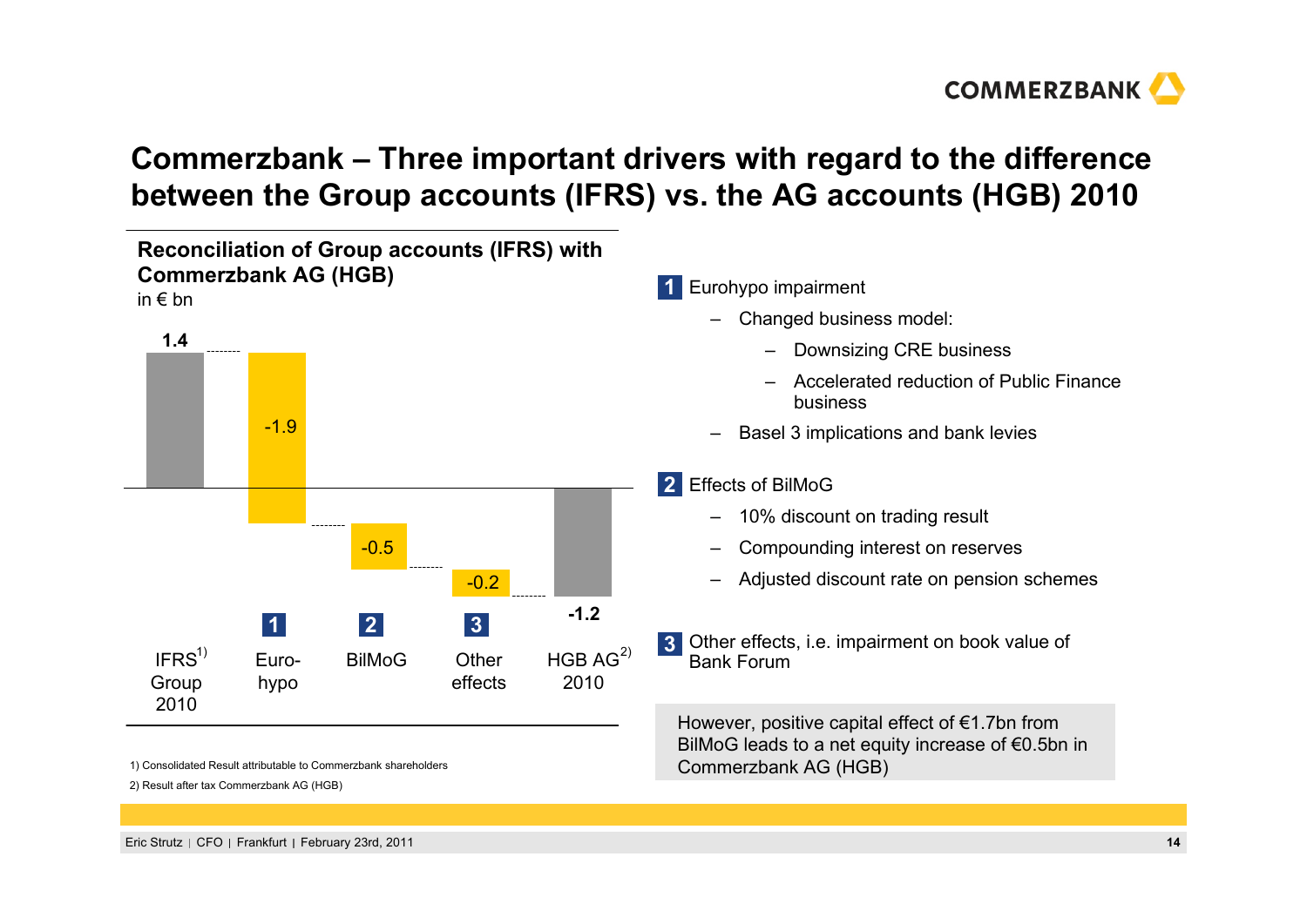# Commerzbank – Three important drivers with regard to the difference between the Group accounts (IFRS) vs. the AG accounts (HGB) 2010

**Reconciliation of Group accounts (IFRS) with Commerzbank AG (HGB)**
in € bn

| | IFRS[1] Group 2010 | 1 Euro-hypo | 2 BilMoG | 3 Other effects | HGB AG[2] 2010 |
|---|---|---|---|---|---|
| Value | 1.4 | -1.9 | -0.5 | -0.2 | -1.2 |

1) Consolidated Result attributable to Commerzbank shareholders

2) Result after tax Commerzbank AG (HGB)

**1** Eurohypo impairment

- Changed business model:
  - Downsizing CRE business
  - Accelerated reduction of Public Finance business
- Basel 3 implications and bank levies

**2** Effects of BilMoG

- 10% discount on trading result
- Compounding interest on reserves
- Adjusted discount rate on pension schemes

**3** Other effects, i.e. impairment on book value of Bank Forum

However, positive capital effect of €1.7bn from BilMoG leads to a net equity increase of €0.5bn in Commerzbank AG (HGB)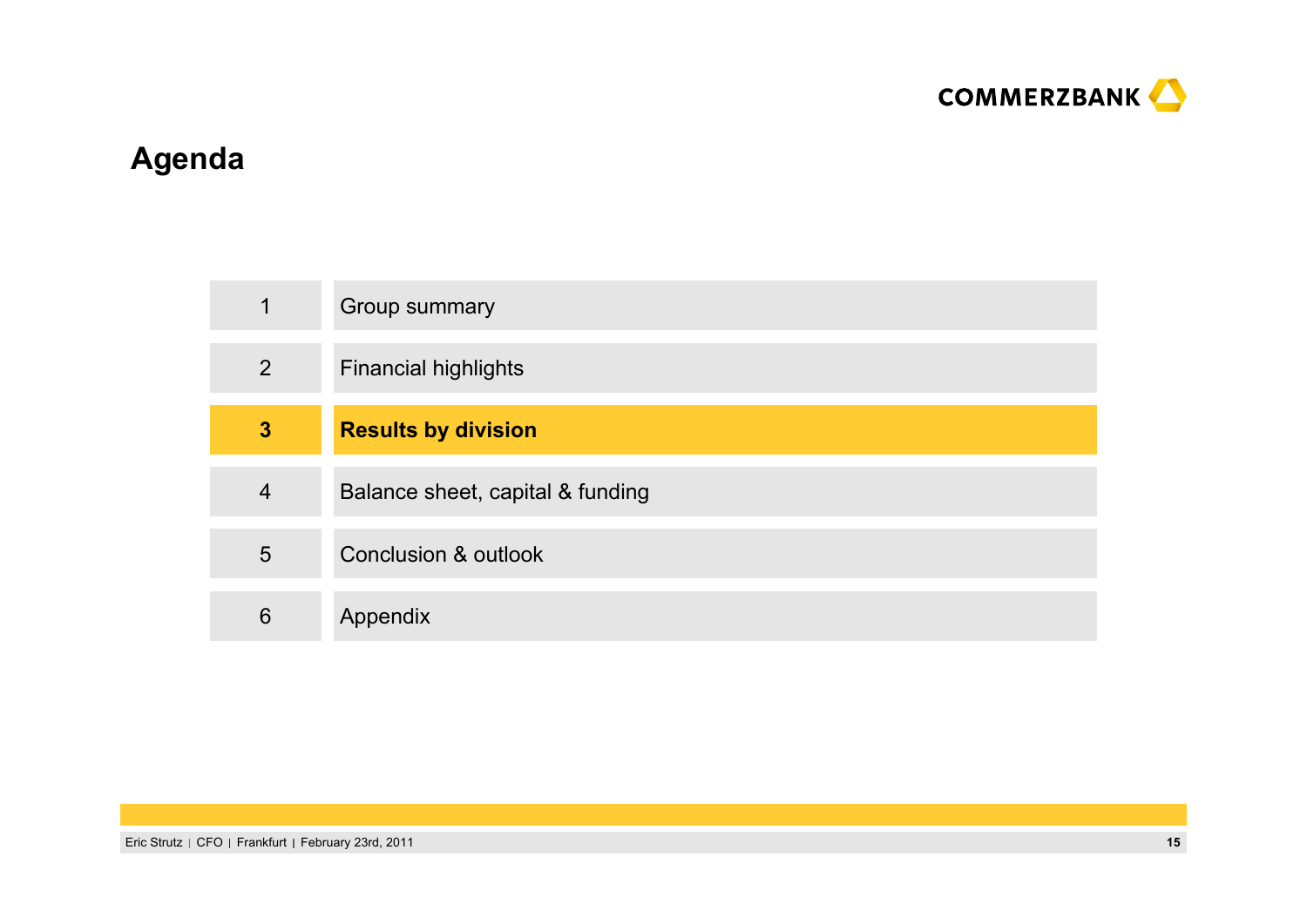# Agenda

| | |
|---|---|
| 1 | Group summary |
| 2 | Financial highlights |
| **3** | **Results by division** |
| 4 | Balance sheet, capital & funding |
| 5 | Conclusion & outlook |
| 6 | Appendix |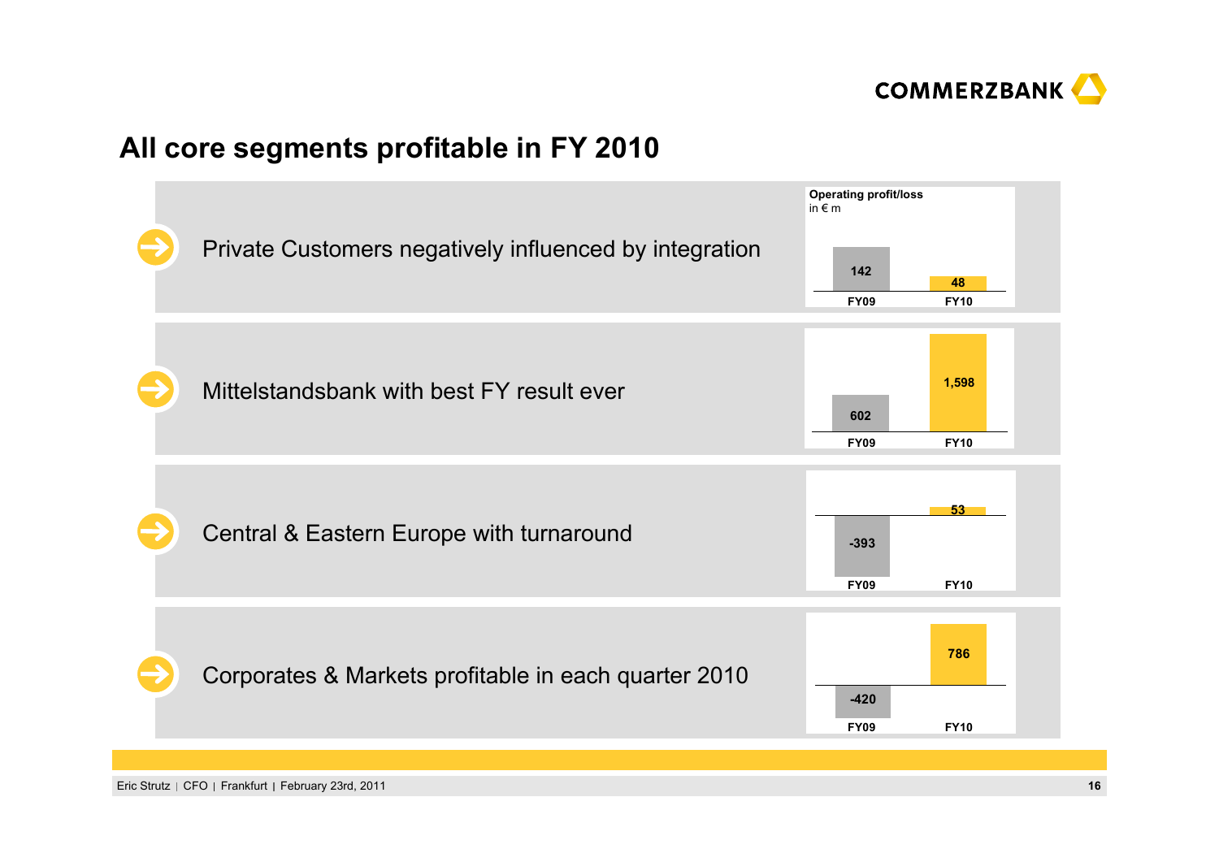# All core segments profitable in FY 2010

**Operating profit/loss**
in € m

| Segment | FY09 | FY10 |
|---|---|---|
| Private Customers negatively influenced by integration | 142 | 48 |
| Mittelstandsbank with best FY result ever | 602 | 1,598 |
| Central & Eastern Europe with turnaround | -393 | 53 |
| Corporates & Markets profitable in each quarter 2010 | -420 | 786 |

Eric Strutz | CFO | Frankfurt | February 23rd, 2011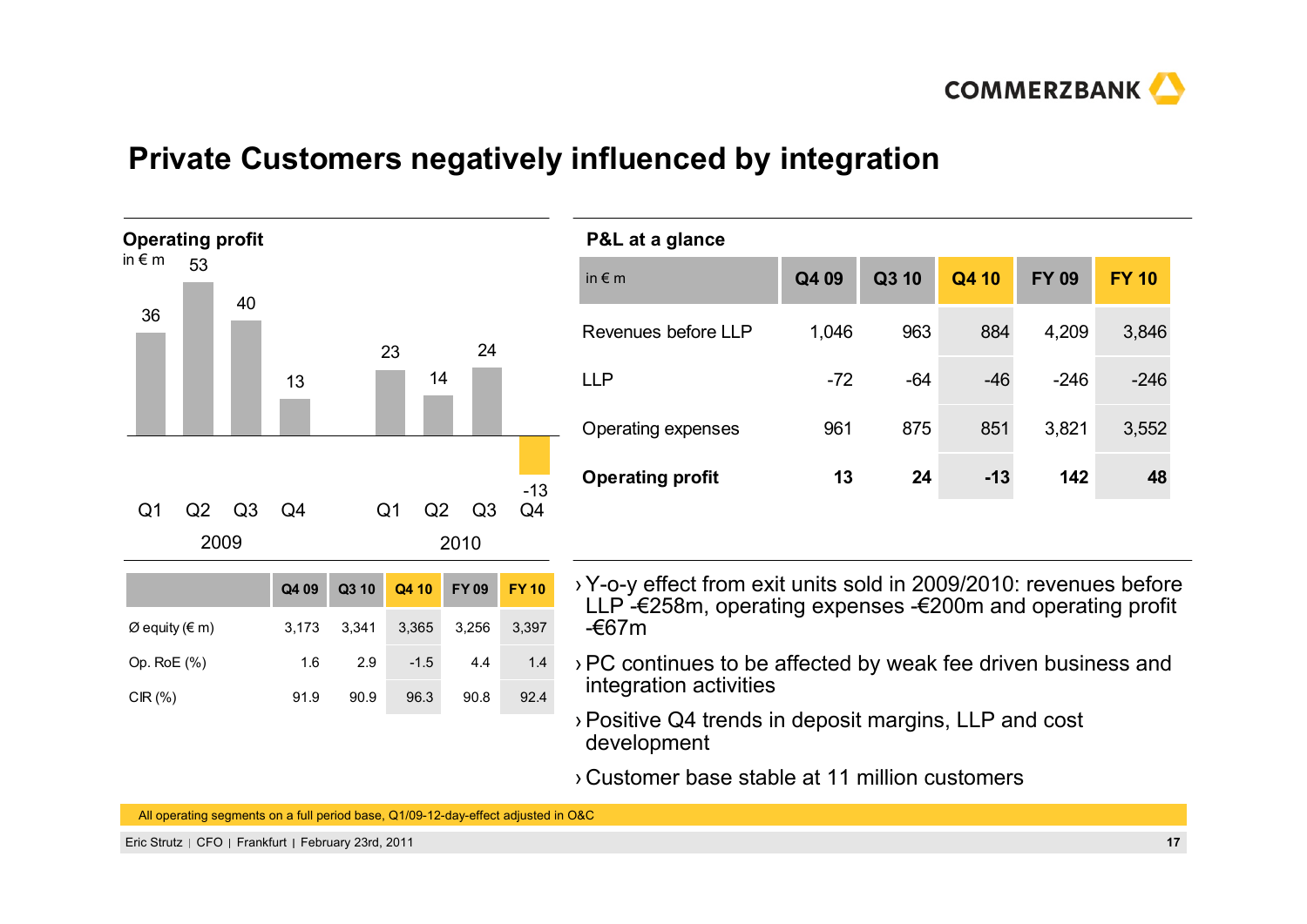# Private Customers negatively influenced by integration

**Operating profit**
in € m

| | Q1 | Q2 | Q3 | Q4 |
|---|---|---|---|---|
| 2009 | 36 | 53 | 40 | 13 |
| 2010 | 23 | 14 | 24 | -13 |

**P&L at a glance**

| in € m | Q4 09 | Q3 10 | Q4 10 | FY 09 | FY 10 |
|---|---|---|---|---|---|
| Revenues before LLP | 1,046 | 963 | 884 | 4,209 | 3,846 |
| LLP | -72 | -64 | -46 | -246 | -246 |
| Operating expenses | 961 | 875 | 851 | 3,821 | 3,552 |
| **Operating profit** | **13** | **24** | **-13** | **142** | **48** |

| | Q4 09 | Q3 10 | Q4 10 | FY 09 | FY 10 |
|---|---|---|---|---|---|
| Ø equity (€ m) | 3,173 | 3,341 | 3,365 | 3,256 | 3,397 |
| Op. RoE (%) | 1.6 | 2.9 | -1.5 | 4.4 | 1.4 |
| CIR (%) | 91.9 | 90.9 | 96.3 | 90.8 | 92.4 |

- Y-o-y effect from exit units sold in 2009/2010: revenues before LLP -€258m, operating expenses -€200m and operating profit -€67m
- PC continues to be affected by weak fee driven business and integration activities
- Positive Q4 trends in deposit margins, LLP and cost development
- Customer base stable at 11 million customers

All operating segments on a full period base, Q1/09-12-day-effect adjusted in O&C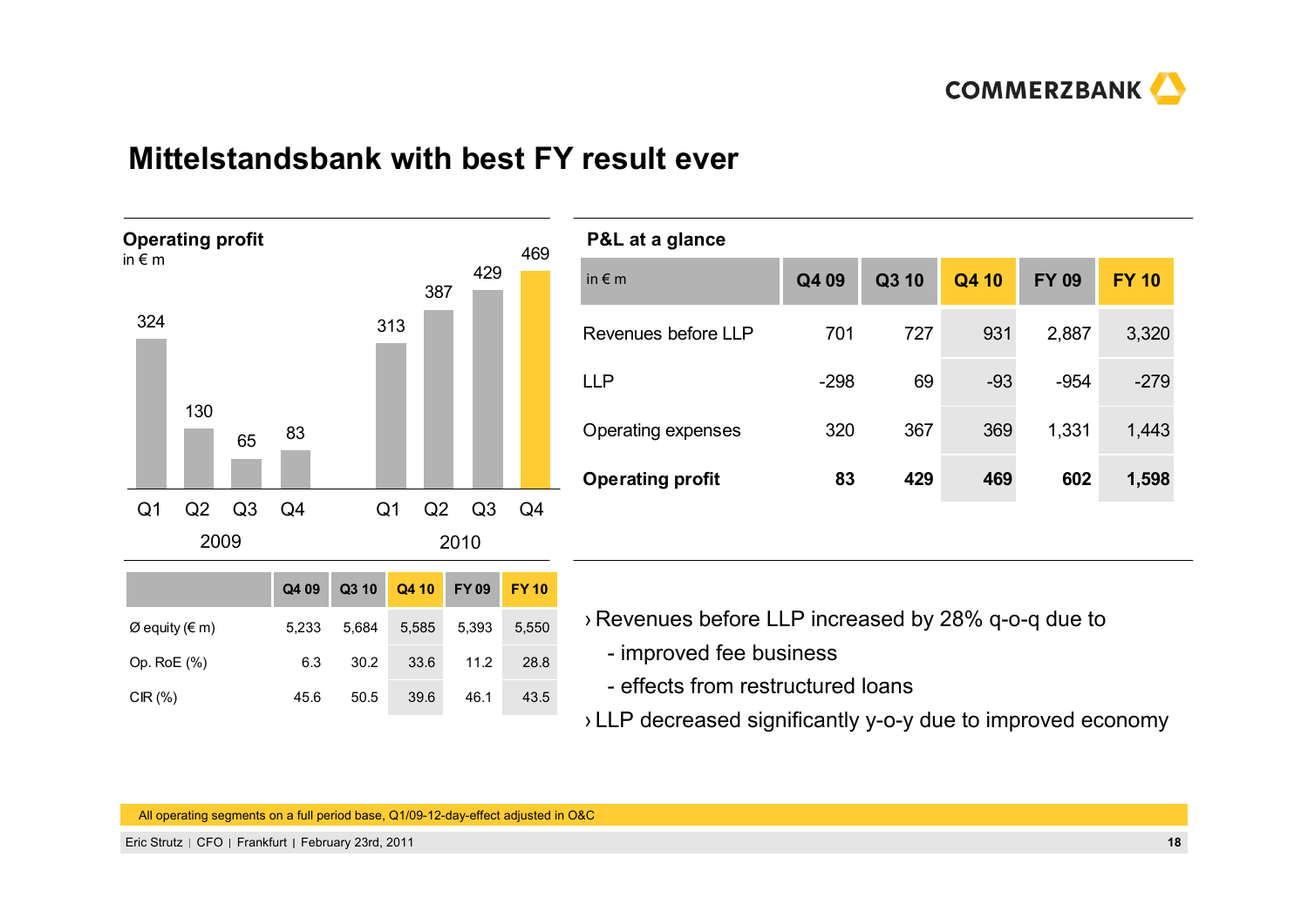# Mittelstandsbank with best FY result ever

**Operating profit**
in € m

| | Q1 | Q2 | Q3 | Q4 |
|---|---|---|---|---|
| 2009 | 324 | 130 | 65 | 83 |
| 2010 | 313 | 387 | 429 | 469 |

**P&L at a glance**

| in € m | Q4 09 | Q3 10 | Q4 10 | FY 09 | FY 10 |
|---|---|---|---|---|---|
| Revenues before LLP | 701 | 727 | 931 | 2,887 | 3,320 |
| LLP | -298 | 69 | -93 | -954 | -279 |
| Operating expenses | 320 | 367 | 369 | 1,331 | 1,443 |
| **Operating profit** | **83** | **429** | **469** | **602** | **1,598** |

| | Q4 09 | Q3 10 | Q4 10 | FY 09 | FY 10 |
|---|---|---|---|---|---|
| Ø equity (€ m) | 5,233 | 5,684 | 5,585 | 5,393 | 5,550 |
| Op. RoE (%) | 6.3 | 30.2 | 33.6 | 11.2 | 28.8 |
| CIR (%) | 45.6 | 50.5 | 39.6 | 46.1 | 43.5 |

- Revenues before LLP increased by 28% q-o-q due to
  - improved fee business
  - effects from restructured loans
- LLP decreased significantly y-o-y due to improved economy

All operating segments on a full period base, Q1/09-12-day-effect adjusted in O&C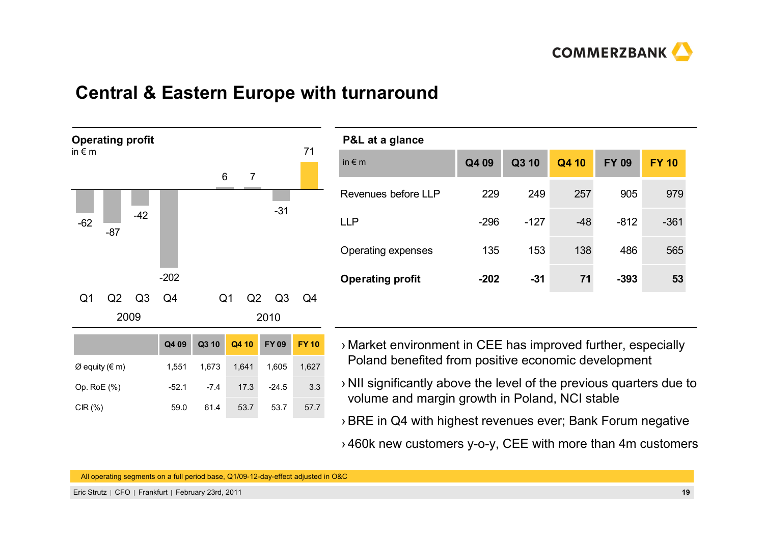# Central & Eastern Europe with turnaround

**Operating profit**
in € m

| | Q1 | Q2 | Q3 | Q4 |
|---|---|---|---|---|
| 2009 | -62 | -87 | -42 | -202 |
| 2010 | 6 | 7 | -31 | 71 |

| | Q4 09 | Q3 10 | Q4 10 | FY 09 | FY 10 |
|---|---|---|---|---|---|
| Ø equity (€ m) | 1,551 | 1,673 | 1,641 | 1,605 | 1,627 |
| Op. RoE (%) | -52.1 | -7.4 | 17.3 | -24.5 | 3.3 |
| CIR (%) | 59.0 | 61.4 | 53.7 | 53.7 | 57.7 |

**P&L at a glance**

| in € m | Q4 09 | Q3 10 | Q4 10 | FY 09 | FY 10 |
|---|---|---|---|---|---|
| Revenues before LLP | 229 | 249 | 257 | 905 | 979 |
| LLP | -296 | -127 | -48 | -812 | -361 |
| Operating expenses | 135 | 153 | 138 | 486 | 565 |
| **Operating profit** | **-202** | **-31** | **71** | **-393** | **53** |

- Market environment in CEE has improved further, especially Poland benefited from positive economic development
- NII significantly above the level of the previous quarters due to volume and margin growth in Poland, NCI stable
- BRE in Q4 with highest revenues ever; Bank Forum negative
- 460k new customers y-o-y, CEE with more than 4m customers

All operating segments on a full period base, Q1/09-12-day-effect adjusted in O&C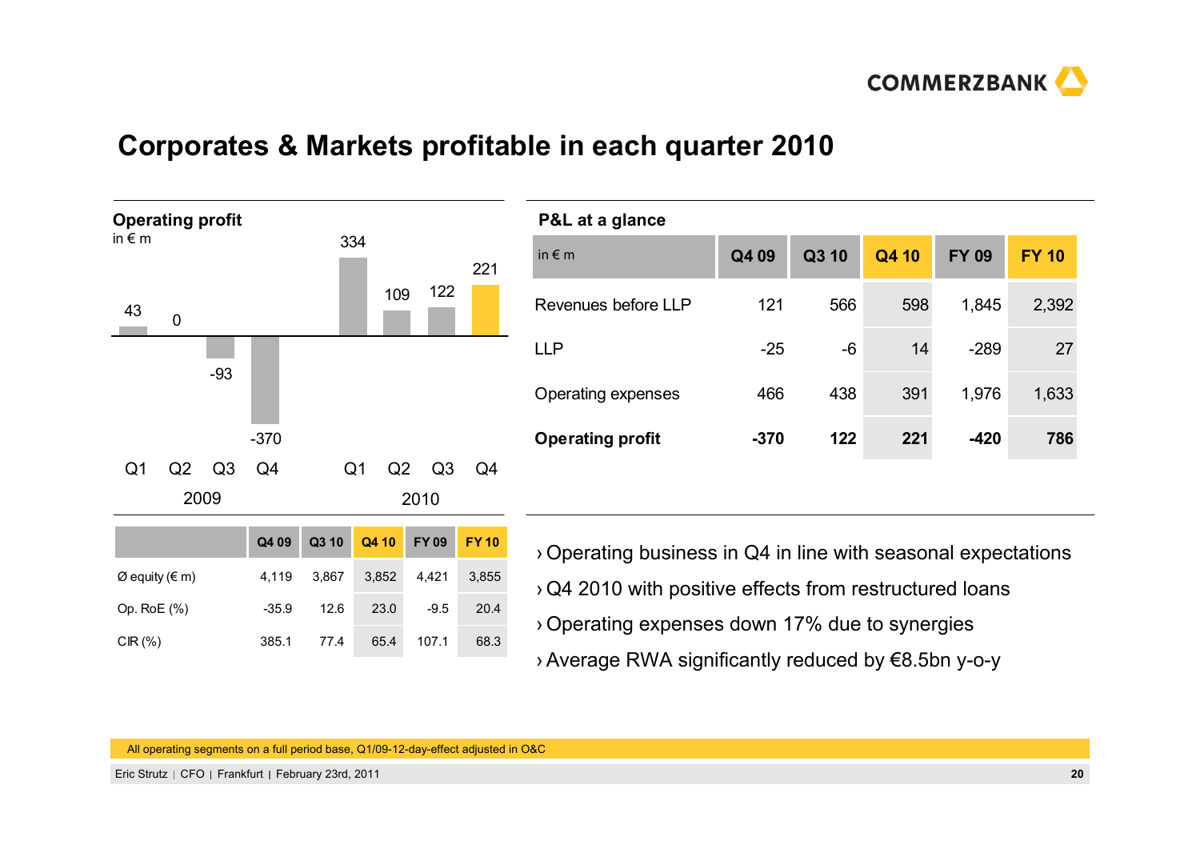# Corporates & Markets profitable in each quarter 2010

## Operating profit

in € m

| | Q1 | Q2 | Q3 | Q4 |
|---|---|---|---|---|
| 2009 | 43 | 0 | -93 | -370 |
| 2010 | 334 | 109 | 122 | 221 |

| | Q4 09 | Q3 10 | Q4 10 | FY 09 | FY 10 |
|---|---|---|---|---|---|
| Ø equity (€ m) | 4,119 | 3,867 | 3,852 | 4,421 | 3,855 |
| Op. RoE (%) | -35.9 | 12.6 | 23.0 | -9.5 | 20.4 |
| CIR (%) | 385.1 | 77.4 | 65.4 | 107.1 | 68.3 |

## P&L at a glance

| in € m | Q4 09 | Q3 10 | Q4 10 | FY 09 | FY 10 |
|---|---|---|---|---|---|
| Revenues before LLP | 121 | 566 | 598 | 1,845 | 2,392 |
| LLP | -25 | -6 | 14 | -289 | 27 |
| Operating expenses | 466 | 438 | 391 | 1,976 | 1,633 |
| **Operating profit** | **-370** | **122** | **221** | **-420** | **786** |

› Operating business in Q4 in line with seasonal expectations

› Q4 2010 with positive effects from restructured loans

› Operating expenses down 17% due to synergies

› Average RWA significantly reduced by €8.5bn y-o-y

All operating segments on a full period base, Q1/09-12-day-effect adjusted in O&C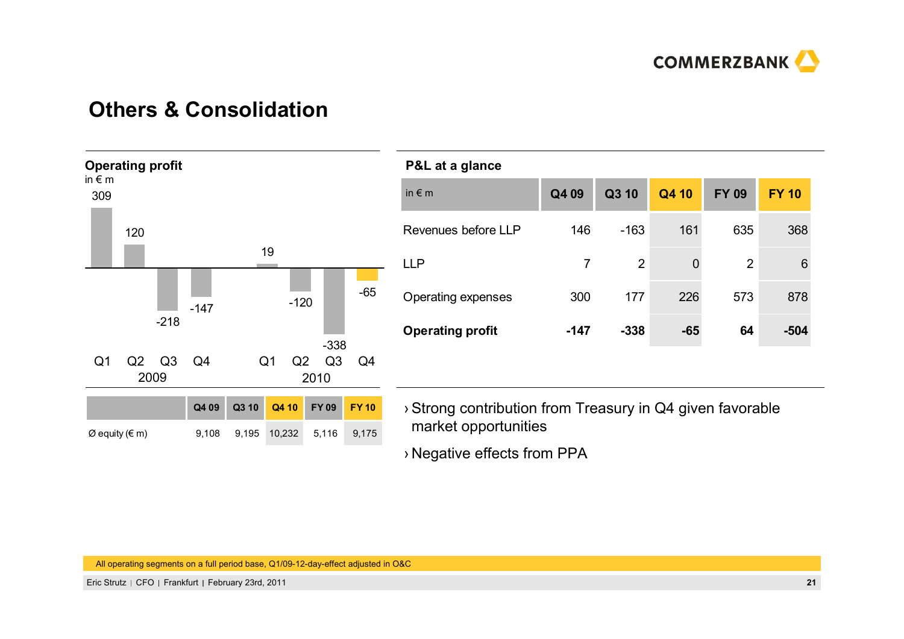# Others & Consolidation

## Operating profit

in € m

| | Q1 | Q2 | Q3 | Q4 |
|---|---|---|---|---|
| 2009 | 309 | 120 | -218 | -147 |
| 2010 | 19 | -120 | -338 | -65 |

| | Q4 09 | Q3 10 | Q4 10 | FY 09 | FY 10 |
|---|---|---|---|---|---|
| Ø equity (€ m) | 9,108 | 9,195 | 10,232 | 5,116 | 9,175 |

## P&L at a glance

| in € m | Q4 09 | Q3 10 | Q4 10 | FY 09 | FY 10 |
|---|---|---|---|---|---|
| Revenues before LLP | 146 | -163 | 161 | 635 | 368 |
| LLP | 7 | 2 | 0 | 2 | 6 |
| Operating expenses | 300 | 177 | 226 | 573 | 878 |
| **Operating profit** | **-147** | **-338** | **-65** | **64** | **-504** |

- Strong contribution from Treasury in Q4 given favorable market opportunities
- Negative effects from PPA

All operating segments on a full period base, Q1/09-12-day-effect adjusted in O&C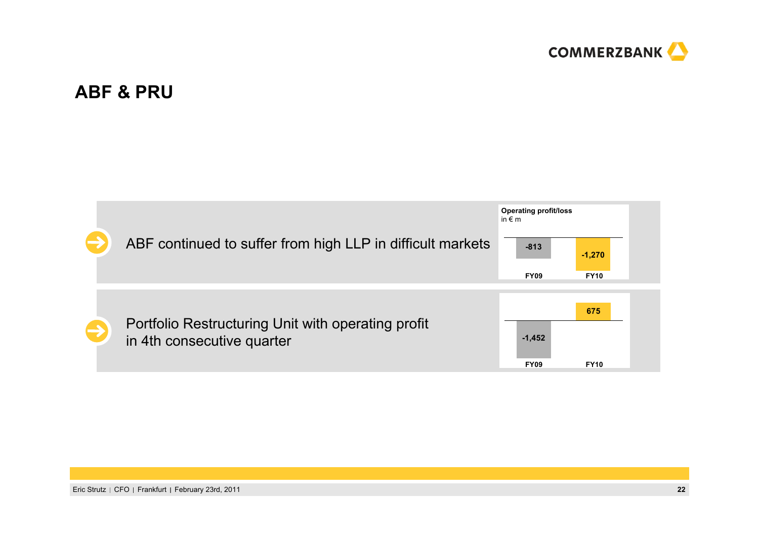# ABF & PRU

ABF continued to suffer from high LLP in difficult markets

**Operating profit/loss**
in € m

| | FY09 | FY10 |
|---|---|---|
| ABF | -813 | -1,270 |

Portfolio Restructuring Unit with operating profit in 4th consecutive quarter

| | FY09 | FY10 |
|---|---|---|
| PRU | -1,452 | 675 |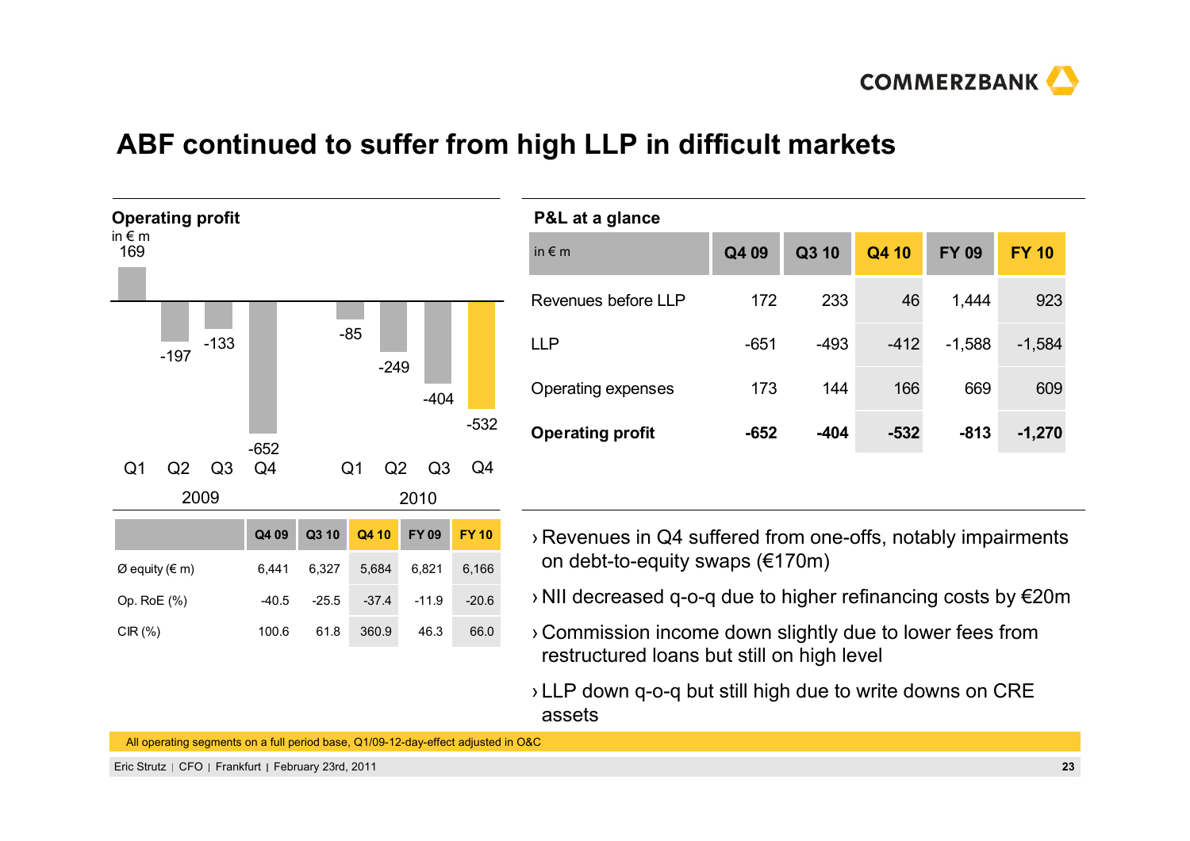# ABF continued to suffer from high LLP in difficult markets

**Operating profit**
in € m

| | Q1 2009 | Q2 2009 | Q3 2009 | Q4 2009 | Q1 2010 | Q2 2010 | Q3 2010 | Q4 2010 |
|---|---|---|---|---|---|---|---|---|
| Operating profit | 169 | -197 | -133 | -652 | -85 | -249 | -404 | -532 |

| | Q4 09 | Q3 10 | Q4 10 | FY 09 | FY 10 |
|---|---|---|---|---|---|
| Ø equity (€ m) | 6,441 | 6,327 | 5,684 | 6,821 | 6,166 |
| Op. RoE (%) | -40.5 | -25.5 | -37.4 | -11.9 | -20.6 |
| CIR (%) | 100.6 | 61.8 | 360.9 | 46.3 | 66.0 |

**P&L at a glance**

| in € m | Q4 09 | Q3 10 | Q4 10 | FY 09 | FY 10 |
|---|---|---|---|---|---|
| Revenues before LLP | 172 | 233 | 46 | 1,444 | 923 |
| LLP | -651 | -493 | -412 | -1,588 | -1,584 |
| Operating expenses | 173 | 144 | 166 | 669 | 609 |
| **Operating profit** | **-652** | **-404** | **-532** | **-813** | **-1,270** |

- Revenues in Q4 suffered from one-offs, notably impairments on debt-to-equity swaps (€170m)
- NII decreased q-o-q due to higher refinancing costs by €20m
- Commission income down slightly due to lower fees from restructured loans but still on high level
- LLP down q-o-q but still high due to write downs on CRE assets

All operating segments on a full period base, Q1/09-12-day-effect adjusted in O&C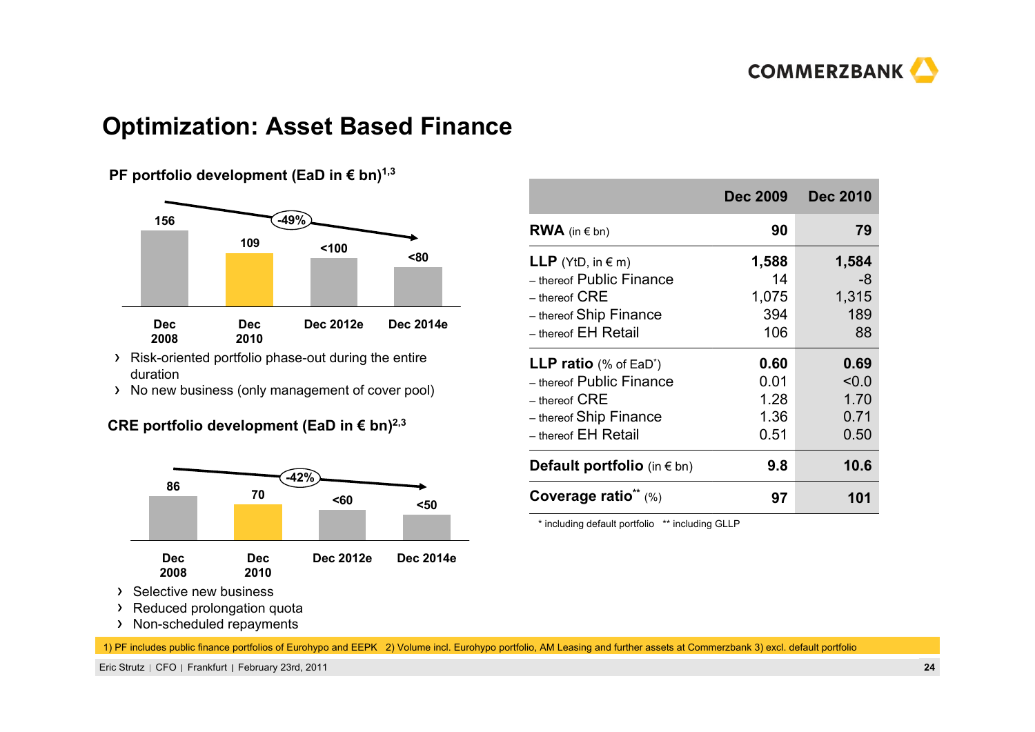# Optimization: Asset Based Finance

### PF portfolio development (EaD in € bn)[1,3]

| Dec 2008 | Dec 2010 | Dec 2012e | Dec 2014e |
|---|---|---|---|
| 156 | 109 | <100 | <80 |

-49%

- Risk-oriented portfolio phase-out during the entire duration
- No new business (only management of cover pool)

### CRE portfolio development (EaD in € bn)[2,3]

| Dec 2008 | Dec 2010 | Dec 2012e | Dec 2014e |
|---|---|---|---|
| 86 | 70 | <60 | <50 |

-42%

- Selective new business
- Reduced prolongation quota
- Non-scheduled repayments

| | Dec 2009 | Dec 2010 |
|---|---|---|
| **RWA** (in € bn) | **90** | **79** |
| **LLP** (YtD, in € m) | **1,588** | **1,584** |
| – thereof Public Finance | 14 | -8 |
| – thereof CRE | 1,075 | 1,315 |
| – thereof Ship Finance | 394 | 189 |
| – thereof EH Retail | 106 | 88 |
| **LLP ratio** (% of EaD*) | **0.60** | **0.69** |
| – thereof Public Finance | 0.01 | <0.0 |
| – thereof CRE | 1.28 | 1.70 |
| – thereof Ship Finance | 1.36 | 0.71 |
| – thereof EH Retail | 0.51 | 0.50 |
| **Default portfolio** (in € bn) | **9.8** | **10.6** |
| **Coverage ratio**** (%) | **97** | **101** |

\* including default portfolio ** including GLLP

1) PF includes public finance portfolios of Eurohypo and EEPK 2) Volume incl. Eurohypo portfolio, AM Leasing and further assets at Commerzbank 3) excl. default portfolio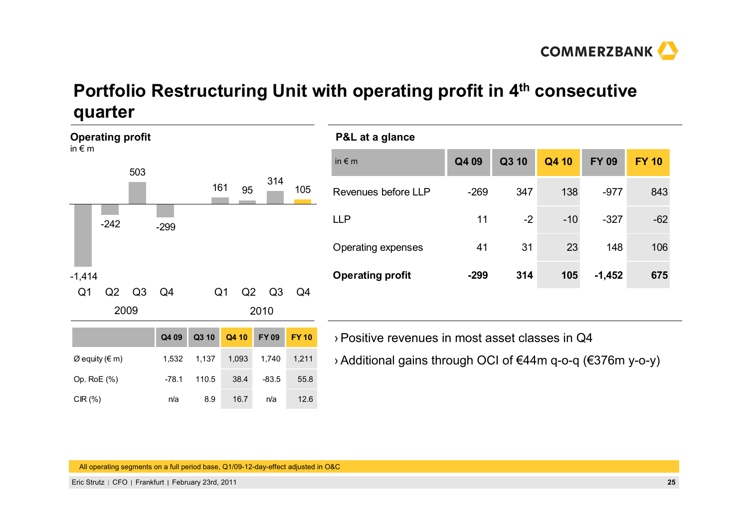# Portfolio Restructuring Unit with operating profit in 4th consecutive quarter

## Operating profit

in € m

| | Q1 2009 | Q2 2009 | Q3 2009 | Q4 2009 | Q1 2010 | Q2 2010 | Q3 2010 | Q4 2010 |
|---|---|---|---|---|---|---|---|---|
| Operating profit | -1,414 | -242 | 503 | -299 | 161 | 95 | 314 | 105 |

| | Q4 09 | Q3 10 | Q4 10 | FY 09 | FY 10 |
|---|---|---|---|---|---|
| Ø equity (€ m) | 1,532 | 1,137 | 1,093 | 1,740 | 1,211 |
| Op. RoE (%) | -78.1 | 110.5 | 38.4 | -83.5 | 55.8 |
| CIR (%) | n/a | 8.9 | 16.7 | n/a | 12.6 |

## P&L at a glance

| in € m | Q4 09 | Q3 10 | Q4 10 | FY 09 | FY 10 |
|---|---|---|---|---|---|
| Revenues before LLP | -269 | 347 | 138 | -977 | 843 |
| LLP | 11 | -2 | -10 | -327 | -62 |
| Operating expenses | 41 | 31 | 23 | 148 | 106 |
| **Operating profit** | **-299** | **314** | **105** | **-1,452** | **675** |

- Positive revenues in most asset classes in Q4
- Additional gains through OCI of €44m q-o-q (€376m y-o-y)

All operating segments on a full period base, Q1/09-12-day-effect adjusted in O&C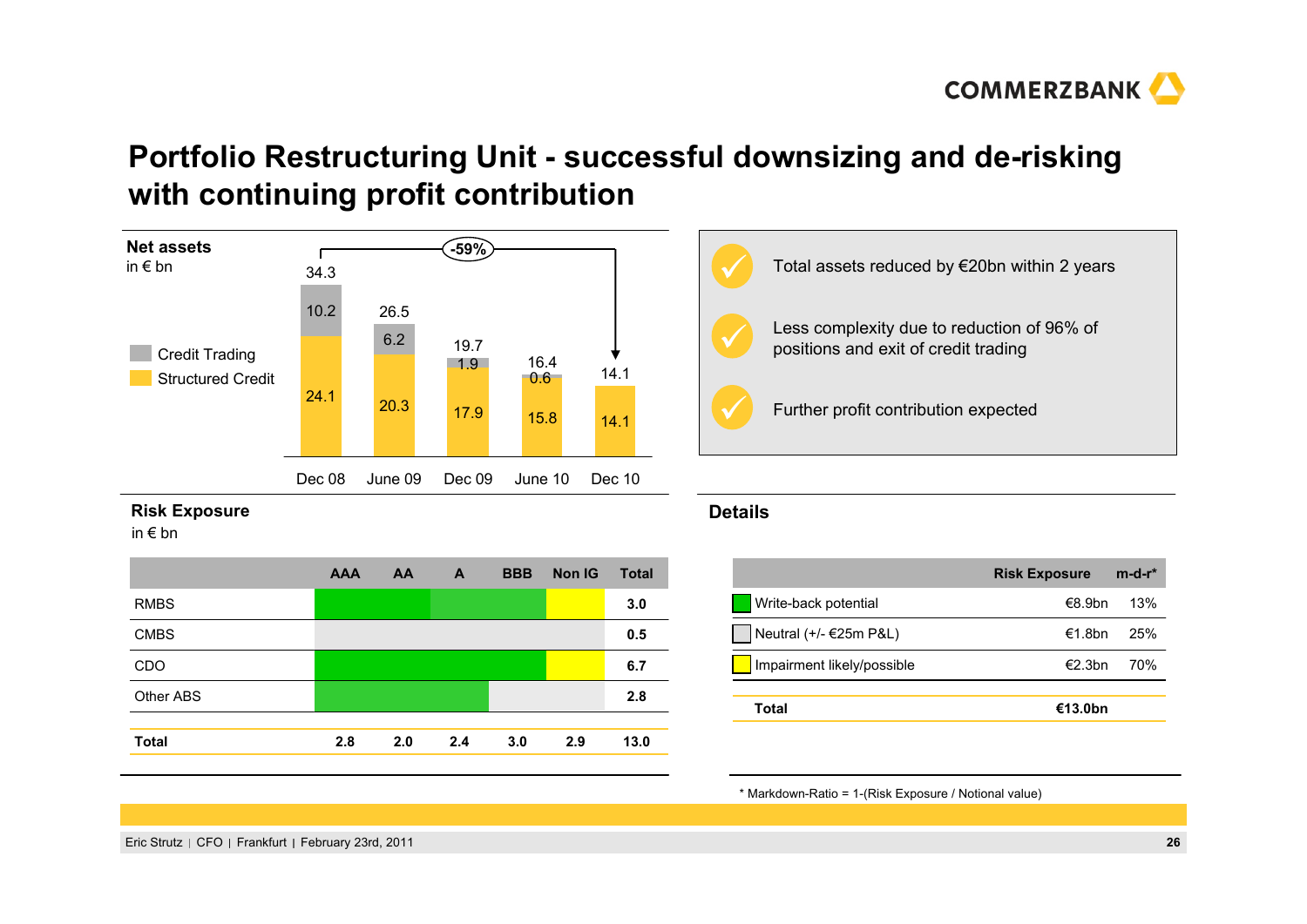# Portfolio Restructuring Unit - successful downsizing and de-risking with continuing profit contribution

**Net assets**
in € bn

| | Dec 08 | June 09 | Dec 09 | June 10 | Dec 10 |
|---|---|---|---|---|---|
| Credit Trading | 10.2 | 6.2 | 1.9 | 0.6 | |
| Structured Credit | 24.1 | 20.3 | 17.9 | 15.8 | 14.1 |
| Total | 34.3 | 26.5 | 19.7 | 16.4 | 14.1 |

-59%

- Total assets reduced by €20bn within 2 years
- Less complexity due to reduction of 96% of positions and exit of credit trading
- Further profit contribution expected

**Risk Exposure**
in € bn

| | AAA | AA | A | BBB | Non IG | Total |
|---|---|---|---|---|---|---|
| RMBS | | | | | | 3.0 |
| CMBS | | | | | | 0.5 |
| CDO | | | | | | 6.7 |
| Other ABS | | | | | | 2.8 |
| **Total** | 2.8 | 2.0 | 2.4 | 3.0 | 2.9 | 13.0 |

**Details**

| | Risk Exposure | m-d-r* |
|---|---|---|
| Write-back potential | €8.9bn | 13% |
| Neutral (+/- €25m P&L) | €1.8bn | 25% |
| Impairment likely/possible | €2.3bn | 70% |
| **Total** | **€13.0bn** | |

* Markdown-Ratio = 1-(Risk Exposure / Notional value)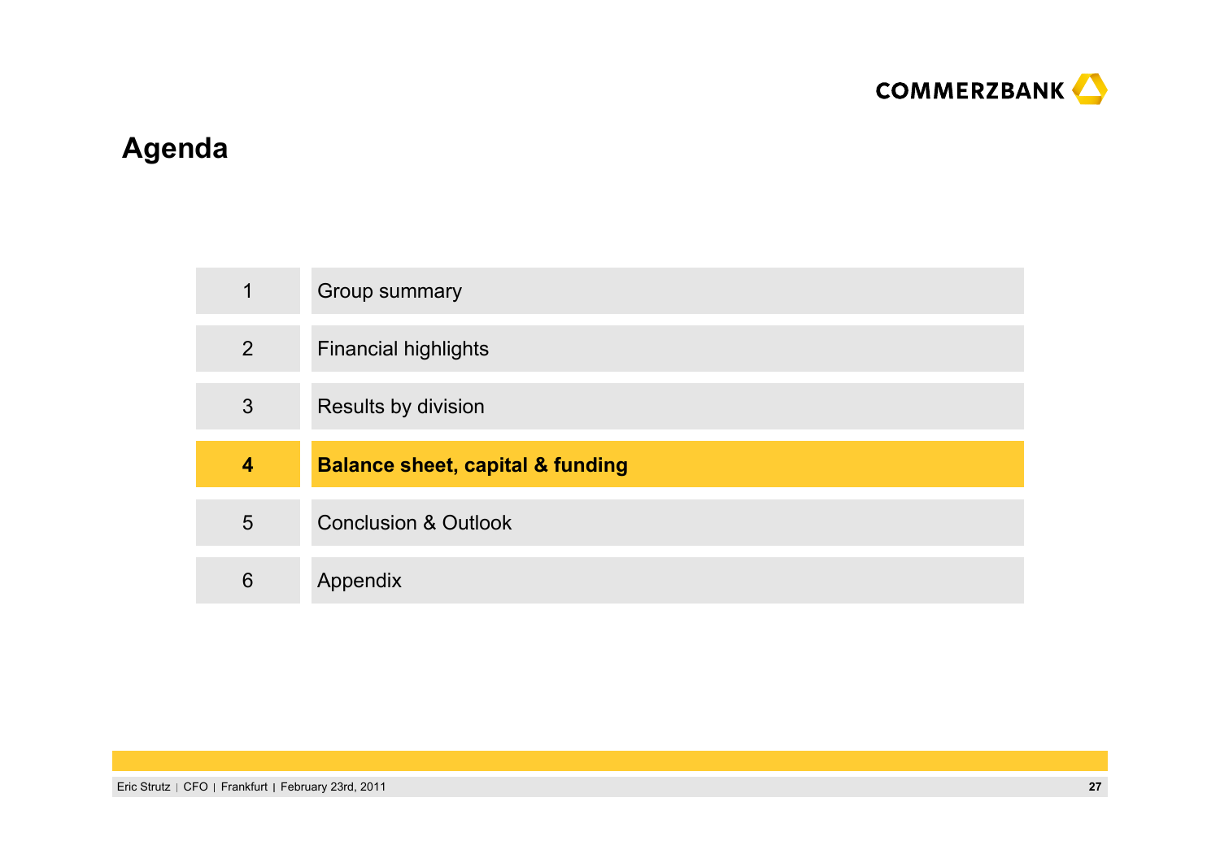# Agenda

| | |
|---|---|
| 1 | Group summary |
| 2 | Financial highlights |
| 3 | Results by division |
| **4** | **Balance sheet, capital & funding** |
| 5 | Conclusion & Outlook |
| 6 | Appendix |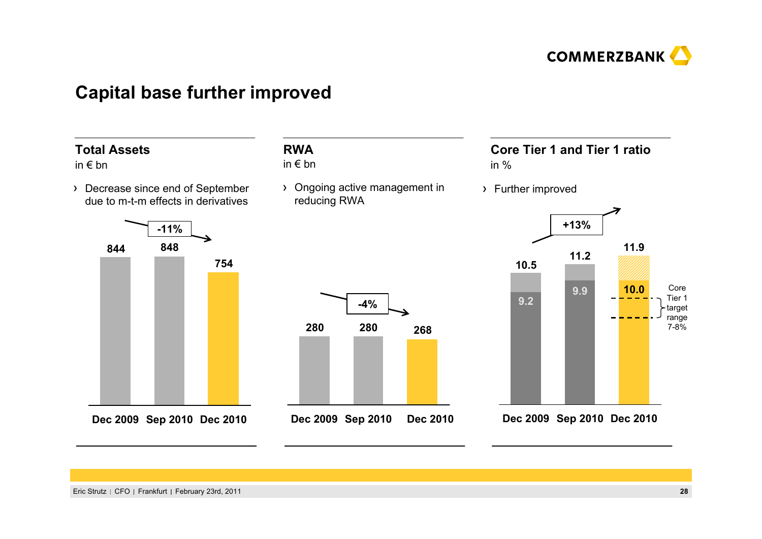# Capital base further improved

## Total Assets

in € bn

› Decrease since end of September due to m-t-m effects in derivatives

| | Dec 2009 | Sep 2010 | Dec 2010 |
|---|---|---|---|
| Total Assets | 844 | 848 | 754 |

-11%

## RWA

in € bn

› Ongoing active management in reducing RWA

| | Dec 2009 | Sep 2010 | Dec 2010 |
|---|---|---|---|
| RWA | 280 | 280 | 268 |

-4%

## Core Tier 1 and Tier 1 ratio

in %

› Further improved

| | Dec 2009 | Sep 2010 | Dec 2010 |
|---|---|---|---|
| Tier 1 ratio | 10.5 | 11.2 | 11.9 |
| Core Tier 1 ratio | 9.2 | 9.9 | 10.0 |

+13%

Core Tier 1 target range 7-8%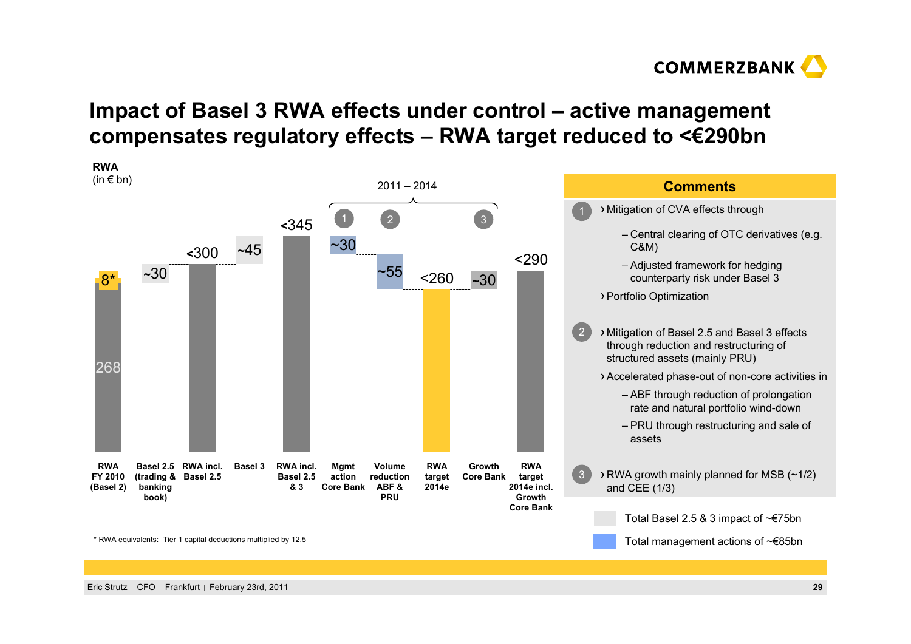# Impact of Basel 3 RWA effects under control – active management compensates regulatory effects – RWA target reduced to <€290bn

**RWA**
(in € bn)

2011 – 2014

| | RWA FY 2010 (Basel 2) | Basel 2.5 (trading & banking book) | RWA incl. Basel 2.5 | Basel 3 | RWA incl. Basel 2.5 & 3 | Mgmt action Core Bank (1) | Volume reduction ABF & PRU (2) | RWA target 2014e | Growth Core Bank (3) | RWA target 2014e incl. Growth Core Bank |
|---|---|---|---|---|---|---|---|---|---|---|
| Value | 268 + 8* | ~30 | <300 | ~45 | <345 | ~30 | ~55 | <260 | ~30 | <290 |

\* RWA equivalents: Tier 1 capital deductions multiplied by 12.5

## Comments

1
- Mitigation of CVA effects through
  - Central clearing of OTC derivatives (e.g. C&M)
  - Adjusted framework for hedging counterparty risk under Basel 3
- Portfolio Optimization

2
- Mitigation of Basel 2.5 and Basel 3 effects through reduction and restructuring of structured assets (mainly PRU)
- Accelerated phase-out of non-core activities in
  - ABF through reduction of prolongation rate and natural portfolio wind-down
  - PRU through restructuring and sale of assets

3
- RWA growth mainly planned for MSB (~1/2) and CEE (1/3)

Total Basel 2.5 & 3 impact of ~€75bn

Total management actions of ~€85bn

Eric Strutz | CFO | Frankfurt | February 23rd, 2011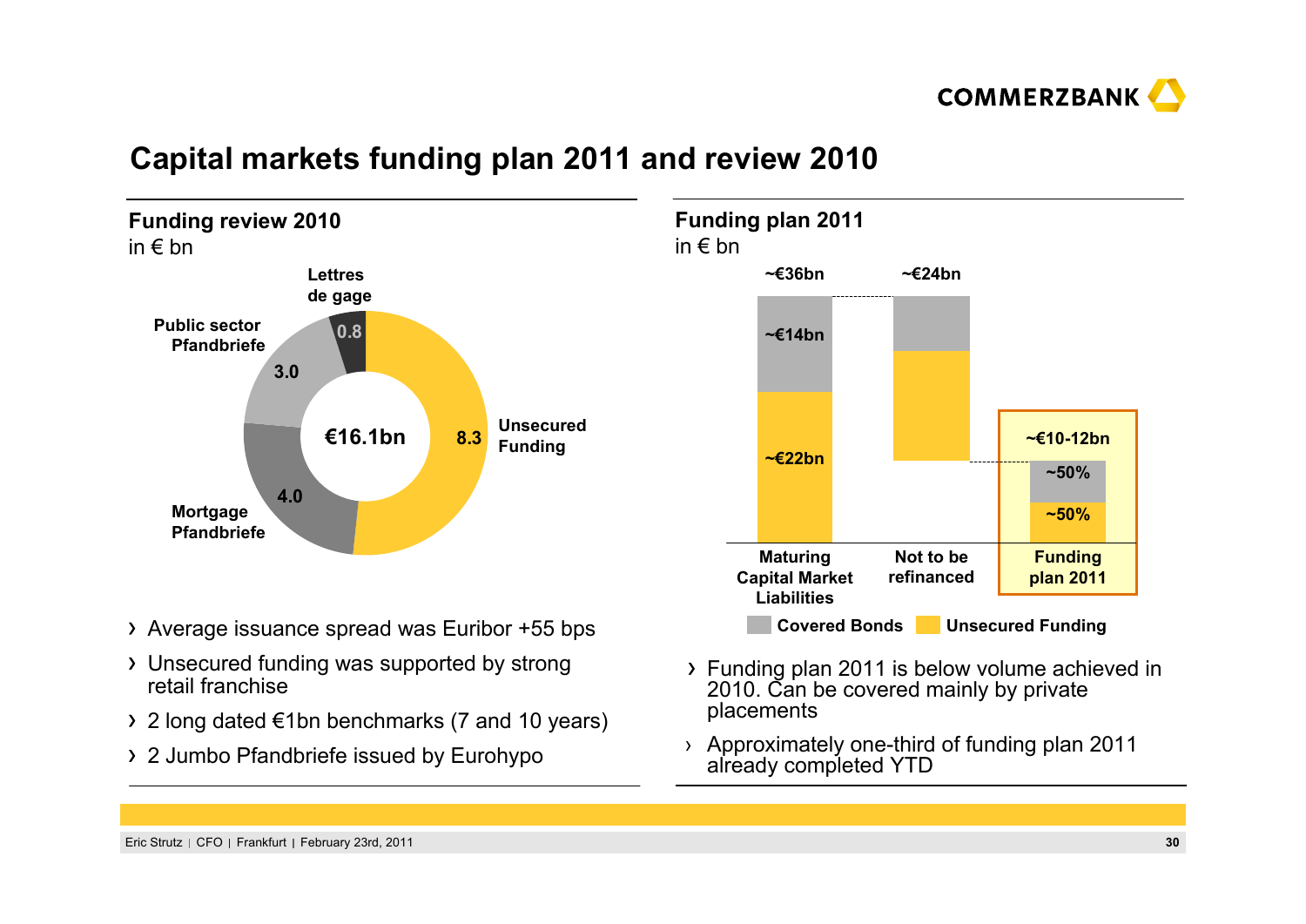# Capital markets funding plan 2011 and review 2010

## Funding review 2010

in € bn

| Category | € bn |
|---|---|
| Unsecured Funding | 8.3 |
| Mortgage Pfandbriefe | 4.0 |
| Public sector Pfandbriefe | 3.0 |
| Lettres de gage | 0.8 |
| **Total** | **€16.1bn** |

- Average issuance spread was Euribor +55 bps
- Unsecured funding was supported by strong retail franchise
- 2 long dated €1bn benchmarks (7 and 10 years)
- 2 Jumbo Pfandbriefe issued by Eurohypo

## Funding plan 2011

in € bn

| | Maturing Capital Market Liabilities | Not to be refinanced | Funding plan 2011 |
|---|---|---|---|
| Total | ~€36bn | ~€24bn | ~€10-12bn |
| Covered Bonds | ~€14bn | | ~50% |
| Unsecured Funding | ~€22bn | | ~50% |

- Funding plan 2011 is below volume achieved in 2010. Can be covered mainly by private placements
- Approximately one-third of funding plan 2011 already completed YTD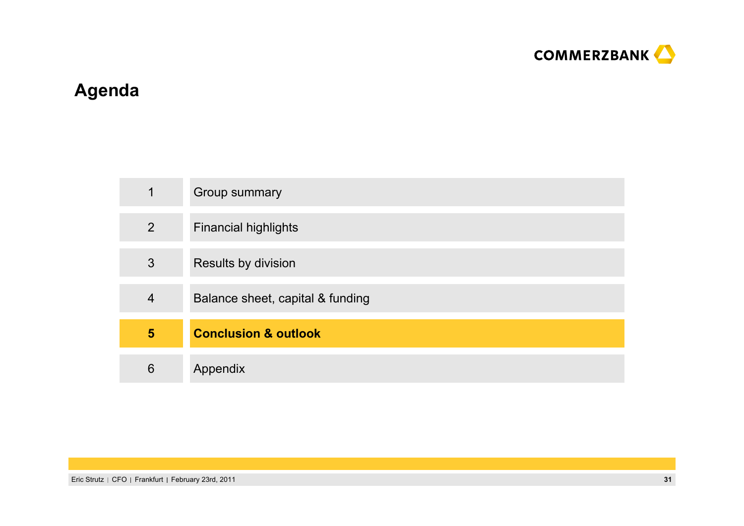# Agenda

| | |
|---|---|
| 1 | Group summary |
| 2 | Financial highlights |
| 3 | Results by division |
| 4 | Balance sheet, capital & funding |
| **5** | **Conclusion & outlook** |
| 6 | Appendix |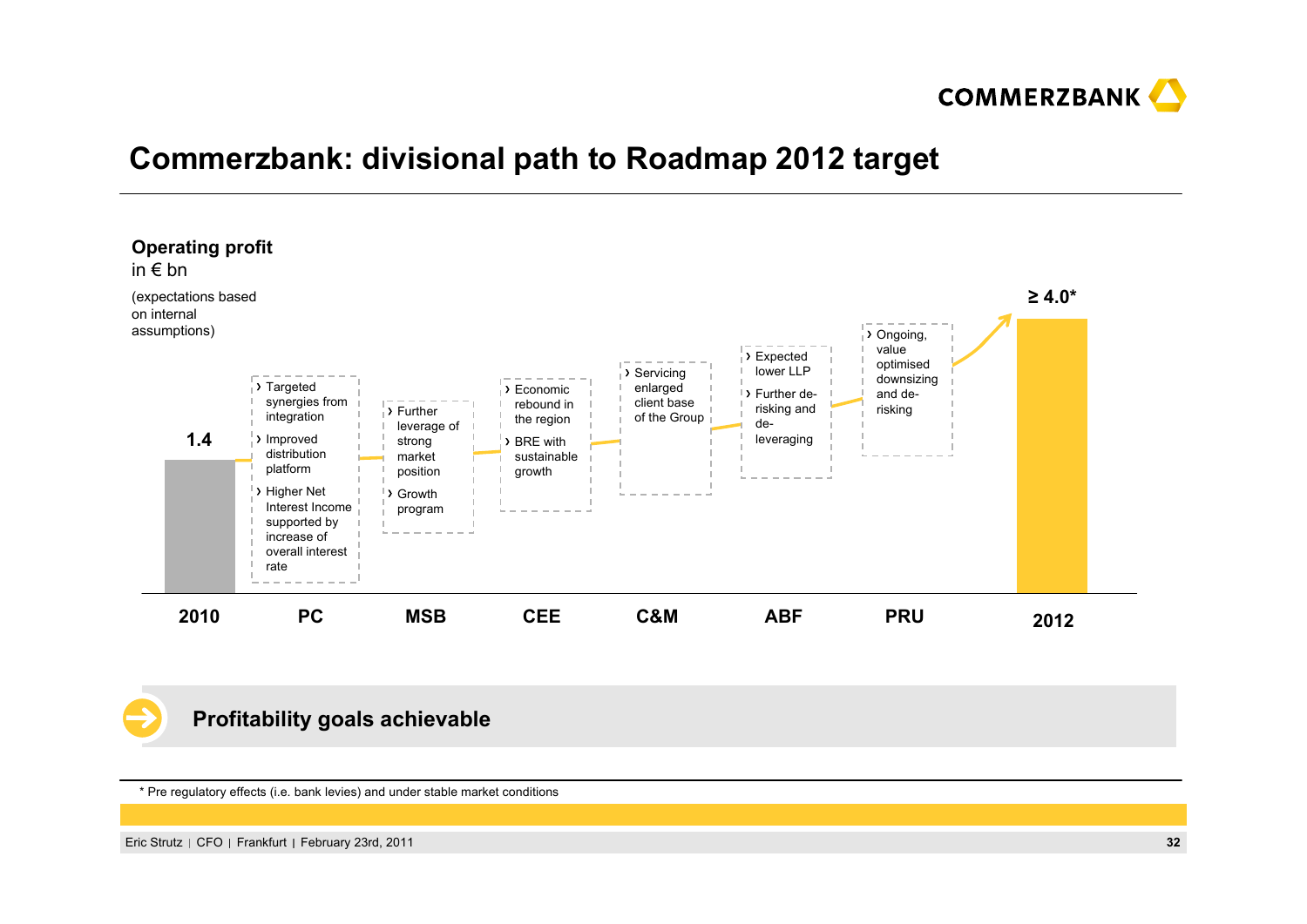# Commerzbank: divisional path to Roadmap 2012 target

**Operating profit**
in € bn
(expectations based on internal assumptions)

| 2010 | PC | MSB | CEE | C&M | ABF | PRU | 2012 |
|---|---|---|---|---|---|---|---|
| 1.4 | › Targeted synergies from integration<br>› Improved distribution platform<br>› Higher Net Interest Income supported by increase of overall interest rate | › Further leverage of strong market position<br>› Growth program | › Economic rebound in the region<br>› BRE with sustainable growth | › Servicing enlarged client base of the Group | › Expected lower LLP<br>› Further de-risking and de-leveraging | › Ongoing, value optimised downsizing and de-risking | ≥ 4.0* |

**Profitability goals achievable**

* Pre regulatory effects (i.e. bank levies) and under stable market conditions

Eric Strutz | CFO | Frankfurt | February 23rd, 2011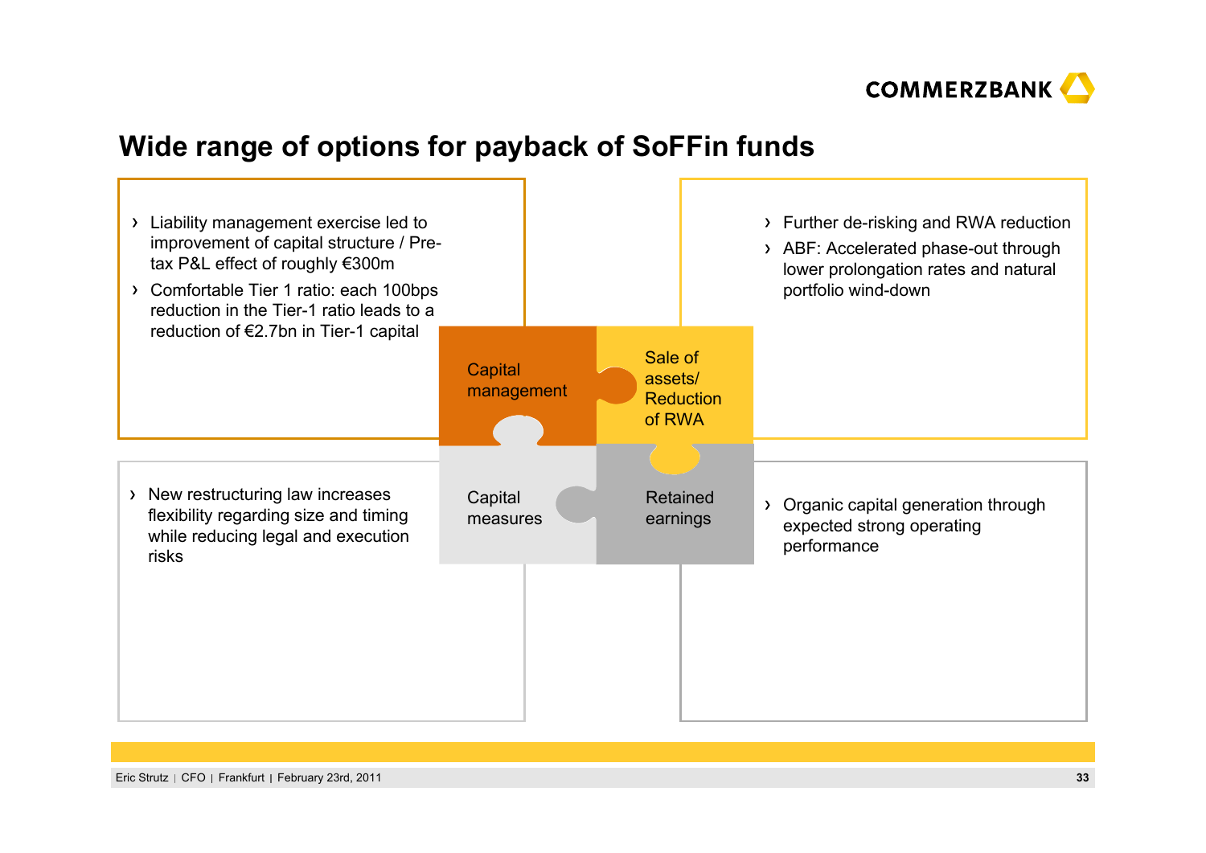# Wide range of options for payback of SoFFin funds

## Capital management

- Liability management exercise led to improvement of capital structure / Pre-tax P&L effect of roughly €300m
- Comfortable Tier 1 ratio: each 100bps reduction in the Tier-1 ratio leads to a reduction of €2.7bn in Tier-1 capital

## Sale of assets/ Reduction of RWA

- Further de-risking and RWA reduction
- ABF: Accelerated phase-out through lower prolongation rates and natural portfolio wind-down

## Capital measures

- New restructuring law increases flexibility regarding size and timing while reducing legal and execution risks

## Retained earnings

- Organic capital generation through expected strong operating performance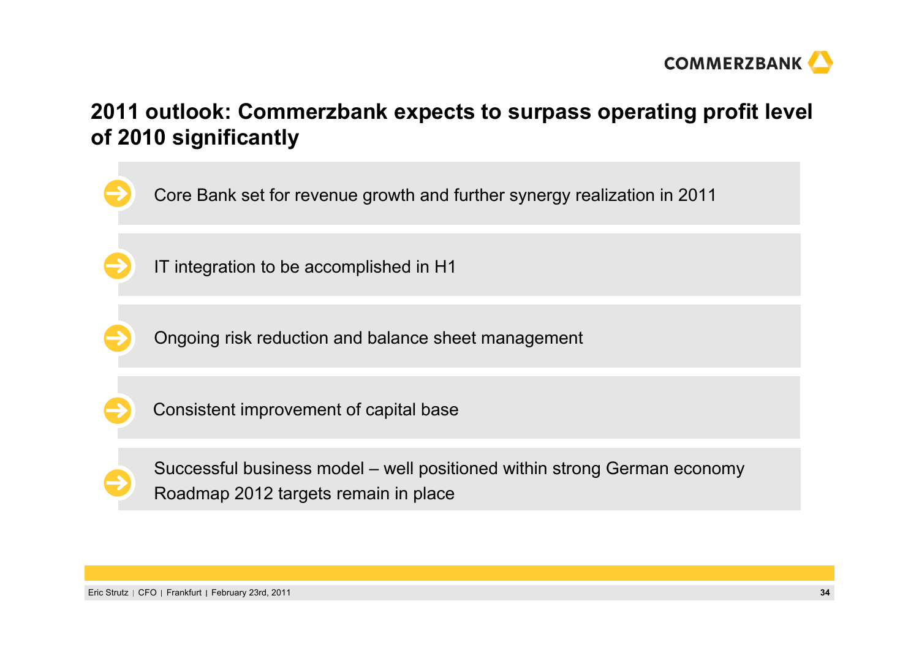# 2011 outlook: Commerzbank expects to surpass operating profit level of 2010 significantly

- Core Bank set for revenue growth and further synergy realization in 2011
- IT integration to be accomplished in H1
- Ongoing risk reduction and balance sheet management
- Consistent improvement of capital base
- Successful business model – well positioned within strong German economy
  Roadmap 2012 targets remain in place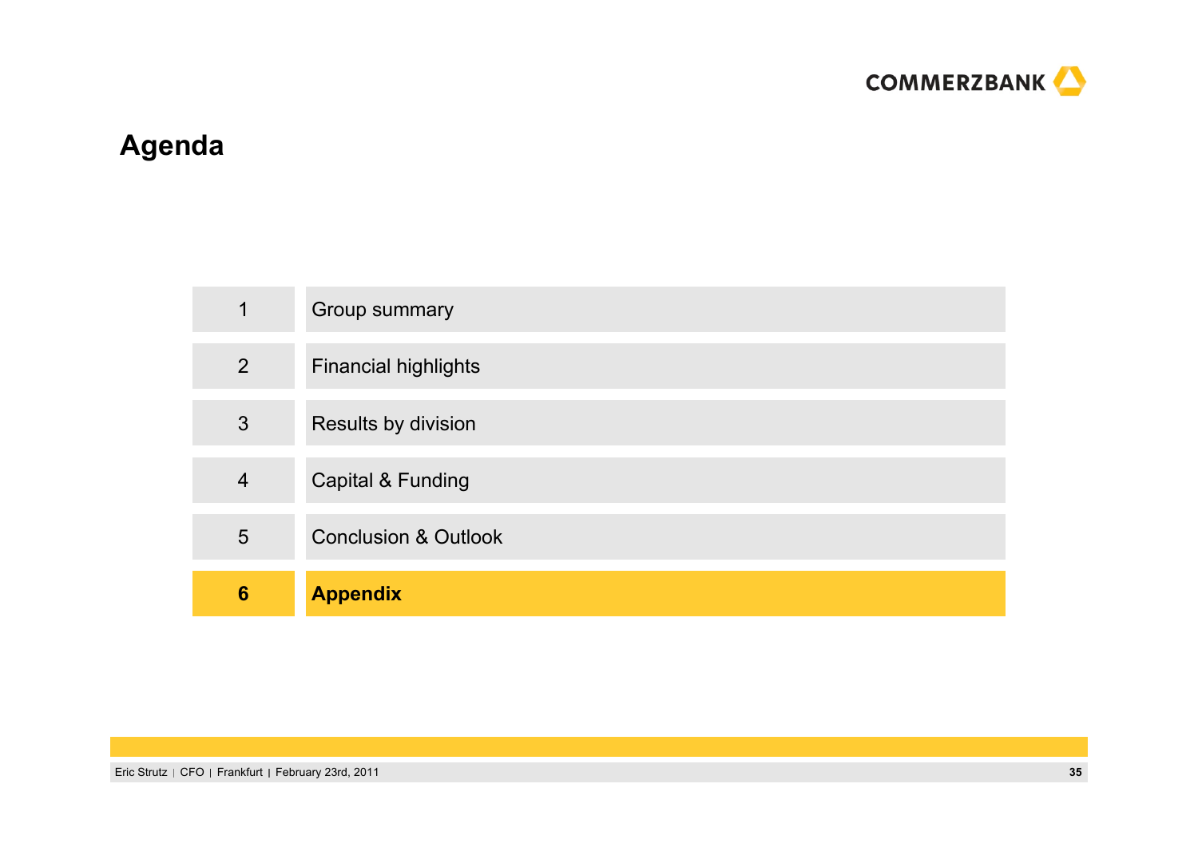# Agenda

| | |
|---|---|
| 1 | Group summary |
| 2 | Financial highlights |
| 3 | Results by division |
| 4 | Capital & Funding |
| 5 | Conclusion & Outlook |
| **6** | **Appendix** |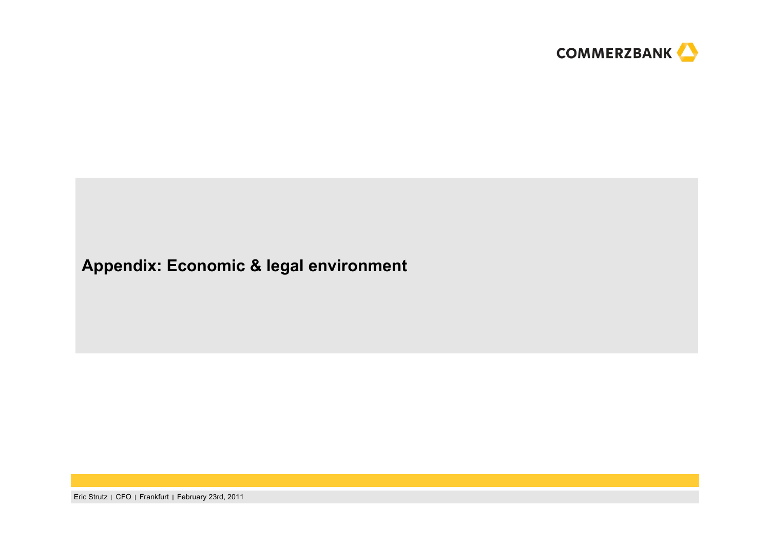# Appendix: Economic & legal environment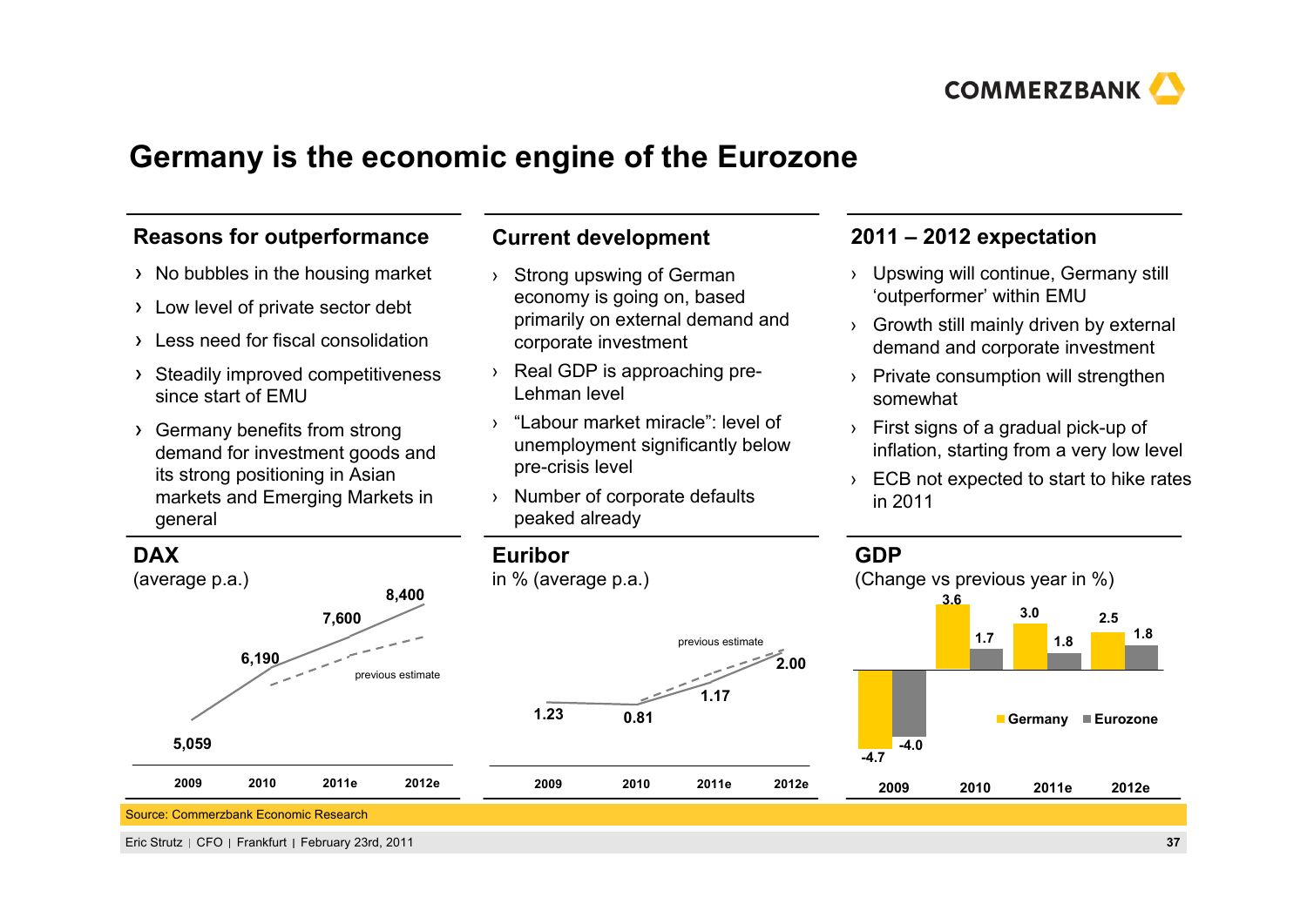# Germany is the economic engine of the Eurozone

## Reasons for outperformance

- No bubbles in the housing market
- Low level of private sector debt
- Less need for fiscal consolidation
- Steadily improved competitiveness since start of EMU
- Germany benefits from strong demand for investment goods and its strong positioning in Asian markets and Emerging Markets in general

## Current development

- Strong upswing of German economy is going on, based primarily on external demand and corporate investment
- Real GDP is approaching pre-Lehman level
- "Labour market miracle": level of unemployment significantly below pre-crisis level
- Number of corporate defaults peaked already

## 2011 – 2012 expectation

- Upswing will continue, Germany still 'outperformer' within EMU
- Growth still mainly driven by external demand and corporate investment
- Private consumption will strengthen somewhat
- First signs of a gradual pick-up of inflation, starting from a very low level
- ECB not expected to start to hike rates in 2011

## DAX

(average p.a.)

| 2009 | 2010 | 2011e | 2012e |
|---|---|---|---|
| 5,059 | 6,190 | 7,600 | 8,400 |

previous estimate

## Euribor

in % (average p.a.)

| 2009 | 2010 | 2011e | 2012e |
|---|---|---|---|
| 1.23 | 0.81 | 1.17 | 2.00 |

previous estimate

## GDP

(Change vs previous year in %)

| | 2009 | 2010 | 2011e | 2012e |
|---|---|---|---|---|
| Germany | -4.7 | 3.6 | 3.0 | 2.5 |
| Eurozone | -4.0 | 1.7 | 1.8 | 1.8 |

Source: Commerzbank Economic Research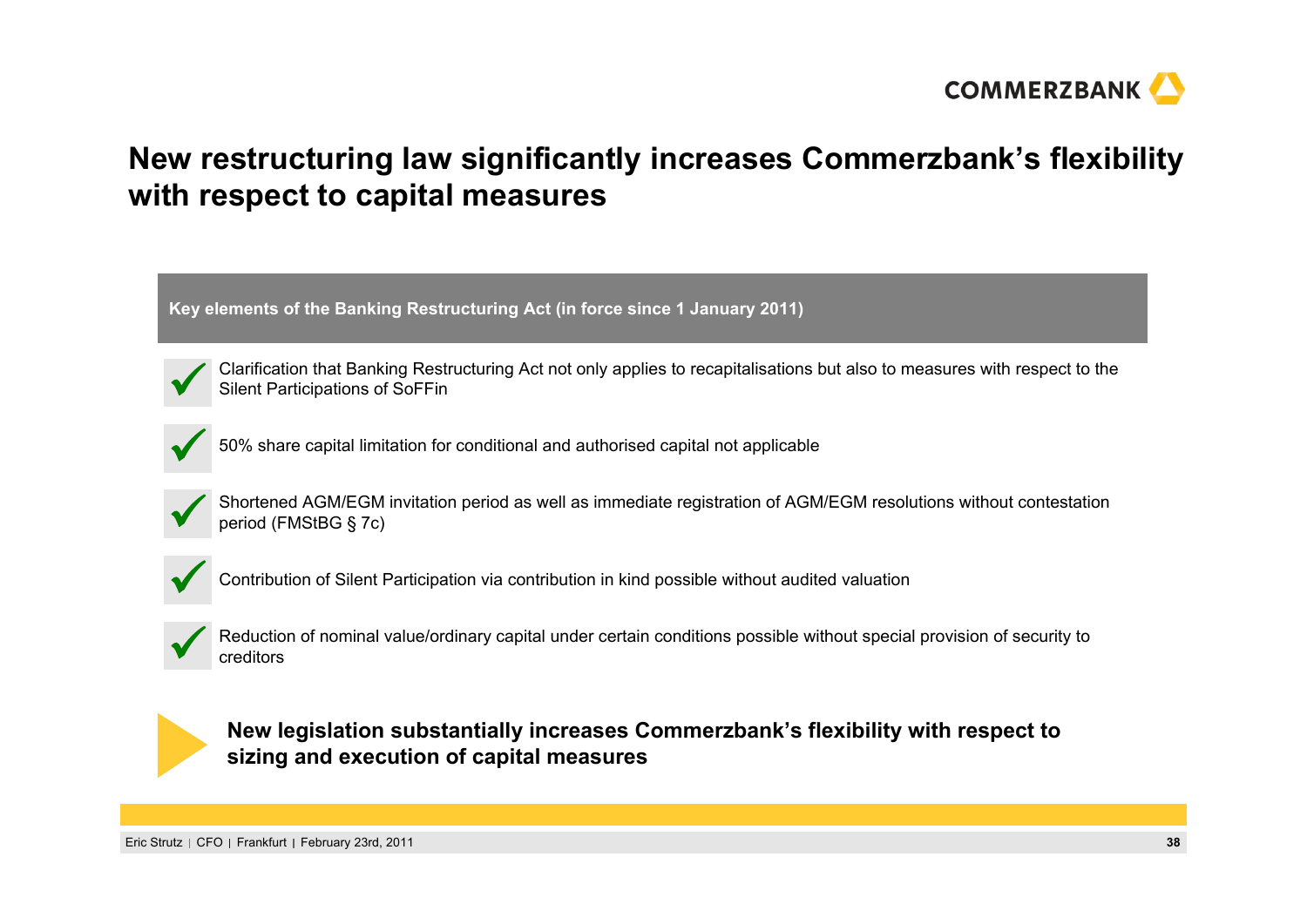# New restructuring law significantly increases Commerzbank's flexibility with respect to capital measures

**Key elements of the Banking Restructuring Act (in force since 1 January 2011)**

- ✓ Clarification that Banking Restructuring Act not only applies to recapitalisations but also to measures with respect to the Silent Participations of SoFFin
- ✓ 50% share capital limitation for conditional and authorised capital not applicable
- ✓ Shortened AGM/EGM invitation period as well as immediate registration of AGM/EGM resolutions without contestation period (FMStBG § 7c)
- ✓ Contribution of Silent Participation via contribution in kind possible without audited valuation
- ✓ Reduction of nominal value/ordinary capital under certain conditions possible without special provision of security to creditors

**New legislation substantially increases Commerzbank's flexibility with respect to sizing and execution of capital measures**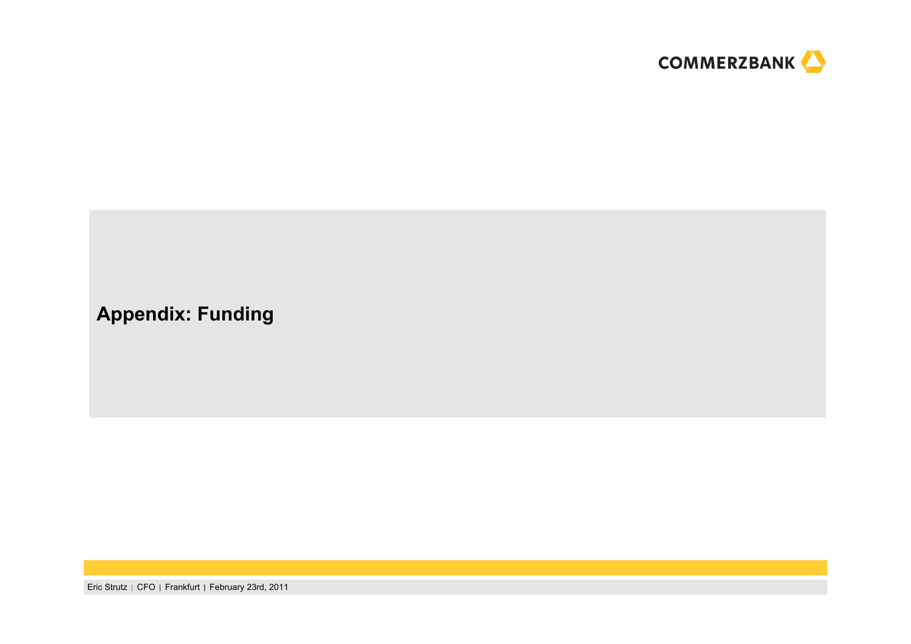# Appendix: Funding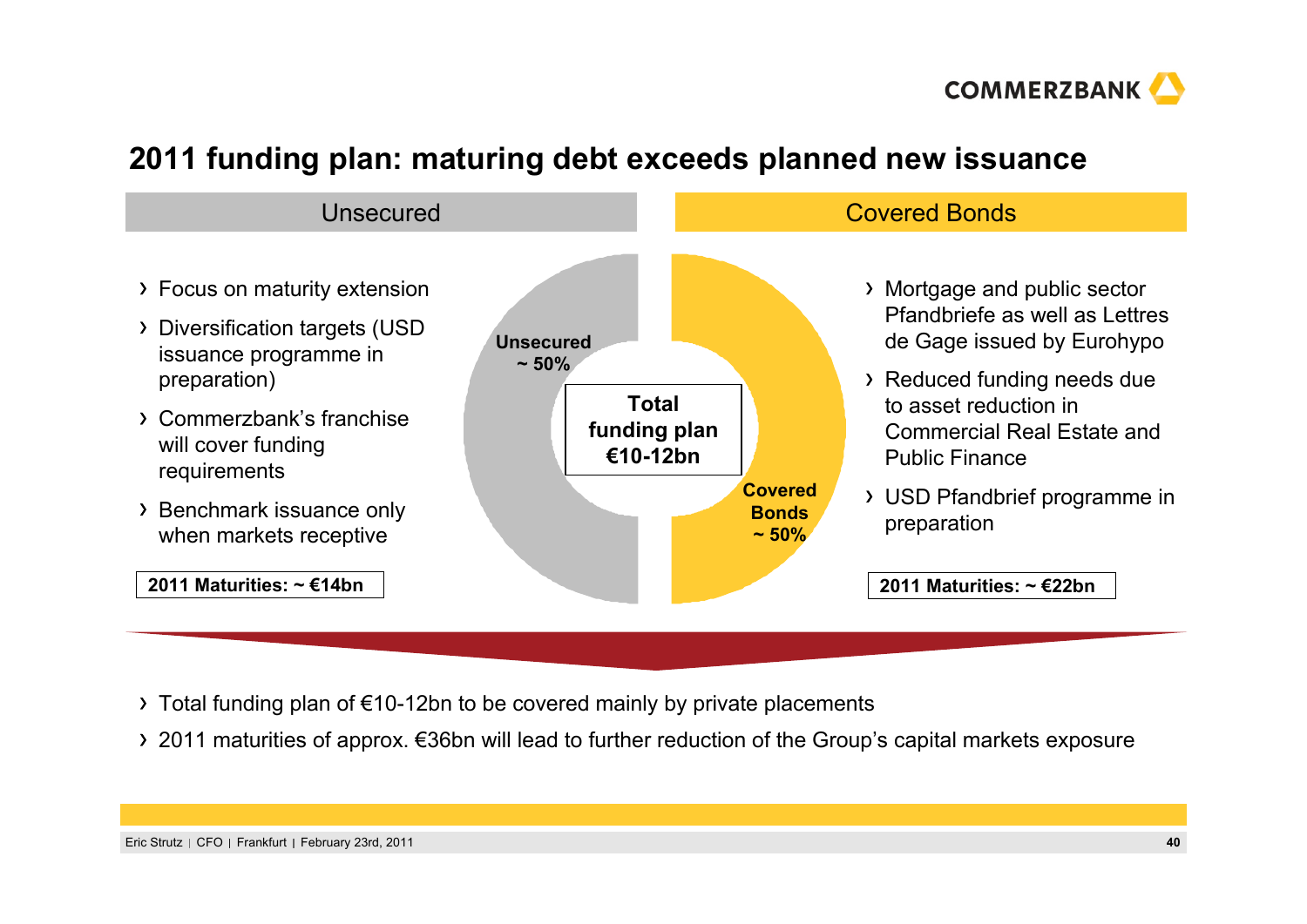# 2011 funding plan: maturing debt exceeds planned new issuance

## Unsecured

- Focus on maturity extension
- Diversification targets (USD issuance programme in preparation)
- Commerzbank's franchise will cover funding requirements
- Benchmark issuance only when markets receptive

**2011 Maturities: ~ €14bn**

**Unsecured ~ 50%**

**Total funding plan €10-12bn**

**Covered Bonds ~ 50%**

## Covered Bonds

- Mortgage and public sector Pfandbriefe as well as Lettres de Gage issued by Eurohypo
- Reduced funding needs due to asset reduction in Commercial Real Estate and Public Finance
- USD Pfandbrief programme in preparation

**2011 Maturities: ~ €22bn**

---

- Total funding plan of €10-12bn to be covered mainly by private placements
- 2011 maturities of approx. €36bn will lead to further reduction of the Group's capital markets exposure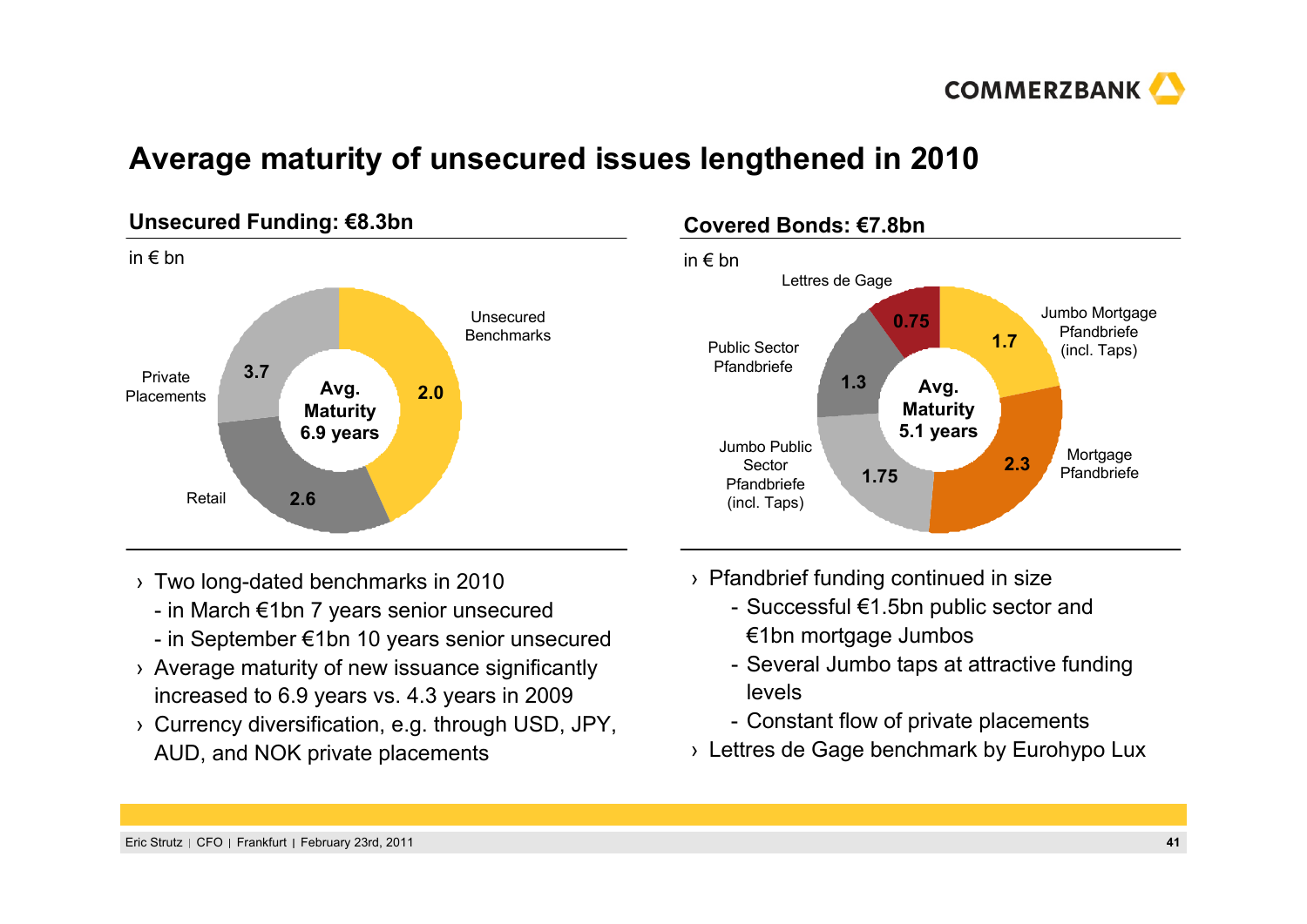# Average maturity of unsecured issues lengthened in 2010

## Unsecured Funding: €8.3bn

in € bn

| Segment | € bn |
|---|---|
| Unsecured Benchmarks | 2.0 |
| Retail | 2.6 |
| Private Placements | 3.7 |

Avg. Maturity 6.9 years

- Two long-dated benchmarks in 2010
  - in March €1bn 7 years senior unsecured
  - in September €1bn 10 years senior unsecured
- Average maturity of new issuance significantly increased to 6.9 years vs. 4.3 years in 2009
- Currency diversification, e.g. through USD, JPY, AUD, and NOK private placements

## Covered Bonds: €7.8bn

in € bn

| Segment | € bn |
|---|---|
| Jumbo Mortgage Pfandbriefe (incl. Taps) | 1.7 |
| Mortgage Pfandbriefe | 2.3 |
| Jumbo Public Sector Pfandbriefe (incl. Taps) | 1.75 |
| Public Sector Pfandbriefe | 1.3 |
| Lettres de Gage | 0.75 |

Avg. Maturity 5.1 years

- Pfandbrief funding continued in size
  - Successful €1.5bn public sector and €1bn mortgage Jumbos
  - Several Jumbo taps at attractive funding levels
  - Constant flow of private placements
- Lettres de Gage benchmark by Eurohypo Lux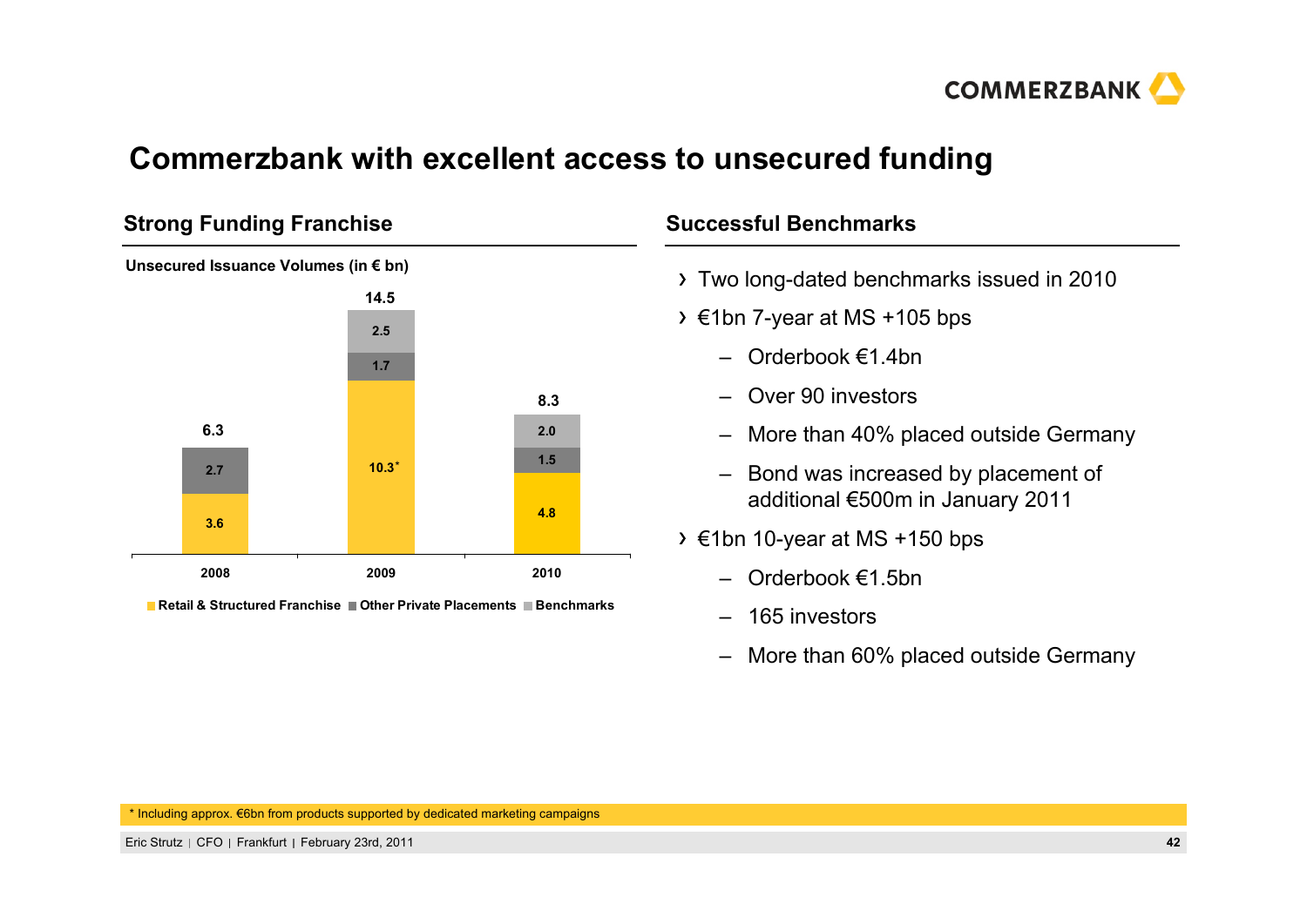# Commerzbank with excellent access to unsecured funding

## Strong Funding Franchise

**Unsecured Issuance Volumes (in € bn)**

| | 2008 | 2009 | 2010 |
|---|---|---|---|
| Retail & Structured Franchise | 3.6 | 10.3* | 4.8 |
| Other Private Placements | 2.7 | 1.7 | 1.5 |
| Benchmarks | | 2.5 | 2.0 |
| **Total** | **6.3** | **14.5** | **8.3** |

## Successful Benchmarks

- Two long-dated benchmarks issued in 2010
- €1bn 7-year at MS +105 bps
  - Orderbook €1.4bn
  - Over 90 investors
  - More than 40% placed outside Germany
  - Bond was increased by placement of additional €500m in January 2011
- €1bn 10-year at MS +150 bps
  - Orderbook €1.5bn
  - 165 investors
  - More than 60% placed outside Germany

* Including approx. €6bn from products supported by dedicated marketing campaigns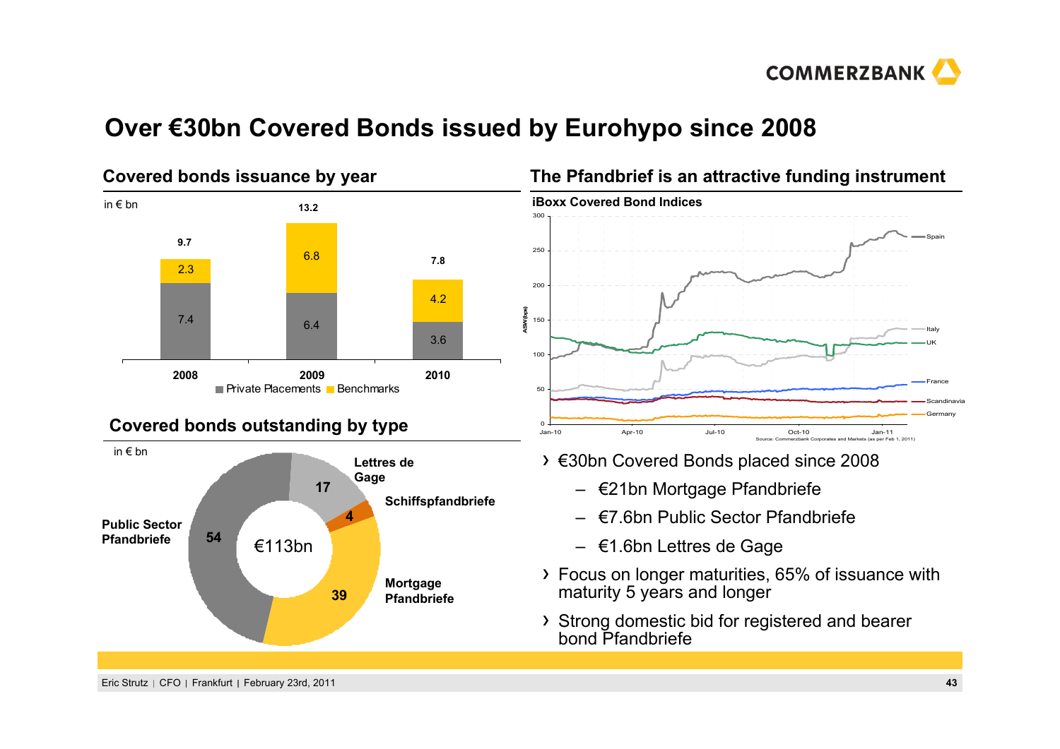# Over €30bn Covered Bonds issued by Eurohypo since 2008

## Covered bonds issuance by year

in € bn

| | 2008 | 2009 | 2010 |
|---|---|---|---|
| Private Placements | 7.4 | 6.4 | 3.6 |
| Benchmarks | 2.3 | 6.8 | 4.2 |
| Total | 9.7 | 13.2 | 7.8 |

## Covered bonds outstanding by type

in € bn

€113bn

| Type | € bn |
|---|---|
| Public Sector Pfandbriefe | 54 |
| Mortgage Pfandbriefe | 39 |
| Lettres de Gage | 17 |
| Schiffspfandbriefe | 4 |

## The Pfandbrief is an attractive funding instrument

**iBoxx Covered Bond Indices**

ASW (bps); Jan-10 to Jan-11; Spain, Italy, UK, France, Scandinavia, Germany

Source: Commerzbank Corporates and Markets (as per Feb 1, 2011)

- €30bn Covered Bonds placed since 2008
  - €21bn Mortgage Pfandbriefe
  - €7.6bn Public Sector Pfandbriefe
  - €1.6bn Lettres de Gage
- Focus on longer maturities, 65% of issuance with maturity 5 years and longer
- Strong domestic bid for registered and bearer bond Pfandbriefe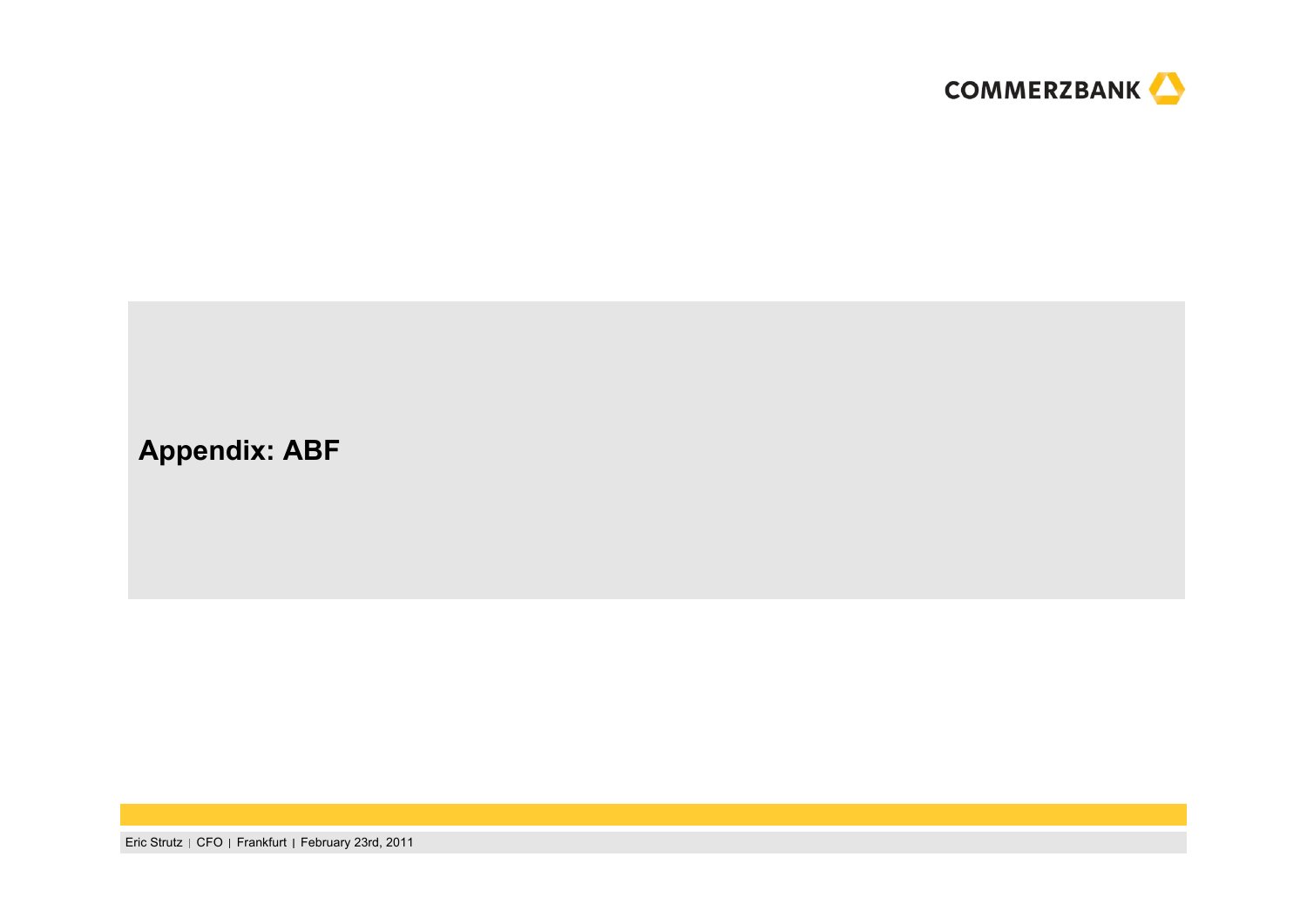# Appendix: ABF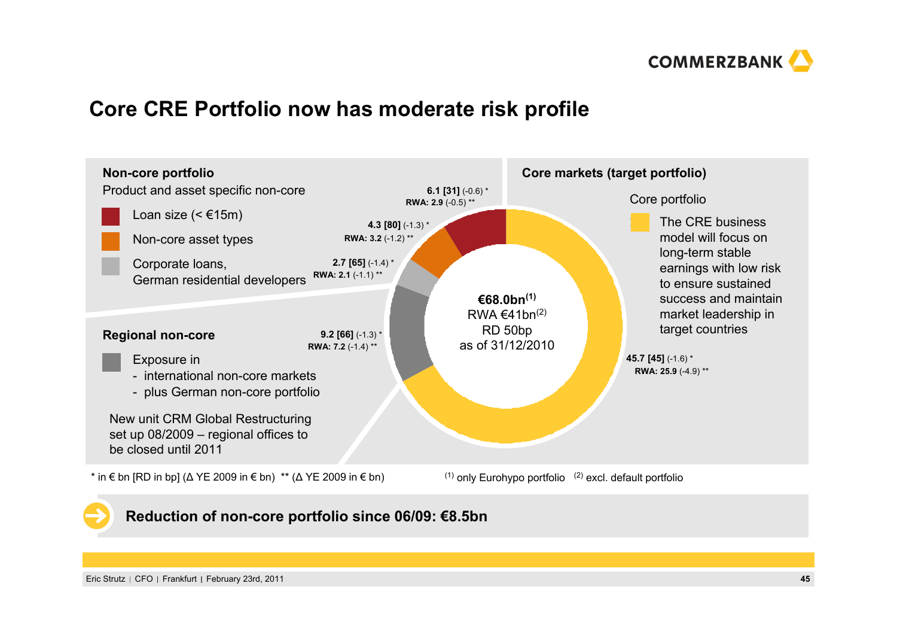# Core CRE Portfolio now has moderate risk profile

## Non-core portfolio

Product and asset specific non-core

- Loan size (< €15m) — **6.1 [31]** (-0.6) * **RWA: 2.9** (-0.5) **
- Non-core asset types — **4.3 [80]** (-1.3) * **RWA: 3.2** (-1.2) **
- Corporate loans, German residential developers — **2.7 [65]** (-1.4) * **RWA: 2.1** (-1.1) **

## Regional non-core

- Exposure in
  - international non-core markets
  - plus German non-core portfolio

**9.2 [66]** (-1.3) * **RWA: 7.2** (-1.4) **

New unit CRM Global Restructuring set up 08/2009 – regional offices to be closed until 2011

## Core markets (target portfolio)

Core portfolio

- The CRE business model will focus on long-term stable earnings with low risk to ensure sustained success and maintain market leadership in target countries

**45.7 [45]** (-1.6) * **RWA: 25.9** (-4.9) **

**€68.0bn(1)**
RWA €41bn(2)
RD 50bp
as of 31/12/2010

\* in € bn [RD in bp] (Δ YE 2009 in € bn) ** (Δ YE 2009 in € bn)

(1) only Eurohypo portfolio (2) excl. default portfolio

**Reduction of non-core portfolio since 06/09: €8.5bn**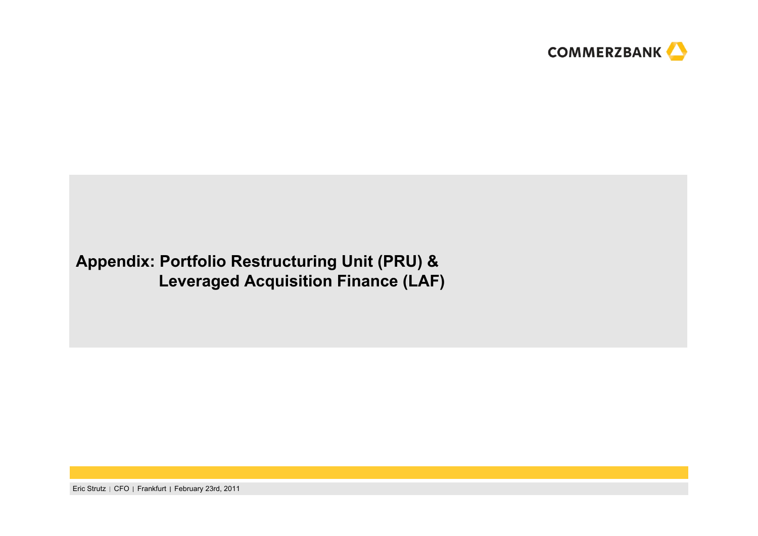# Appendix: Portfolio Restructuring Unit (PRU) & Leveraged Acquisition Finance (LAF)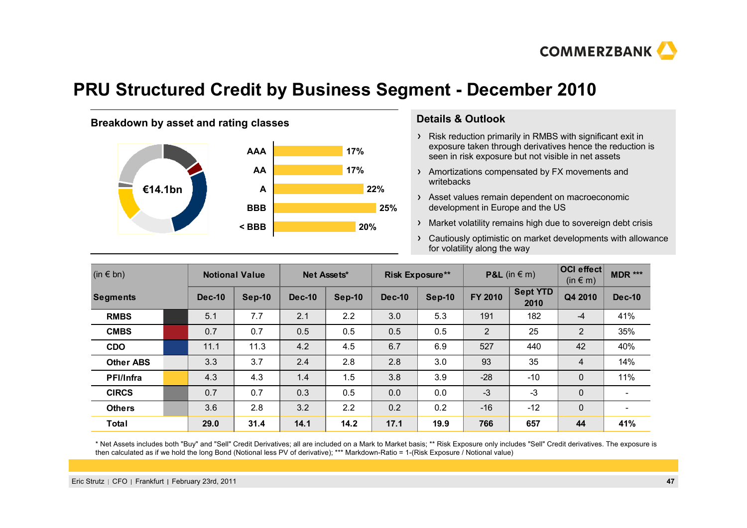# PRU Structured Credit by Business Segment - December 2010

## Breakdown by asset and rating classes

€14.1bn

| Rating | Share |
|---|---|
| AAA | 17% |
| AA | 17% |
| A | 22% |
| BBB | 25% |
| < BBB | 20% |

## Details & Outlook

- Risk reduction primarily in RMBS with significant exit in exposure taken through derivatives hence the reduction is seen in risk exposure but not visible in net assets
- Amortizations compensated by FX movements and writebacks
- Asset values remain dependent on macroeconomic development in Europe and the US
- Market volatility remains high due to sovereign debt crisis
- Cautiously optimistic on market developments with allowance for volatility along the way

| (in € bn) | Notional Value | | Net Assets* | | Risk Exposure** | | P&L (in € m) | | OCI effect (in € m) | MDR *** |
|---|---|---|---|---|---|---|---|---|---|---|
| **Segments** | **Dec-10** | **Sep-10** | **Dec-10** | **Sep-10** | **Dec-10** | **Sep-10** | **FY 2010** | **Sept YTD 2010** | **Q4 2010** | **Dec-10** |
| **RMBS** | 5.1 | 7.7 | 2.1 | 2.2 | 3.0 | 5.3 | 191 | 182 | -4 | 41% |
| **CMBS** | 0.7 | 0.7 | 0.5 | 0.5 | 0.5 | 0.5 | 2 | 25 | 2 | 35% |
| **CDO** | 11.1 | 11.3 | 4.2 | 4.5 | 6.7 | 6.9 | 527 | 440 | 42 | 40% |
| **Other ABS** | 3.3 | 3.7 | 2.4 | 2.8 | 2.8 | 3.0 | 93 | 35 | 4 | 14% |
| **PFI/Infra** | 4.3 | 4.3 | 1.4 | 1.5 | 3.8 | 3.9 | -28 | -10 | 0 | 11% |
| **CIRCS** | 0.7 | 0.7 | 0.3 | 0.5 | 0.0 | 0.0 | -3 | -3 | 0 | - |
| **Others** | 3.6 | 2.8 | 3.2 | 2.2 | 0.2 | 0.2 | -16 | -12 | 0 | - |
| **Total** | **29.0** | **31.4** | **14.1** | **14.2** | **17.1** | **19.9** | **766** | **657** | **44** | **41%** |

* Net Assets includes both "Buy" and "Sell" Credit Derivatives; all are included on a Mark to Market basis; ** Risk Exposure only includes "Sell" Credit derivatives. The exposure is then calculated as if we hold the long Bond (Notional less PV of derivative); *** Markdown-Ratio = 1-(Risk Exposure / Notional value)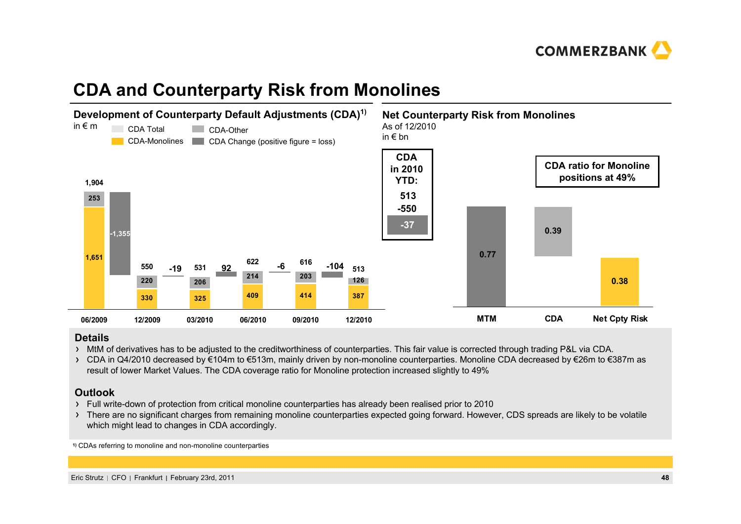# CDA and Counterparty Risk from Monolines

## Development of Counterparty Default Adjustments (CDA)[1)]

in € m

| | 06/2009 | Change | 12/2009 | Change | 03/2010 | Change | 06/2010 | Change | 09/2010 | Change | 12/2010 |
|---|---|---|---|---|---|---|---|---|---|---|---|
| CDA Total | 1,904 | | 550 | | 531 | | 622 | | 616 | | 513 |
| CDA-Other | 253 | | 220 | | 206 | | 214 | | 203 | | 126 |
| CDA-Monolines | 1,651 | | 330 | | 325 | | 409 | | 414 | | 387 |
| CDA Change (positive figure = loss) | | -1,355 | | -19 | | 92 | | -6 | | -104 | |

## Net Counterparty Risk from Monolines

As of 12/2010

in € bn

| CDA in 2010 YTD: |
|---|
| 513 |
| -550 |
| -37 |

| MTM | CDA | Net Cpty Risk |
|---|---|---|
| 0.77 | 0.39 | 0.38 |

**CDA ratio for Monoline positions at 49%**

### Details

- MtM of derivatives has to be adjusted to the creditworthiness of counterparties. This fair value is corrected through trading P&L via CDA.
- CDA in Q4/2010 decreased by €104m to €513m, mainly driven by non-monoline counterparties. Monoline CDA decreased by €26m to €387m as result of lower Market Values. The CDA coverage ratio for Monoline protection increased slightly to 49%

### Outlook

- Full write-down of protection from critical monoline counterparties has already been realised prior to 2010
- There are no significant charges from remaining monoline counterparties expected going forward. However, CDS spreads are likely to be volatile which might lead to changes in CDA accordingly.

1) CDAs referring to monoline and non-monoline counterparties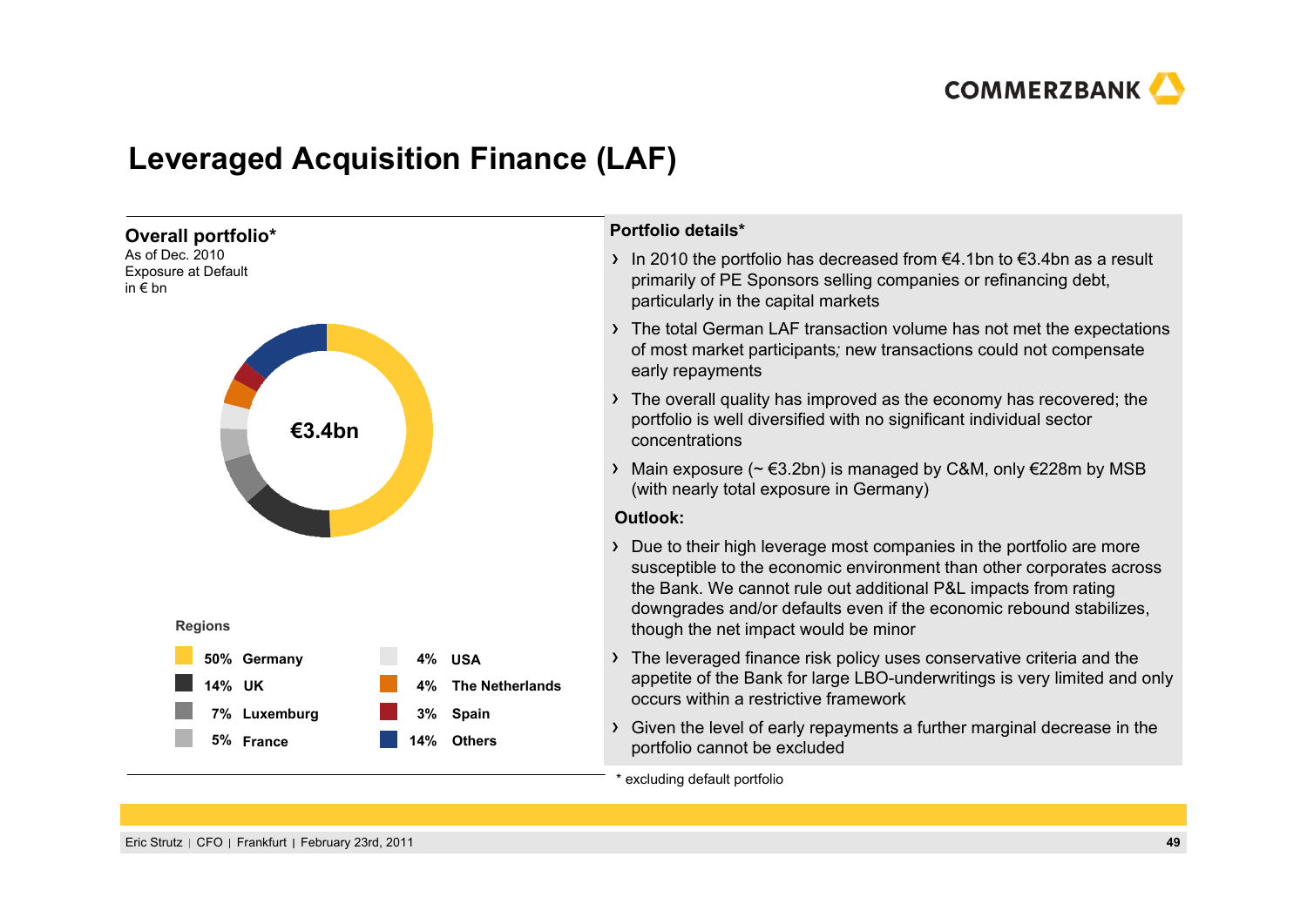# Leveraged Acquisition Finance (LAF)

## Overall portfolio*

As of Dec. 2010
Exposure at Default
in € bn

€3.4bn

**Regions**

| % | Region |
|---|---|
| 50% | Germany |
| 14% | UK |
| 7% | Luxemburg |
| 5% | France |
| 4% | USA |
| 4% | The Netherlands |
| 3% | Spain |
| 14% | Others |

## Portfolio details*

- In 2010 the portfolio has decreased from €4.1bn to €3.4bn as a result primarily of PE Sponsors selling companies or refinancing debt, particularly in the capital markets
- The total German LAF transaction volume has not met the expectations of most market participants; new transactions could not compensate early repayments
- The overall quality has improved as the economy has recovered; the portfolio is well diversified with no significant individual sector concentrations
- Main exposure (~ €3.2bn) is managed by C&M, only €228m by MSB (with nearly total exposure in Germany)

**Outlook:**

- Due to their high leverage most companies in the portfolio are more susceptible to the economic environment than other corporates across the Bank. We cannot rule out additional P&L impacts from rating downgrades and/or defaults even if the economic rebound stabilizes, though the net impact would be minor
- The leveraged finance risk policy uses conservative criteria and the appetite of the Bank for large LBO-underwritings is very limited and only occurs within a restrictive framework
- Given the level of early repayments a further marginal decrease in the portfolio cannot be excluded

\* excluding default portfolio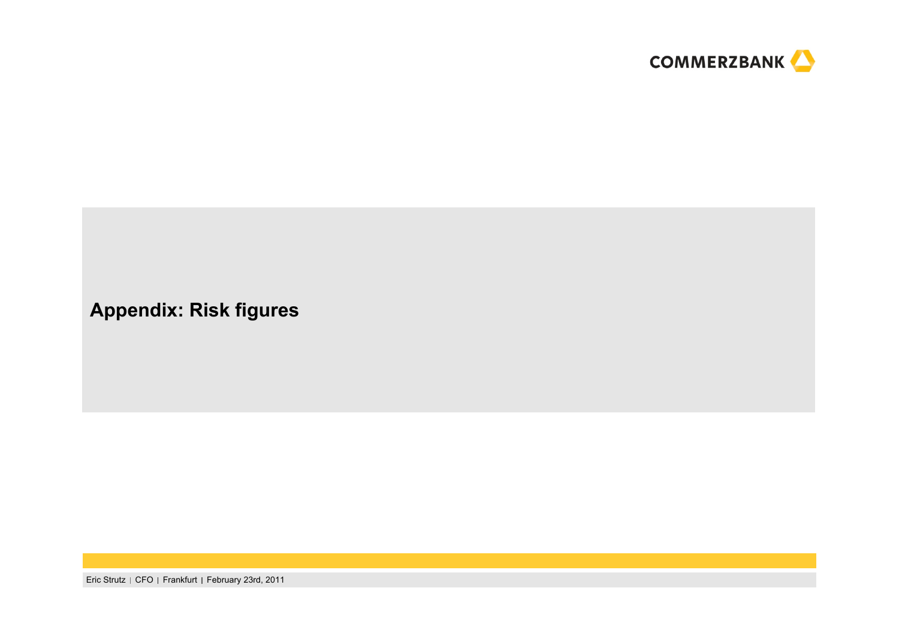# Appendix: Risk figures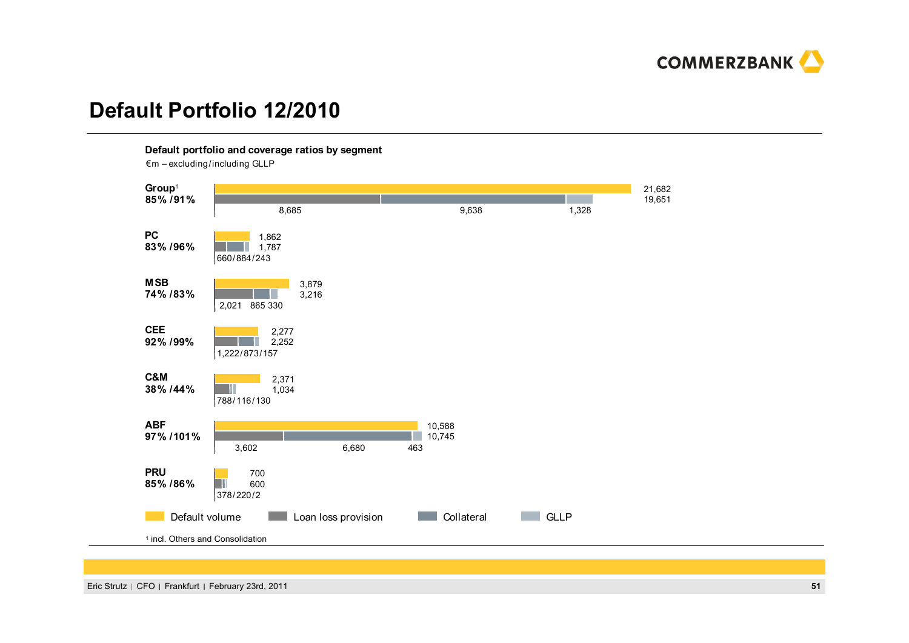# Default Portfolio 12/2010

**Default portfolio and coverage ratios by segment**

€m – excluding/including GLLP

| Segment | Coverage ratio (excl./incl. GLLP) | Default volume | Loan loss provision + Collateral + GLLP | Loan loss provision | Collateral | GLLP |
|---|---|---|---|---|---|---|
| Group[1] | 85% /91% | 21,682 | 19,651 | 8,685 | 9,638 | 1,328 |
| PC | 83% /96% | 1,862 | 1,787 | 660 | 884 | 243 |
| MSB | 74% /83% | 3,879 | 3,216 | 2,021 | 865 | 330 |
| CEE | 92% /99% | 2,277 | 2,252 | 1,222 | 873 | 157 |
| C&M | 38% /44% | 2,371 | 1,034 | 788 | 116 | 130 |
| ABF | 97% /101% | 10,588 | 10,745 | 3,602 | 6,680 | 463 |
| PRU | 85% /86% | 700 | 600 | 378 | 220 | 2 |

Default volume | Loan loss provision | Collateral | GLLP

[1] incl. Others and Consolidation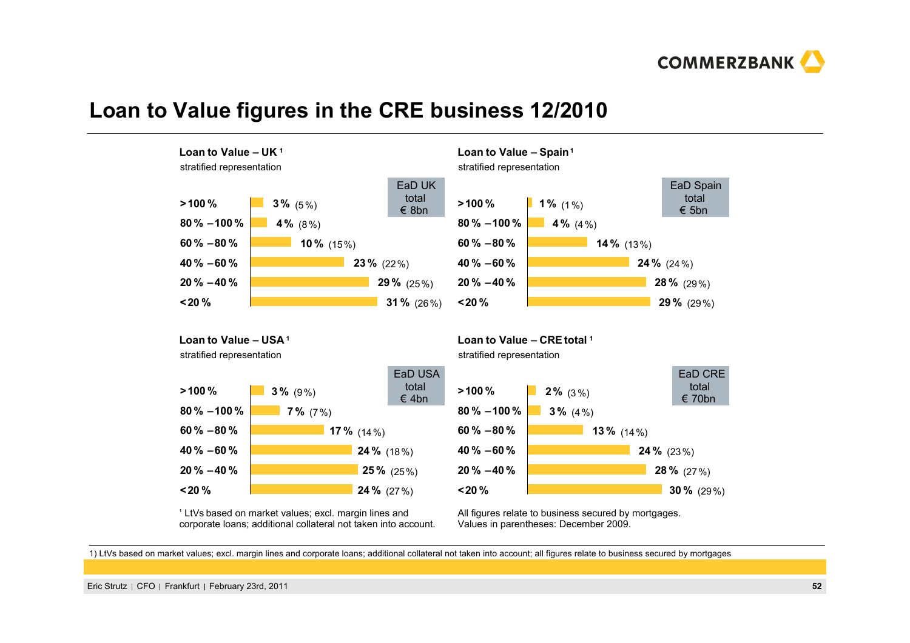# Loan to Value figures in the CRE business 12/2010

### Loan to Value – UK [1]

stratified representation

EaD UK total € 8bn

| LtV | 12/2010 | (12/2009) |
|---|---|---|
| > 100 % | 3 % | (5 %) |
| 80 % – 100 % | 4 % | (8 %) |
| 60 % – 80 % | 10 % | (15 %) |
| 40 % – 60 % | 23 % | (22 %) |
| 20 % – 40 % | 29 % | (25 %) |
| < 20 % | 31 % | (26 %) |

### Loan to Value – Spain [1]

stratified representation

EaD Spain total € 5bn

| LtV | 12/2010 | (12/2009) |
|---|---|---|
| > 100 % | 1 % | (1 %) |
| 80 % – 100 % | 4 % | (4 %) |
| 60 % – 80 % | 14 % | (13 %) |
| 40 % – 60 % | 24 % | (24 %) |
| 20 % – 40 % | 28 % | (29 %) |
| < 20 % | 29 % | (29 %) |

### Loan to Value – USA [1]

stratified representation

EaD USA total € 4bn

| LtV | 12/2010 | (12/2009) |
|---|---|---|
| > 100 % | 3 % | (9 %) |
| 80 % – 100 % | 7 % | (7 %) |
| 60 % – 80 % | 17 % | (14 %) |
| 40 % – 60 % | 24 % | (18 %) |
| 20 % – 40 % | 25 % | (25 %) |
| < 20 % | 24 % | (27 %) |

### Loan to Value – CRE total [1]

stratified representation

EaD CRE total € 70bn

| LtV | 12/2010 | (12/2009) |
|---|---|---|
| > 100 % | 2 % | (3 %) |
| 80 % – 100 % | 3 % | (4 %) |
| 60 % – 80 % | 13 % | (14 %) |
| 40 % – 60 % | 24 % | (23 %) |
| 20 % – 40 % | 28 % | (27 %) |
| < 20 % | 30 % | (29 %) |

[1] LtVs based on market values; excl. margin lines and corporate loans; additional collateral not taken into account.

All figures relate to business secured by mortgages. Values in parentheses: December 2009.

1) LtVs based on market values; excl. margin lines and corporate loans; additional collateral not taken into account; all figures relate to business secured by mortgages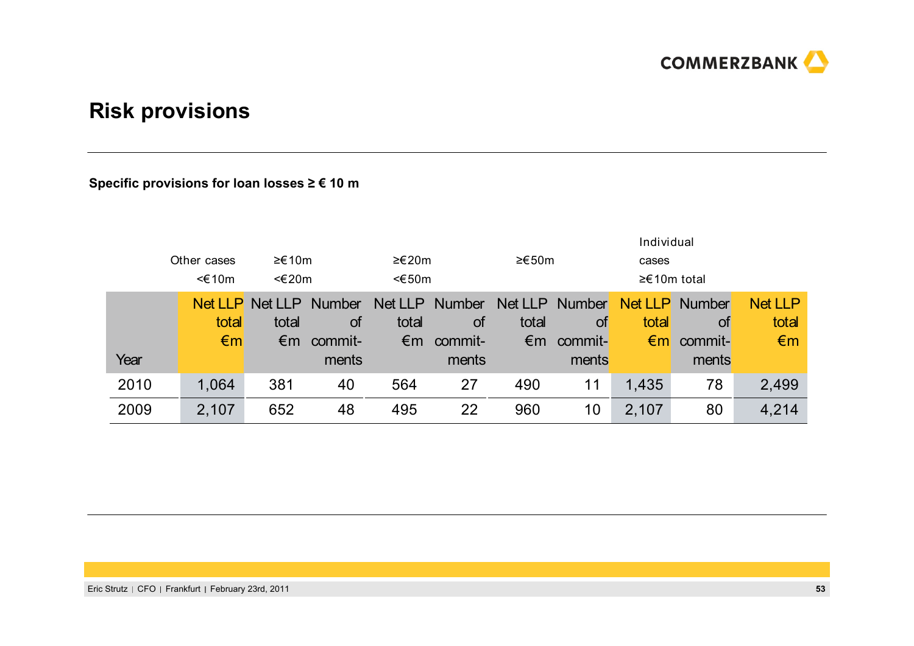# Risk provisions

**Specific provisions for loan losses ≥ € 10 m**

| | Other cases <€10m | ≥€10m <€20m | | ≥€20m <€50m | | ≥€50m | | Individual cases ≥€10m total | | |
|---|---|---|---|---|---|---|---|---|---|---|
| Year | Net LLP total €m | Net LLP total €m | Number of commit-ments | Net LLP total €m | Number of commit-ments | Net LLP total €m | Number of commit-ments | Net LLP total €m | Number of commit-ments | Net LLP total €m |
| 2010 | 1,064 | 381 | 40 | 564 | 27 | 490 | 11 | 1,435 | 78 | 2,499 |
| 2009 | 2,107 | 652 | 48 | 495 | 22 | 960 | 10 | 2,107 | 80 | 4,214 |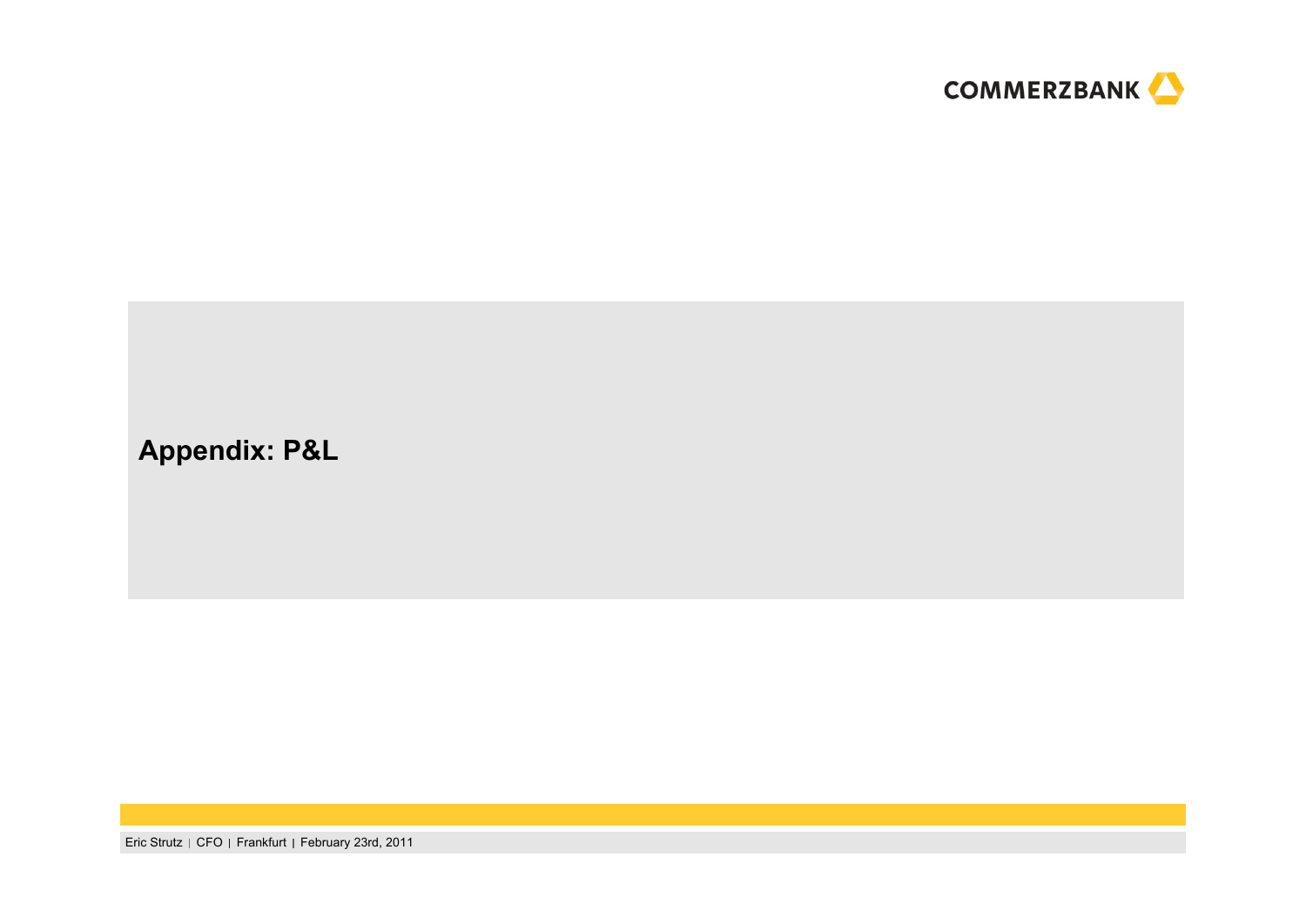# Appendix: P&L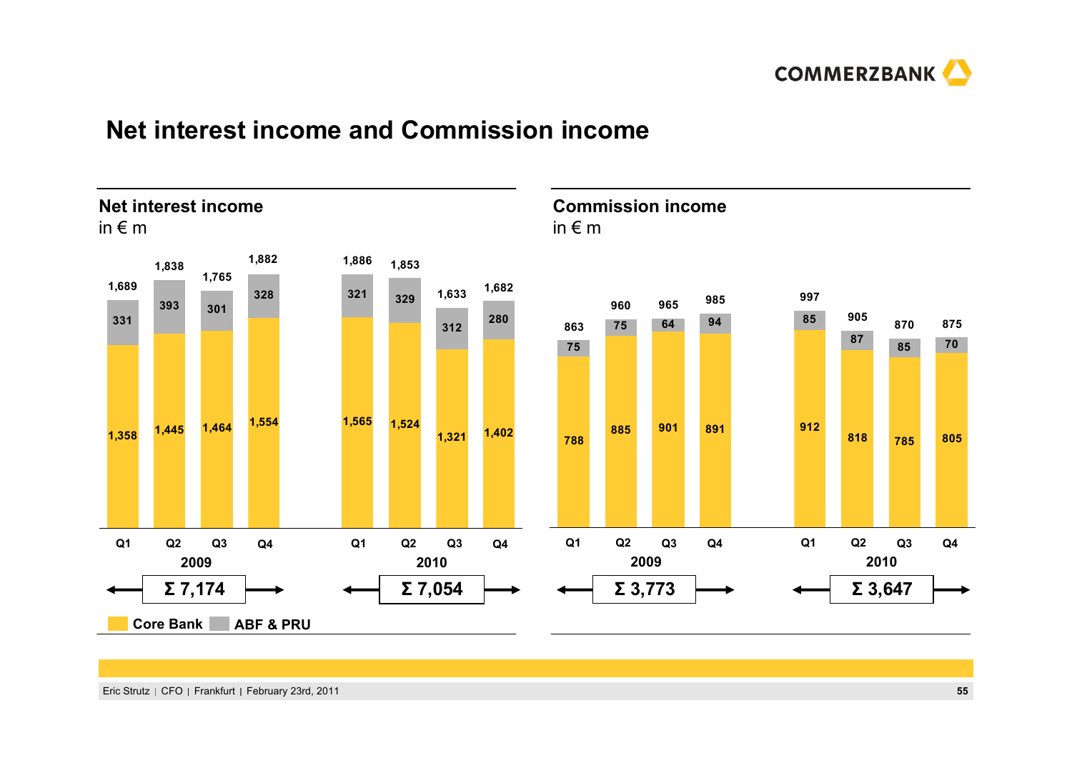# Net interest income and Commission income

## Net interest income

in € m

| | Q1 2009 | Q2 2009 | Q3 2009 | Q4 2009 | Q1 2010 | Q2 2010 | Q3 2010 | Q4 2010 |
|---|---|---|---|---|---|---|---|---|
| Total | 1,689 | 1,838 | 1,765 | 1,882 | 1,886 | 1,853 | 1,633 | 1,682 |
| ABF & PRU | 331 | 393 | 301 | 328 | 321 | 329 | 312 | 280 |
| Core Bank | 1,358 | 1,445 | 1,464 | 1,554 | 1,565 | 1,524 | 1,321 | 1,402 |

2009: Σ 7,174

2010: Σ 7,054

## Commission income

in € m

| | Q1 2009 | Q2 2009 | Q3 2009 | Q4 2009 | Q1 2010 | Q2 2010 | Q3 2010 | Q4 2010 |
|---|---|---|---|---|---|---|---|---|
| Total | 863 | 960 | 965 | 985 | 997 | 905 | 870 | 875 |
| ABF & PRU | 75 | 75 | 64 | 94 | 85 | 87 | 85 | 70 |
| Core Bank | 788 | 885 | 901 | 891 | 912 | 818 | 785 | 805 |

2009: Σ 3,773

2010: Σ 3,647

Core Bank | ABF & PRU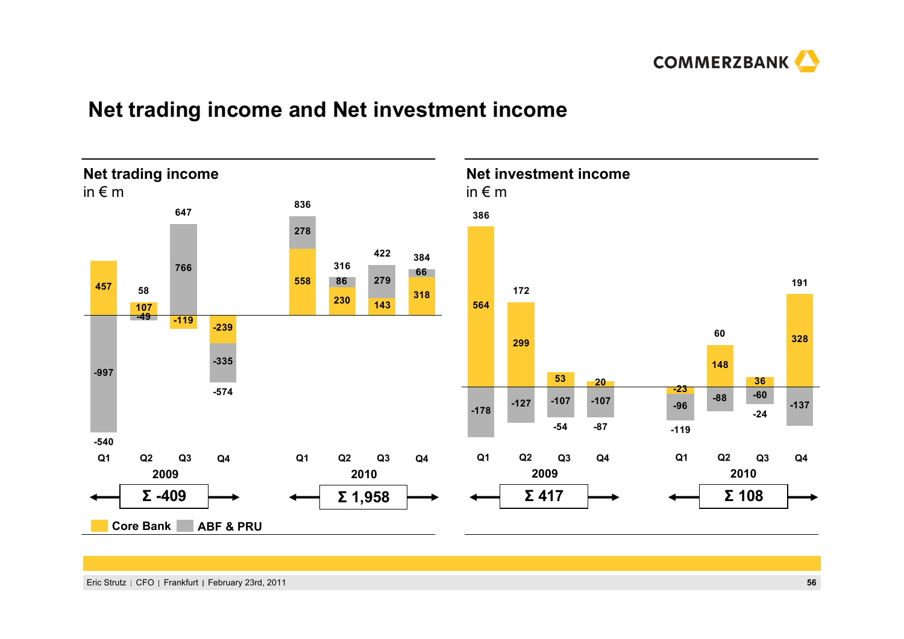# Net trading income and Net investment income

## Net trading income

in € m

| | 2009 Q1 | 2009 Q2 | 2009 Q3 | 2009 Q4 | 2010 Q1 | 2010 Q2 | 2010 Q3 | 2010 Q4 |
|---|---|---|---|---|---|---|---|---|
| Core Bank | 457 | 107 | -119 | -239 | 558 | 230 | 143 | 318 |
| ABF & PRU | -997 | -49 | 766 | -335 | 278 | 86 | 279 | 66 |
| Total | -540 | 58 | 647 | -574 | 836 | 316 | 422 | 384 |

2009: Σ -409

2010: Σ 1,958

## Net investment income

in € m

| | 2009 Q1 | 2009 Q2 | 2009 Q3 | 2009 Q4 | 2010 Q1 | 2010 Q2 | 2010 Q3 | 2010 Q4 |
|---|---|---|---|---|---|---|---|---|
| Core Bank | 564 | 299 | 53 | 20 | -23 | 148 | 36 | 328 |
| ABF & PRU | -178 | -127 | -107 | -107 | -96 | -88 | -60 | -137 |
| Total | 386 | 172 | -54 | -87 | -119 | 60 | -24 | 191 |

2009: Σ 417

2010: Σ 108

Core Bank | ABF & PRU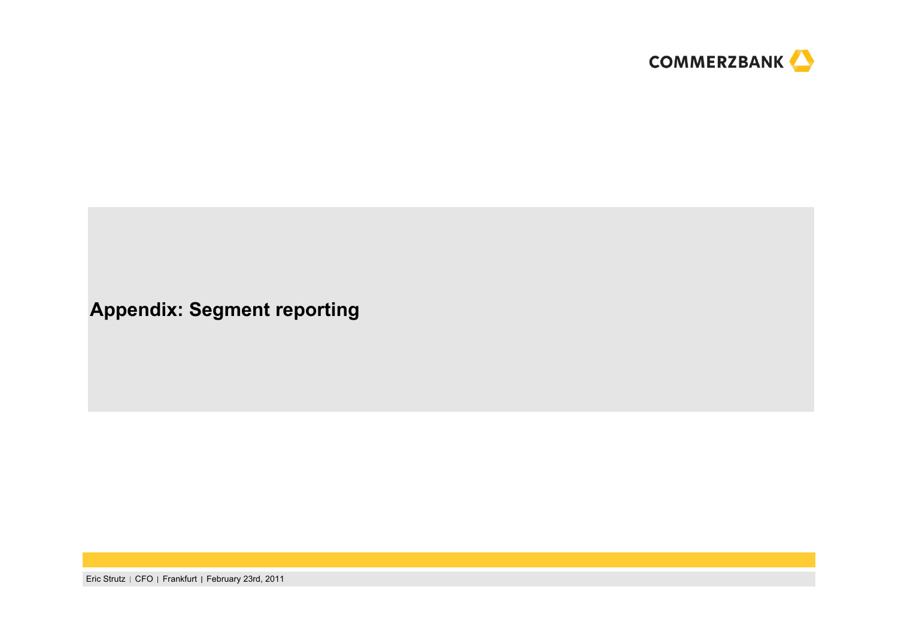# Appendix: Segment reporting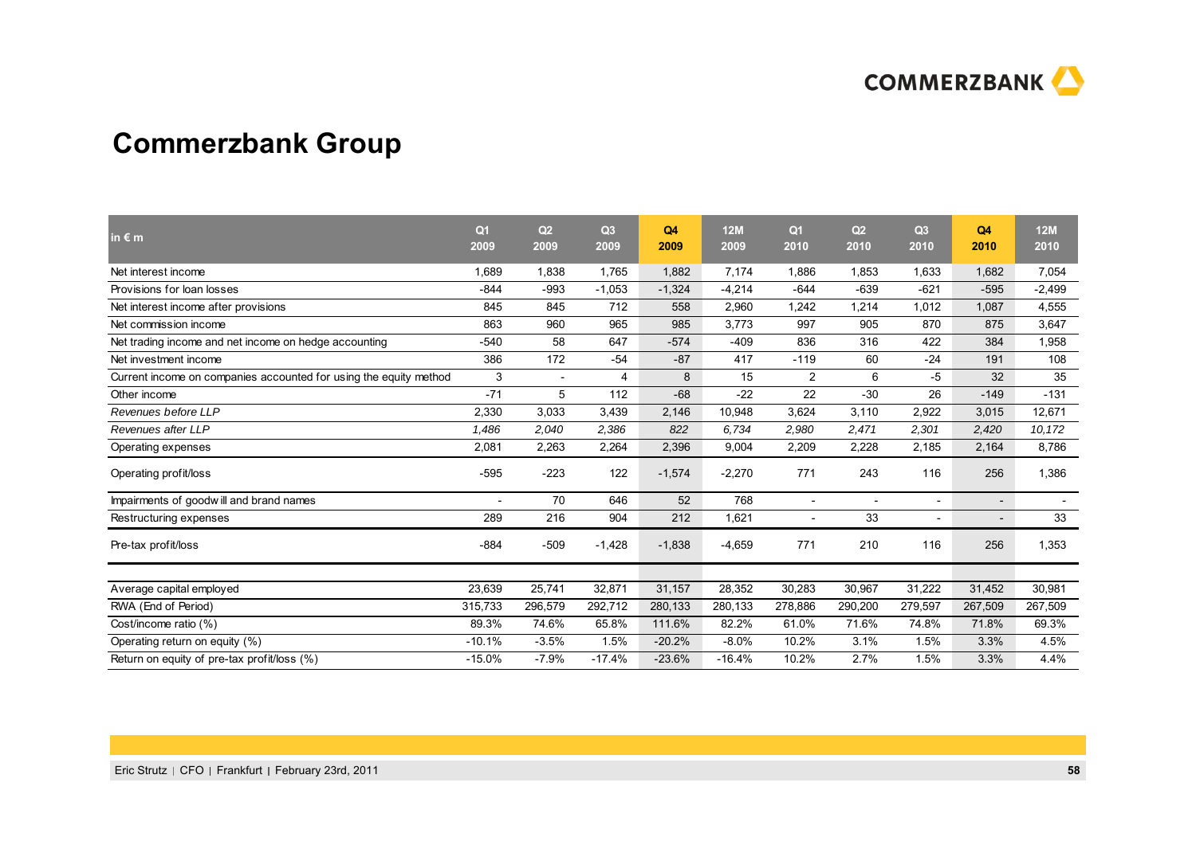# Commerzbank Group

| in € m | Q1 2009 | Q2 2009 | Q3 2009 | Q4 2009 | 12M 2009 | Q1 2010 | Q2 2010 | Q3 2010 | Q4 2010 | 12M 2010 |
|---|---|---|---|---|---|---|---|---|---|---|
| Net interest income | 1,689 | 1,838 | 1,765 | 1,882 | 7,174 | 1,886 | 1,853 | 1,633 | 1,682 | 7,054 |
| Provisions for loan losses | -844 | -993 | -1,053 | -1,324 | -4,214 | -644 | -639 | -621 | -595 | -2,499 |
| Net interest income after provisions | 845 | 845 | 712 | 558 | 2,960 | 1,242 | 1,214 | 1,012 | 1,087 | 4,555 |
| Net commission income | 863 | 960 | 965 | 985 | 3,773 | 997 | 905 | 870 | 875 | 3,647 |
| Net trading income and net income on hedge accounting | -540 | 58 | 647 | -574 | -409 | 836 | 316 | 422 | 384 | 1,958 |
| Net investment income | 386 | 172 | -54 | -87 | 417 | -119 | 60 | -24 | 191 | 108 |
| Current income on companies accounted for using the equity method | 3 | - | 4 | 8 | 15 | 2 | 6 | -5 | 32 | 35 |
| Other income | -71 | 5 | 112 | -68 | -22 | 22 | -30 | 26 | -149 | -131 |
| *Revenues before LLP* | 2,330 | 3,033 | 3,439 | 2,146 | 10,948 | 3,624 | 3,110 | 2,922 | 3,015 | 12,671 |
| *Revenues after LLP* | *1,486* | *2,040* | *2,386* | *822* | *6,734* | *2,980* | *2,471* | *2,301* | *2,420* | *10,172* |
| Operating expenses | 2,081 | 2,263 | 2,264 | 2,396 | 9,004 | 2,209 | 2,228 | 2,185 | 2,164 | 8,786 |
| Operating profit/loss | -595 | -223 | 122 | -1,574 | -2,270 | 771 | 243 | 116 | 256 | 1,386 |
| Impairments of goodwill and brand names | - | 70 | 646 | 52 | 768 | - | - | - | - | - |
| Restructuring expenses | 289 | 216 | 904 | 212 | 1,621 | - | 33 | - | - | 33 |
| Pre-tax profit/loss | -884 | -509 | -1,428 | -1,838 | -4,659 | 771 | 210 | 116 | 256 | 1,353 |
| | | | | | | | | | | |
| Average capital employed | 23,639 | 25,741 | 32,871 | 31,157 | 28,352 | 30,283 | 30,967 | 31,222 | 31,452 | 30,981 |
| RWA (End of Period) | 315,733 | 296,579 | 292,712 | 280,133 | 280,133 | 278,886 | 290,200 | 279,597 | 267,509 | 267,509 |
| Cost/income ratio (%) | 89.3% | 74.6% | 65.8% | 111.6% | 82.2% | 61.0% | 71.6% | 74.8% | 71.8% | 69.3% |
| Operating return on equity (%) | -10.1% | -3.5% | 1.5% | -20.2% | -8.0% | 10.2% | 3.1% | 1.5% | 3.3% | 4.5% |
| Return on equity of pre-tax profit/loss (%) | -15.0% | -7.9% | -17.4% | -23.6% | -16.4% | 10.2% | 2.7% | 1.5% | 3.3% | 4.4% |

Eric Strutz | CFO | Frankfurt | February 23rd, 2011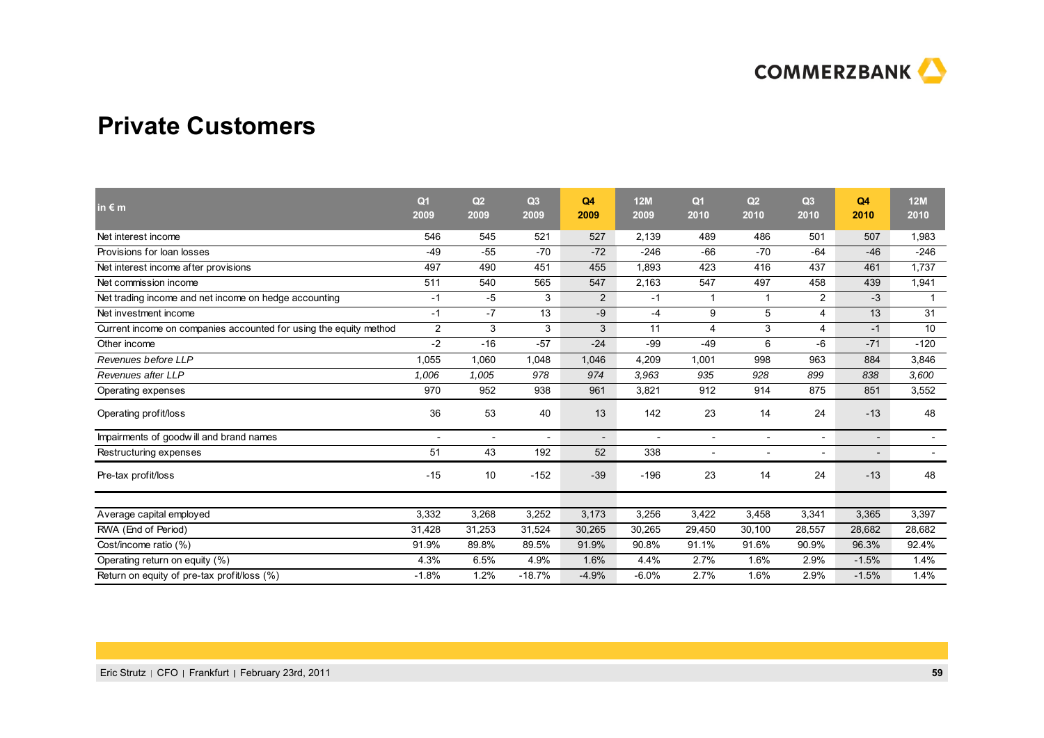# Private Customers

| in € m | Q1 2009 | Q2 2009 | Q3 2009 | Q4 2009 | 12M 2009 | Q1 2010 | Q2 2010 | Q3 2010 | Q4 2010 | 12M 2010 |
|---|---|---|---|---|---|---|---|---|---|---|
| Net interest income | 546 | 545 | 521 | 527 | 2,139 | 489 | 486 | 501 | 507 | 1,983 |
| Provisions for loan losses | -49 | -55 | -70 | -72 | -246 | -66 | -70 | -64 | -46 | -246 |
| Net interest income after provisions | 497 | 490 | 451 | 455 | 1,893 | 423 | 416 | 437 | 461 | 1,737 |
| Net commission income | 511 | 540 | 565 | 547 | 2,163 | 547 | 497 | 458 | 439 | 1,941 |
| Net trading income and net income on hedge accounting | -1 | -5 | 3 | 2 | -1 | 1 | 1 | 2 | -3 | 1 |
| Net investment income | -1 | -7 | 13 | -9 | -4 | 9 | 5 | 4 | 13 | 31 |
| Current income on companies accounted for using the equity method | 2 | 3 | 3 | 3 | 11 | 4 | 3 | 4 | -1 | 10 |
| Other income | -2 | -16 | -57 | -24 | -99 | -49 | 6 | -6 | -71 | -120 |
| *Revenues before LLP* | 1,055 | 1,060 | 1,048 | 1,046 | 4,209 | 1,001 | 998 | 963 | 884 | 3,846 |
| *Revenues after LLP* | *1,006* | *1,005* | *978* | *974* | *3,963* | *935* | *928* | *899* | *838* | *3,600* |
| Operating expenses | 970 | 952 | 938 | 961 | 3,821 | 912 | 914 | 875 | 851 | 3,552 |
| Operating profit/loss | 36 | 53 | 40 | 13 | 142 | 23 | 14 | 24 | -13 | 48 |
| Impairments of goodwill and brand names | - | - | - | - | - | - | - | - | - | - |
| Restructuring expenses | 51 | 43 | 192 | 52 | 338 | - | - | - | - | - |
| Pre-tax profit/loss | -15 | 10 | -152 | -39 | -196 | 23 | 14 | 24 | -13 | 48 |
| | | | | | | | | | | |
| Average capital employed | 3,332 | 3,268 | 3,252 | 3,173 | 3,256 | 3,422 | 3,458 | 3,341 | 3,365 | 3,397 |
| RWA (End of Period) | 31,428 | 31,253 | 31,524 | 30,265 | 30,265 | 29,450 | 30,100 | 28,557 | 28,682 | 28,682 |
| Cost/income ratio (%) | 91.9% | 89.8% | 89.5% | 91.9% | 90.8% | 91.1% | 91.6% | 90.9% | 96.3% | 92.4% |
| Operating return on equity (%) | 4.3% | 6.5% | 4.9% | 1.6% | 4.4% | 2.7% | 1.6% | 2.9% | -1.5% | 1.4% |
| Return on equity of pre-tax profit/loss (%) | -1.8% | 1.2% | -18.7% | -4.9% | -6.0% | 2.7% | 1.6% | 2.9% | -1.5% | 1.4% |

Eric Strutz | CFO | Frankfurt | February 23rd, 2011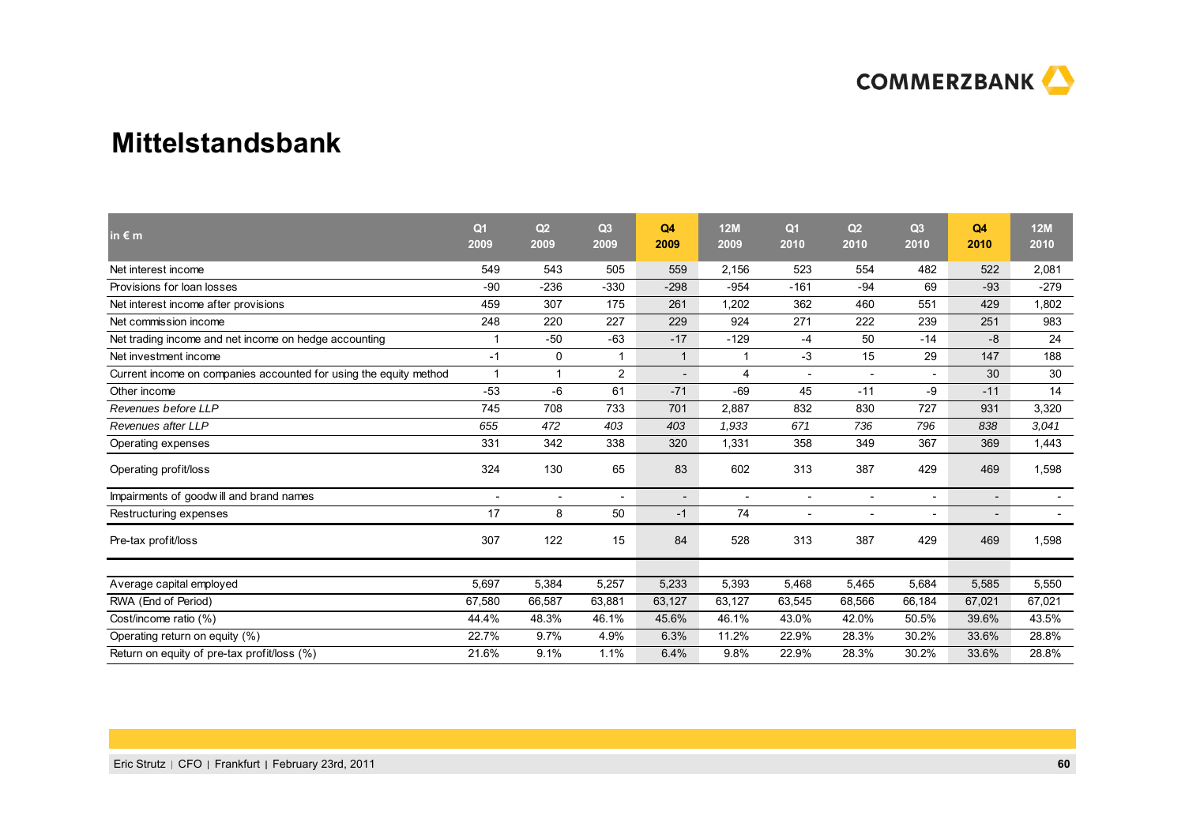# Mittelstandsbank

| in € m | Q1 2009 | Q2 2009 | Q3 2009 | Q4 2009 | 12M 2009 | Q1 2010 | Q2 2010 | Q3 2010 | Q4 2010 | 12M 2010 |
|---|---|---|---|---|---|---|---|---|---|---|
| Net interest income | 549 | 543 | 505 | 559 | 2,156 | 523 | 554 | 482 | 522 | 2,081 |
| Provisions for loan losses | -90 | -236 | -330 | -298 | -954 | -161 | -94 | 69 | -93 | -279 |
| Net interest income after provisions | 459 | 307 | 175 | 261 | 1,202 | 362 | 460 | 551 | 429 | 1,802 |
| Net commission income | 248 | 220 | 227 | 229 | 924 | 271 | 222 | 239 | 251 | 983 |
| Net trading income and net income on hedge accounting | 1 | -50 | -63 | -17 | -129 | -4 | 50 | -14 | -8 | 24 |
| Net investment income | -1 | 0 | 1 | 1 | 1 | -3 | 15 | 29 | 147 | 188 |
| Current income on companies accounted for using the equity method | 1 | 1 | 2 | - | 4 | - | - | - | 30 | 30 |
| Other income | -53 | -6 | 61 | -71 | -69 | 45 | -11 | -9 | -11 | 14 |
| *Revenues before LLP* | 745 | 708 | 733 | 701 | 2,887 | 832 | 830 | 727 | 931 | 3,320 |
| *Revenues after LLP* | *655* | *472* | *403* | *403* | *1,933* | *671* | *736* | *796* | *838* | *3,041* |
| Operating expenses | 331 | 342 | 338 | 320 | 1,331 | 358 | 349 | 367 | 369 | 1,443 |
| Operating profit/loss | 324 | 130 | 65 | 83 | 602 | 313 | 387 | 429 | 469 | 1,598 |
| Impairments of goodwill and brand names | - | - | - | - | - | - | - | - | - | - |
| Restructuring expenses | 17 | 8 | 50 | -1 | 74 | - | - | - | - | - |
| Pre-tax profit/loss | 307 | 122 | 15 | 84 | 528 | 313 | 387 | 429 | 469 | 1,598 |
| Average capital employed | 5,697 | 5,384 | 5,257 | 5,233 | 5,393 | 5,468 | 5,465 | 5,684 | 5,585 | 5,550 |
| RWA (End of Period) | 67,580 | 66,587 | 63,881 | 63,127 | 63,127 | 63,545 | 68,566 | 66,184 | 67,021 | 67,021 |
| Cost/income ratio (%) | 44.4% | 48.3% | 46.1% | 45.6% | 46.1% | 43.0% | 42.0% | 50.5% | 39.6% | 43.5% |
| Operating return on equity (%) | 22.7% | 9.7% | 4.9% | 6.3% | 11.2% | 22.9% | 28.3% | 30.2% | 33.6% | 28.8% |
| Return on equity of pre-tax profit/loss (%) | 21.6% | 9.1% | 1.1% | 6.4% | 9.8% | 22.9% | 28.3% | 30.2% | 33.6% | 28.8% |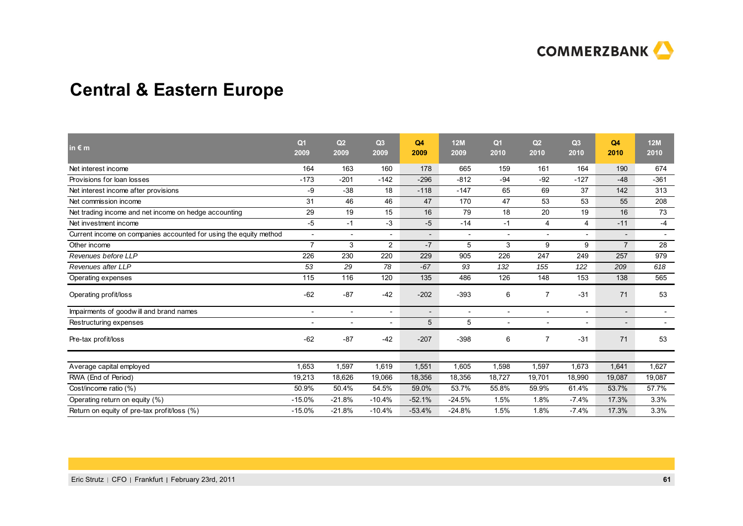# Central & Eastern Europe

| in € m | Q1 2009 | Q2 2009 | Q3 2009 | Q4 2009 | 12M 2009 | Q1 2010 | Q2 2010 | Q3 2010 | Q4 2010 | 12M 2010 |
|---|---|---|---|---|---|---|---|---|---|---|
| Net interest income | 164 | 163 | 160 | 178 | 665 | 159 | 161 | 164 | 190 | 674 |
| Provisions for loan losses | -173 | -201 | -142 | -296 | -812 | -94 | -92 | -127 | -48 | -361 |
| Net interest income after provisions | -9 | -38 | 18 | -118 | -147 | 65 | 69 | 37 | 142 | 313 |
| Net commission income | 31 | 46 | 46 | 47 | 170 | 47 | 53 | 53 | 55 | 208 |
| Net trading income and net income on hedge accounting | 29 | 19 | 15 | 16 | 79 | 18 | 20 | 19 | 16 | 73 |
| Net investment income | -5 | -1 | -3 | -5 | -14 | -1 | 4 | 4 | -11 | -4 |
| Current income on companies accounted for using the equity method | - | - | - | - | - | - | - | - | - | - |
| Other income | 7 | 3 | 2 | -7 | 5 | 3 | 9 | 9 | 7 | 28 |
| *Revenues before LLP* | 226 | 230 | 220 | 229 | 905 | 226 | 247 | 249 | 257 | 979 |
| *Revenues after LLP* | *53* | *29* | *78* | *-67* | *93* | *132* | *155* | *122* | *209* | *618* |
| Operating expenses | 115 | 116 | 120 | 135 | 486 | 126 | 148 | 153 | 138 | 565 |
| Operating profit/loss | -62 | -87 | -42 | -202 | -393 | 6 | 7 | -31 | 71 | 53 |
| Impairments of goodwill and brand names | - | - | - | - | - | - | - | - | - | - |
| Restructuring expenses | - | - | - | 5 | 5 | - | - | - | - | - |
| Pre-tax profit/loss | -62 | -87 | -42 | -207 | -398 | 6 | 7 | -31 | 71 | 53 |
| | | | | | | | | | | |
| Average capital employed | 1,653 | 1,597 | 1,619 | 1,551 | 1,605 | 1,598 | 1,597 | 1,673 | 1,641 | 1,627 |
| RWA (End of Period) | 19,213 | 18,626 | 19,066 | 18,356 | 18,356 | 18,727 | 19,701 | 18,990 | 19,087 | 19,087 |
| Cost/income ratio (%) | 50.9% | 50.4% | 54.5% | 59.0% | 53.7% | 55.8% | 59.9% | 61.4% | 53.7% | 57.7% |
| Operating return on equity (%) | -15.0% | -21.8% | -10.4% | -52.1% | -24.5% | 1.5% | 1.8% | -7.4% | 17.3% | 3.3% |
| Return on equity of pre-tax profit/loss (%) | -15.0% | -21.8% | -10.4% | -53.4% | -24.8% | 1.5% | 1.8% | -7.4% | 17.3% | 3.3% |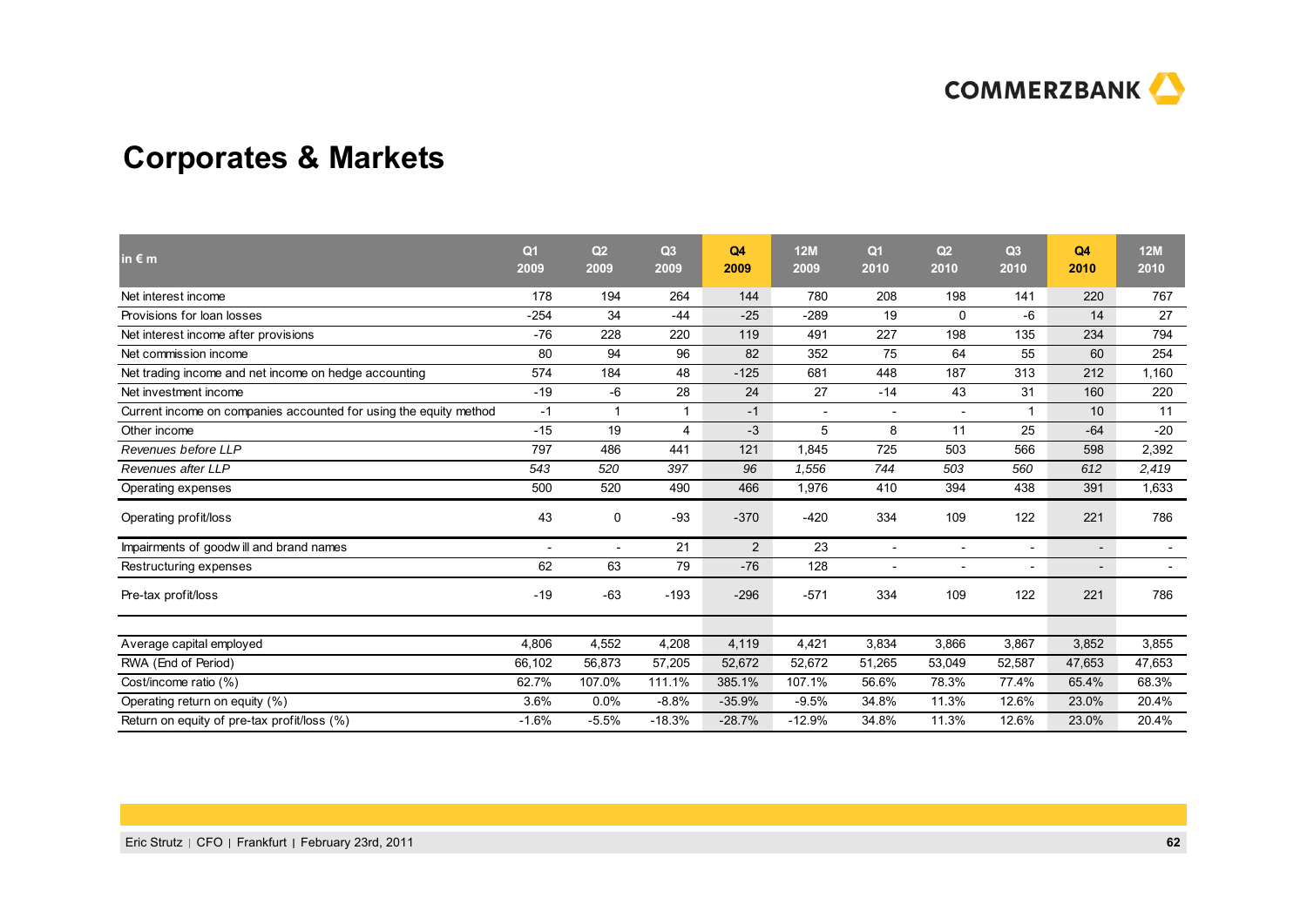# Corporates & Markets

| in € m | Q1 2009 | Q2 2009 | Q3 2009 | Q4 2009 | 12M 2009 | Q1 2010 | Q2 2010 | Q3 2010 | Q4 2010 | 12M 2010 |
|---|---|---|---|---|---|---|---|---|---|---|
| Net interest income | 178 | 194 | 264 | 144 | 780 | 208 | 198 | 141 | 220 | 767 |
| Provisions for loan losses | -254 | 34 | -44 | -25 | -289 | 19 | 0 | -6 | 14 | 27 |
| Net interest income after provisions | -76 | 228 | 220 | 119 | 491 | 227 | 198 | 135 | 234 | 794 |
| Net commission income | 80 | 94 | 96 | 82 | 352 | 75 | 64 | 55 | 60 | 254 |
| Net trading income and net income on hedge accounting | 574 | 184 | 48 | -125 | 681 | 448 | 187 | 313 | 212 | 1,160 |
| Net investment income | -19 | -6 | 28 | 24 | 27 | -14 | 43 | 31 | 160 | 220 |
| Current income on companies accounted for using the equity method | -1 | 1 | 1 | -1 | - | - | - | 1 | 10 | 11 |
| Other income | -15 | 19 | 4 | -3 | 5 | 8 | 11 | 25 | -64 | -20 |
| *Revenues before LLP* | 797 | 486 | 441 | 121 | 1,845 | 725 | 503 | 566 | 598 | 2,392 |
| *Revenues after LLP* | *543* | *520* | *397* | *96* | *1,556* | *744* | *503* | *560* | *612* | *2,419* |
| Operating expenses | 500 | 520 | 490 | 466 | 1,976 | 410 | 394 | 438 | 391 | 1,633 |
| Operating profit/loss | 43 | 0 | -93 | -370 | -420 | 334 | 109 | 122 | 221 | 786 |
| Impairments of goodwill and brand names | - | - | 21 | 2 | 23 | - | - | - | - | - |
| Restructuring expenses | 62 | 63 | 79 | -76 | 128 | - | - | - | - | - |
| Pre-tax profit/loss | -19 | -63 | -193 | -296 | -571 | 334 | 109 | 122 | 221 | 786 |
| | | | | | | | | | | |
| Average capital employed | 4,806 | 4,552 | 4,208 | 4,119 | 4,421 | 3,834 | 3,866 | 3,867 | 3,852 | 3,855 |
| RWA (End of Period) | 66,102 | 56,873 | 57,205 | 52,672 | 52,672 | 51,265 | 53,049 | 52,587 | 47,653 | 47,653 |
| Cost/income ratio (%) | 62.7% | 107.0% | 111.1% | 385.1% | 107.1% | 56.6% | 78.3% | 77.4% | 65.4% | 68.3% |
| Operating return on equity (%) | 3.6% | 0.0% | -8.8% | -35.9% | -9.5% | 34.8% | 11.3% | 12.6% | 23.0% | 20.4% |
| Return on equity of pre-tax profit/loss (%) | -1.6% | -5.5% | -18.3% | -28.7% | -12.9% | 34.8% | 11.3% | 12.6% | 23.0% | 20.4% |

Eric Strutz | CFO | Frankfurt | February 23rd, 2011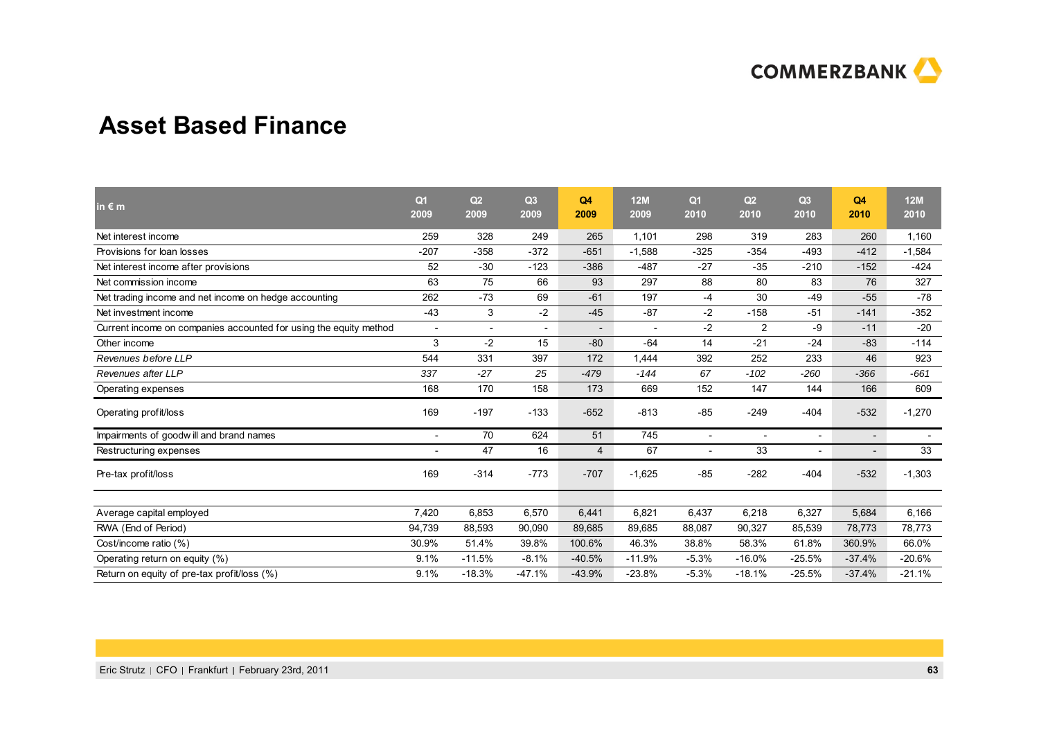## Asset Based Finance

| in € m | Q1 2009 | Q2 2009 | Q3 2009 | Q4 2009 | 12M 2009 | Q1 2010 | Q2 2010 | Q3 2010 | Q4 2010 | 12M 2010 |
|---|---|---|---|---|---|---|---|---|---|---|
| Net interest income | 259 | 328 | 249 | 265 | 1,101 | 298 | 319 | 283 | 260 | 1,160 |
| Provisions for loan losses | -207 | -358 | -372 | -651 | -1,588 | -325 | -354 | -493 | -412 | -1,584 |
| Net interest income after provisions | 52 | -30 | -123 | -386 | -487 | -27 | -35 | -210 | -152 | -424 |
| Net commission income | 63 | 75 | 66 | 93 | 297 | 88 | 80 | 83 | 76 | 327 |
| Net trading income and net income on hedge accounting | 262 | -73 | 69 | -61 | 197 | -4 | 30 | -49 | -55 | -78 |
| Net investment income | -43 | 3 | -2 | -45 | -87 | -2 | -158 | -51 | -141 | -352 |
| Current income on companies accounted for using the equity method | - | - | - | - | - | -2 | 2 | -9 | -11 | -20 |
| Other income | 3 | -2 | 15 | -80 | -64 | 14 | -21 | -24 | -83 | -114 |
| *Revenues before LLP* | 544 | 331 | 397 | 172 | 1,444 | 392 | 252 | 233 | 46 | 923 |
| *Revenues after LLP* | *337* | *-27* | *25* | *-479* | *-144* | *67* | *-102* | *-260* | *-366* | *-661* |
| Operating expenses | 168 | 170 | 158 | 173 | 669 | 152 | 147 | 144 | 166 | 609 |
| Operating profit/loss | 169 | -197 | -133 | -652 | -813 | -85 | -249 | -404 | -532 | -1,270 |
| Impairments of goodwill and brand names | - | 70 | 624 | 51 | 745 | - | - | - | - | - |
| Restructuring expenses | - | 47 | 16 | 4 | 67 | - | 33 | - | - | 33 |
| Pre-tax profit/loss | 169 | -314 | -773 | -707 | -1,625 | -85 | -282 | -404 | -532 | -1,303 |
| | | | | | | | | | | |
| Average capital employed | 7,420 | 6,853 | 6,570 | 6,441 | 6,821 | 6,437 | 6,218 | 6,327 | 5,684 | 6,166 |
| RWA (End of Period) | 94,739 | 88,593 | 90,090 | 89,685 | 89,685 | 88,087 | 90,327 | 85,539 | 78,773 | 78,773 |
| Cost/income ratio (%) | 30.9% | 51.4% | 39.8% | 100.6% | 46.3% | 38.8% | 58.3% | 61.8% | 360.9% | 66.0% |
| Operating return on equity (%) | 9.1% | -11.5% | -8.1% | -40.5% | -11.9% | -5.3% | -16.0% | -25.5% | -37.4% | -20.6% |
| Return on equity of pre-tax profit/loss (%) | 9.1% | -18.3% | -47.1% | -43.9% | -23.8% | -5.3% | -18.1% | -25.5% | -37.4% | -21.1% |

Eric Strutz | CFO | Frankfurt | February 23rd, 2011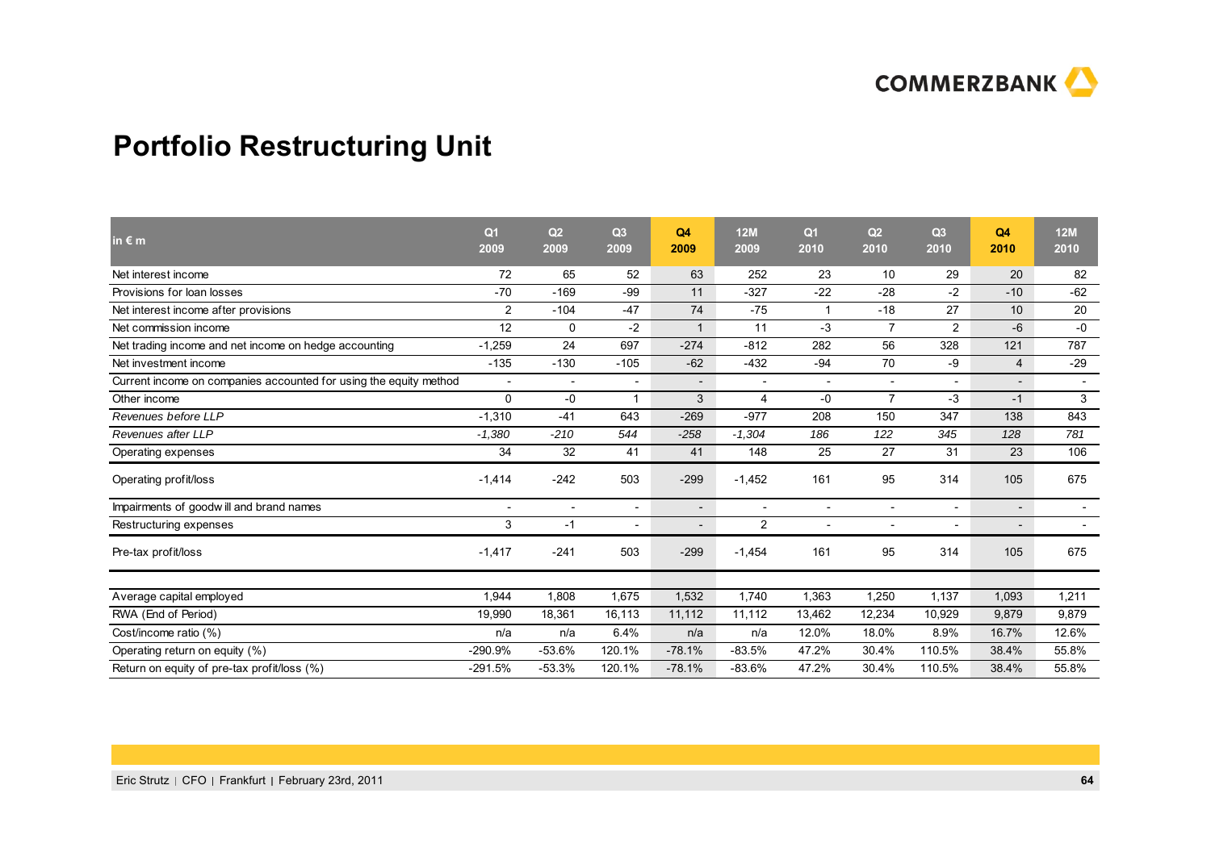# Portfolio Restructuring Unit

| in € m | Q1 2009 | Q2 2009 | Q3 2009 | Q4 2009 | 12M 2009 | Q1 2010 | Q2 2010 | Q3 2010 | Q4 2010 | 12M 2010 |
|---|---|---|---|---|---|---|---|---|---|---|
| Net interest income | 72 | 65 | 52 | 63 | 252 | 23 | 10 | 29 | 20 | 82 |
| Provisions for loan losses | -70 | -169 | -99 | 11 | -327 | -22 | -28 | -2 | -10 | -62 |
| Net interest income after provisions | 2 | -104 | -47 | 74 | -75 | 1 | -18 | 27 | 10 | 20 |
| Net commission income | 12 | 0 | -2 | 1 | 11 | -3 | 7 | 2 | -6 | -0 |
| Net trading income and net income on hedge accounting | -1,259 | 24 | 697 | -274 | -812 | 282 | 56 | 328 | 121 | 787 |
| Net investment income | -135 | -130 | -105 | -62 | -432 | -94 | 70 | -9 | 4 | -29 |
| Current income on companies accounted for using the equity method | - | - | - | - | - | - | - | - | - | - |
| Other income | 0 | -0 | 1 | 3 | 4 | -0 | 7 | -3 | -1 | 3 |
| *Revenues before LLP* | -1,310 | -41 | 643 | -269 | -977 | 208 | 150 | 347 | 138 | 843 |
| *Revenues after LLP* | *-1,380* | *-210* | *544* | *-258* | *-1,304* | *186* | *122* | *345* | *128* | *781* |
| Operating expenses | 34 | 32 | 41 | 41 | 148 | 25 | 27 | 31 | 23 | 106 |
| Operating profit/loss | -1,414 | -242 | 503 | -299 | -1,452 | 161 | 95 | 314 | 105 | 675 |
| Impairments of goodwill and brand names | - | - | - | - | - | - | - | - | - | - |
| Restructuring expenses | 3 | -1 | - | - | 2 | - | - | - | - | - |
| Pre-tax profit/loss | -1,417 | -241 | 503 | -299 | -1,454 | 161 | 95 | 314 | 105 | 675 |
| | | | | | | | | | | |
| Average capital employed | 1,944 | 1,808 | 1,675 | 1,532 | 1,740 | 1,363 | 1,250 | 1,137 | 1,093 | 1,211 |
| RWA (End of Period) | 19,990 | 18,361 | 16,113 | 11,112 | 11,112 | 13,462 | 12,234 | 10,929 | 9,879 | 9,879 |
| Cost/income ratio (%) | n/a | n/a | 6.4% | n/a | n/a | 12.0% | 18.0% | 8.9% | 16.7% | 12.6% |
| Operating return on equity (%) | -290.9% | -53.6% | 120.1% | -78.1% | -83.5% | 47.2% | 30.4% | 110.5% | 38.4% | 55.8% |
| Return on equity of pre-tax profit/loss (%) | -291.5% | -53.3% | 120.1% | -78.1% | -83.6% | 47.2% | 30.4% | 110.5% | 38.4% | 55.8% |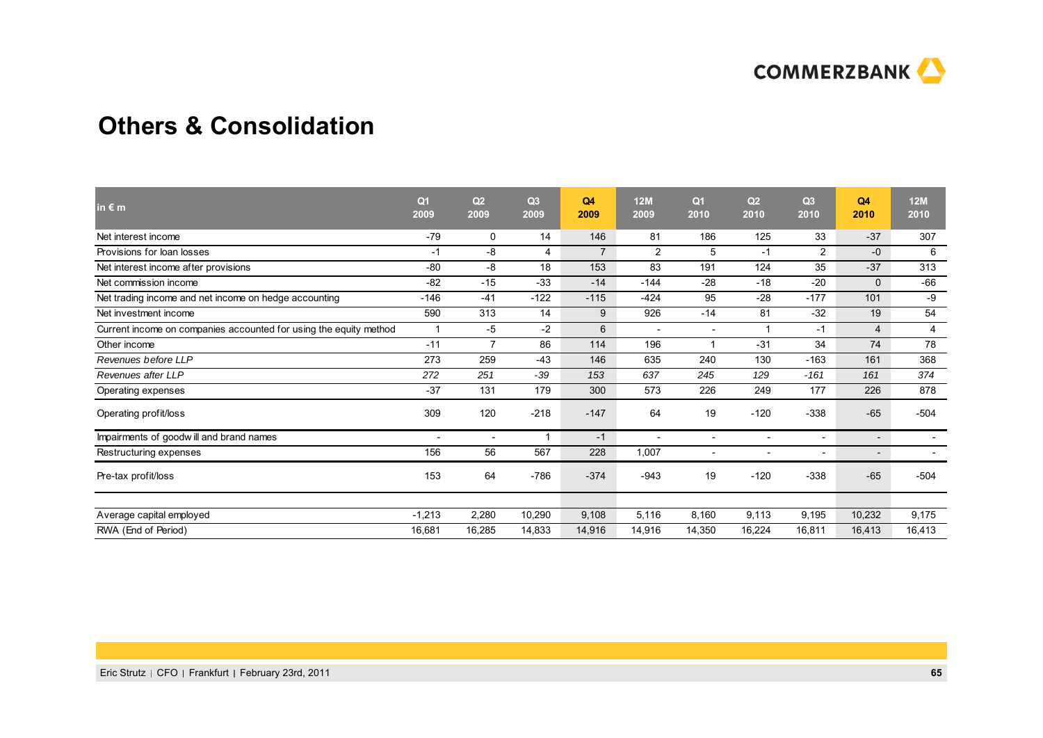# Others & Consolidation

| in € m | Q1 2009 | Q2 2009 | Q3 2009 | Q4 2009 | 12M 2009 | Q1 2010 | Q2 2010 | Q3 2010 | Q4 2010 | 12M 2010 |
|---|---|---|---|---|---|---|---|---|---|---|
| Net interest income | -79 | 0 | 14 | 146 | 81 | 186 | 125 | 33 | -37 | 307 |
| Provisions for loan losses | -1 | -8 | 4 | 7 | 2 | 5 | -1 | 2 | -0 | 6 |
| Net interest income after provisions | -80 | -8 | 18 | 153 | 83 | 191 | 124 | 35 | -37 | 313 |
| Net commission income | -82 | -15 | -33 | -14 | -144 | -28 | -18 | -20 | 0 | -66 |
| Net trading income and net income on hedge accounting | -146 | -41 | -122 | -115 | -424 | 95 | -28 | -177 | 101 | -9 |
| Net investment income | 590 | 313 | 14 | 9 | 926 | -14 | 81 | -32 | 19 | 54 |
| Current income on companies accounted for using the equity method | 1 | -5 | -2 | 6 | - | - | 1 | -1 | 4 | 4 |
| Other income | -11 | 7 | 86 | 114 | 196 | 1 | -31 | 34 | 74 | 78 |
| *Revenues before LLP* | 273 | 259 | -43 | 146 | 635 | 240 | 130 | -163 | 161 | 368 |
| *Revenues after LLP* | *272* | *251* | *-39* | *153* | *637* | *245* | *129* | *-161* | *161* | *374* |
| Operating expenses | -37 | 131 | 179 | 300 | 573 | 226 | 249 | 177 | 226 | 878 |
| Operating profit/loss | 309 | 120 | -218 | -147 | 64 | 19 | -120 | -338 | -65 | -504 |
| Impairments of goodwill and brand names | - | - | 1 | -1 | - | - | - | - | - | - |
| Restructuring expenses | 156 | 56 | 567 | 228 | 1,007 | - | - | - | - | - |
| Pre-tax profit/loss | 153 | 64 | -786 | -374 | -943 | 19 | -120 | -338 | -65 | -504 |
| | | | | | | | | | | |
| Average capital employed | -1,213 | 2,280 | 10,290 | 9,108 | 5,116 | 8,160 | 9,113 | 9,195 | 10,232 | 9,175 |
| RWA (End of Period) | 16,681 | 16,285 | 14,833 | 14,916 | 14,916 | 14,350 | 16,224 | 16,811 | 16,413 | 16,413 |

Eric Strutz | CFO | Frankfurt | February 23rd, 2011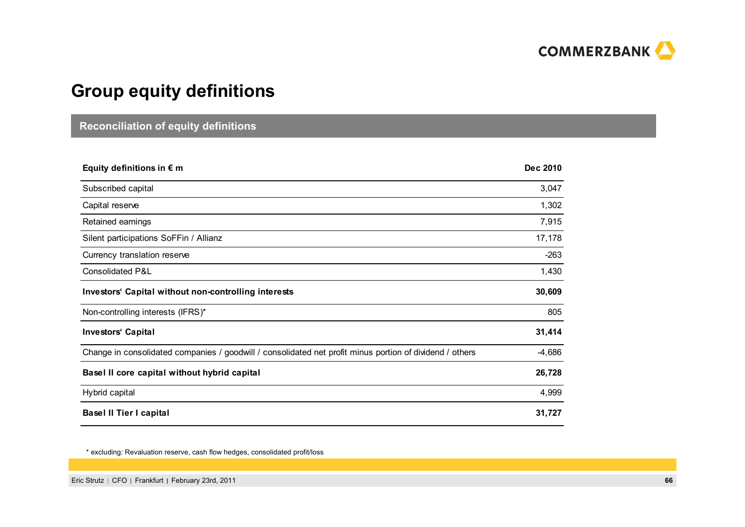# Group equity definitions

## Reconciliation of equity definitions

| Equity definitions in € m | Dec 2010 |
|---|---|
| Subscribed capital | 3,047 |
| Capital reserve | 1,302 |
| Retained earnings | 7,915 |
| Silent participations SoFFin / Allianz | 17,178 |
| Currency translation reserve | -263 |
| Consolidated P&L | 1,430 |
| **Investors' Capital without non-controlling interests** | **30,609** |
| Non-controlling interests (IFRS)* | 805 |
| **Investors' Capital** | **31,414** |
| Change in consolidated companies / goodwill / consolidated net profit minus portion of dividend / others | -4,686 |
| **Basel II core capital without hybrid capital** | **26,728** |
| Hybrid capital | 4,999 |
| **Basel II Tier I capital** | **31,727** |

* excluding: Revaluation reserve, cash flow hedges, consolidated profit/loss

Eric Strutz | CFO | Frankfurt | February 23rd, 2011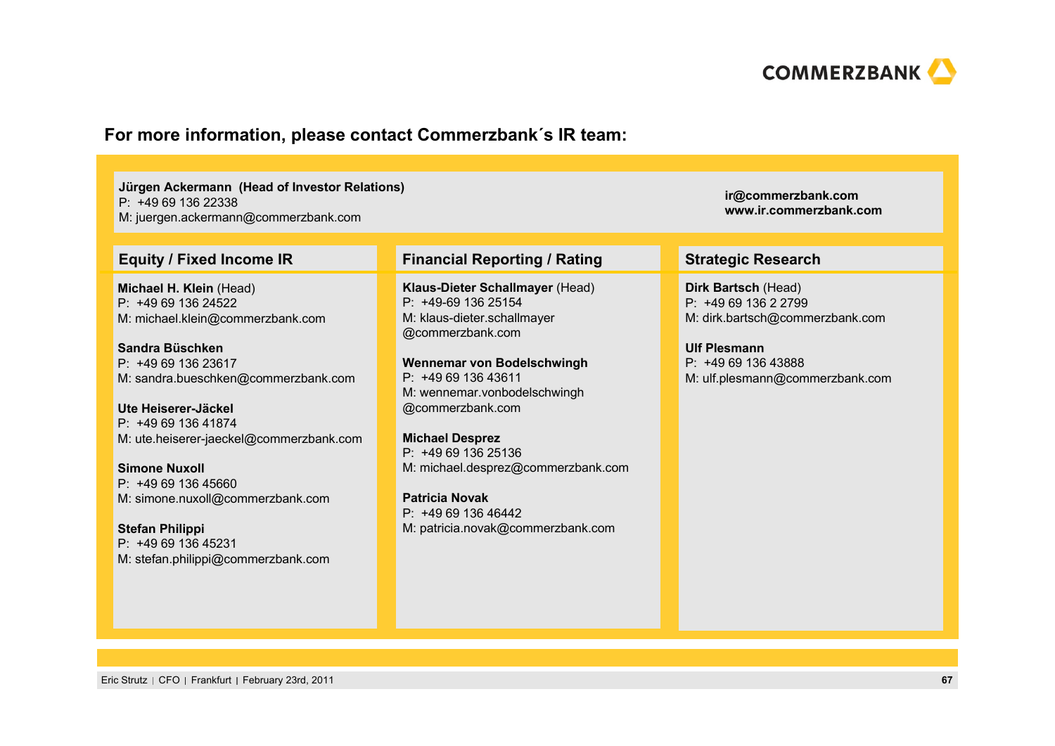## For more information, please contact Commerzbank´s IR team:

**Jürgen Ackermann (Head of Investor Relations)**
P: +49 69 136 22338
M: juergen.ackermann@commerzbank.com

**ir@commerzbank.com**
**www.ir.commerzbank.com**

### Equity / Fixed Income IR

**Michael H. Klein** (Head)
P: +49 69 136 24522
M: michael.klein@commerzbank.com

**Sandra Büschken**
P: +49 69 136 23617
M: sandra.bueschken@commerzbank.com

**Ute Heiserer-Jäckel**
P: +49 69 136 41874
M: ute.heiserer-jaeckel@commerzbank.com

**Simone Nuxoll**
P: +49 69 136 45660
M: simone.nuxoll@commerzbank.com

**Stefan Philippi**
P: +49 69 136 45231
M: stefan.philippi@commerzbank.com

### Financial Reporting / Rating

**Klaus-Dieter Schallmayer** (Head)
P: +49-69 136 25154
M: klaus-dieter.schallmayer@commerzbank.com

**Wennemar von Bodelschwingh**
P: +49 69 136 43611
M: wennemar.vonbodelschwingh@commerzbank.com

**Michael Desprez**
P: +49 69 136 25136
M: michael.desprez@commerzbank.com

**Patricia Novak**
P: +49 69 136 46442
M: patricia.novak@commerzbank.com

### Strategic Research

**Dirk Bartsch** (Head)
P: +49 69 136 2 2799
M: dirk.bartsch@commerzbank.com

**Ulf Plesmann**
P: +49 69 136 43888
M: ulf.plesmann@commerzbank.com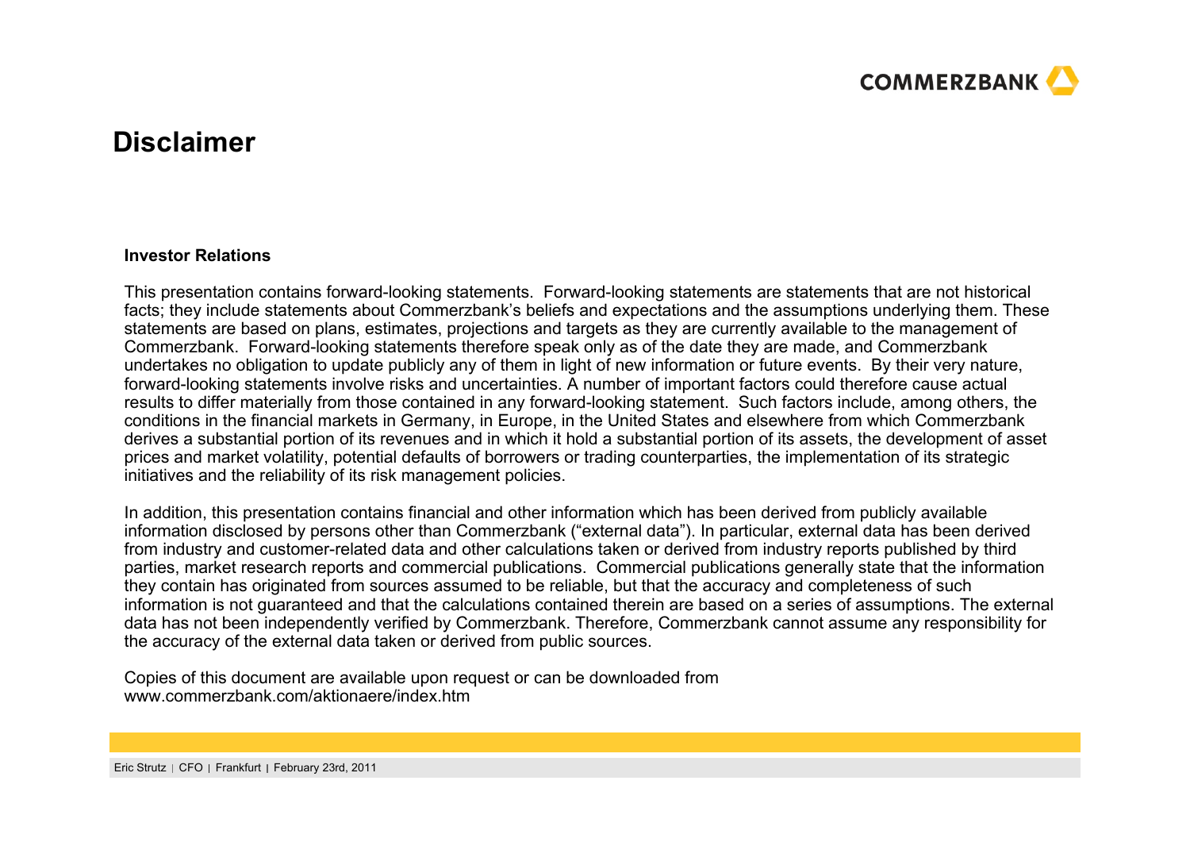# Disclaimer

**Investor Relations**

This presentation contains forward-looking statements. Forward-looking statements are statements that are not historical facts; they include statements about Commerzbank's beliefs and expectations and the assumptions underlying them. These statements are based on plans, estimates, projections and targets as they are currently available to the management of Commerzbank. Forward-looking statements therefore speak only as of the date they are made, and Commerzbank undertakes no obligation to update publicly any of them in light of new information or future events. By their very nature, forward-looking statements involve risks and uncertainties. A number of important factors could therefore cause actual results to differ materially from those contained in any forward-looking statement. Such factors include, among others, the conditions in the financial markets in Germany, in Europe, in the United States and elsewhere from which Commerzbank derives a substantial portion of its revenues and in which it hold a substantial portion of its assets, the development of asset prices and market volatility, potential defaults of borrowers or trading counterparties, the implementation of its strategic initiatives and the reliability of its risk management policies.

In addition, this presentation contains financial and other information which has been derived from publicly available information disclosed by persons other than Commerzbank ("external data"). In particular, external data has been derived from industry and customer-related data and other calculations taken or derived from industry reports published by third parties, market research reports and commercial publications. Commercial publications generally state that the information they contain has originated from sources assumed to be reliable, but that the accuracy and completeness of such information is not guaranteed and that the calculations contained therein are based on a series of assumptions. The external data has not been independently verified by Commerzbank. Therefore, Commerzbank cannot assume any responsibility for the accuracy of the external data taken or derived from public sources.

Copies of this document are available upon request or can be downloaded from www.commerzbank.com/aktionaere/index.htm